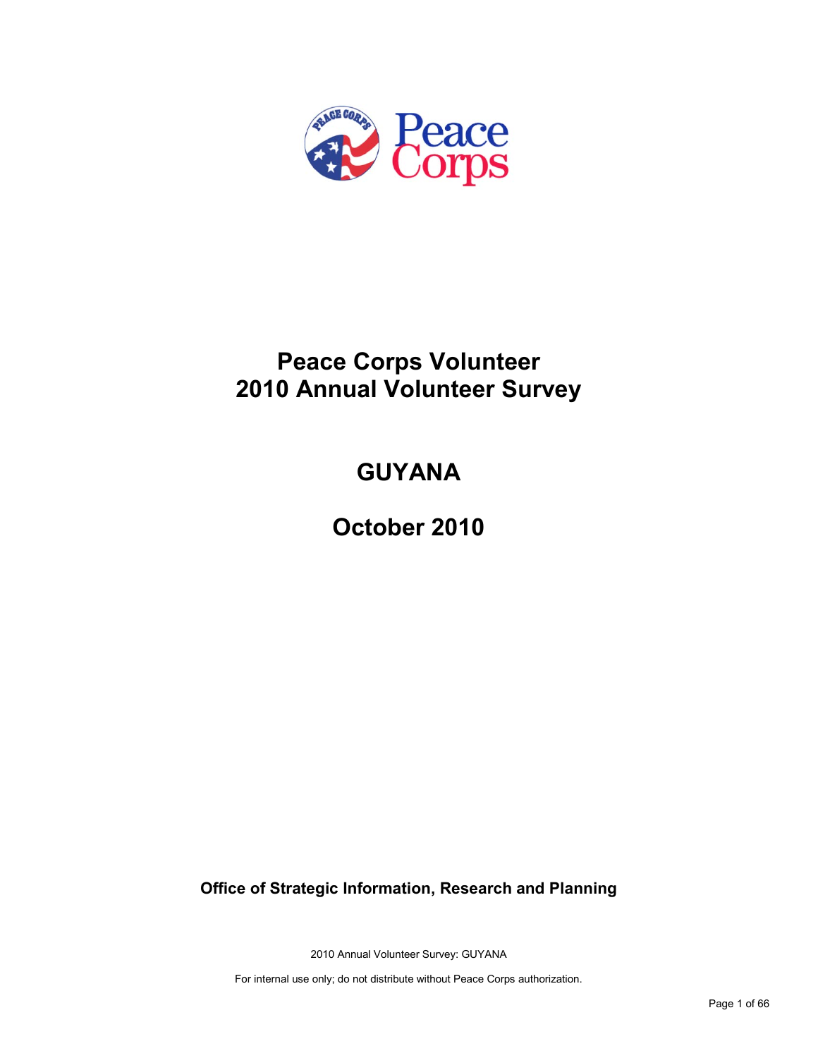# Peace Corps Volunteer 2010 Annual Volunteer Survey

## GUYANA

## October 2010

**Office of Strategic Information, Research and Planning**

2010 Annual Volunteer Survey: GUYANA

For internal use only; do not distribute without Peace Corps authorization.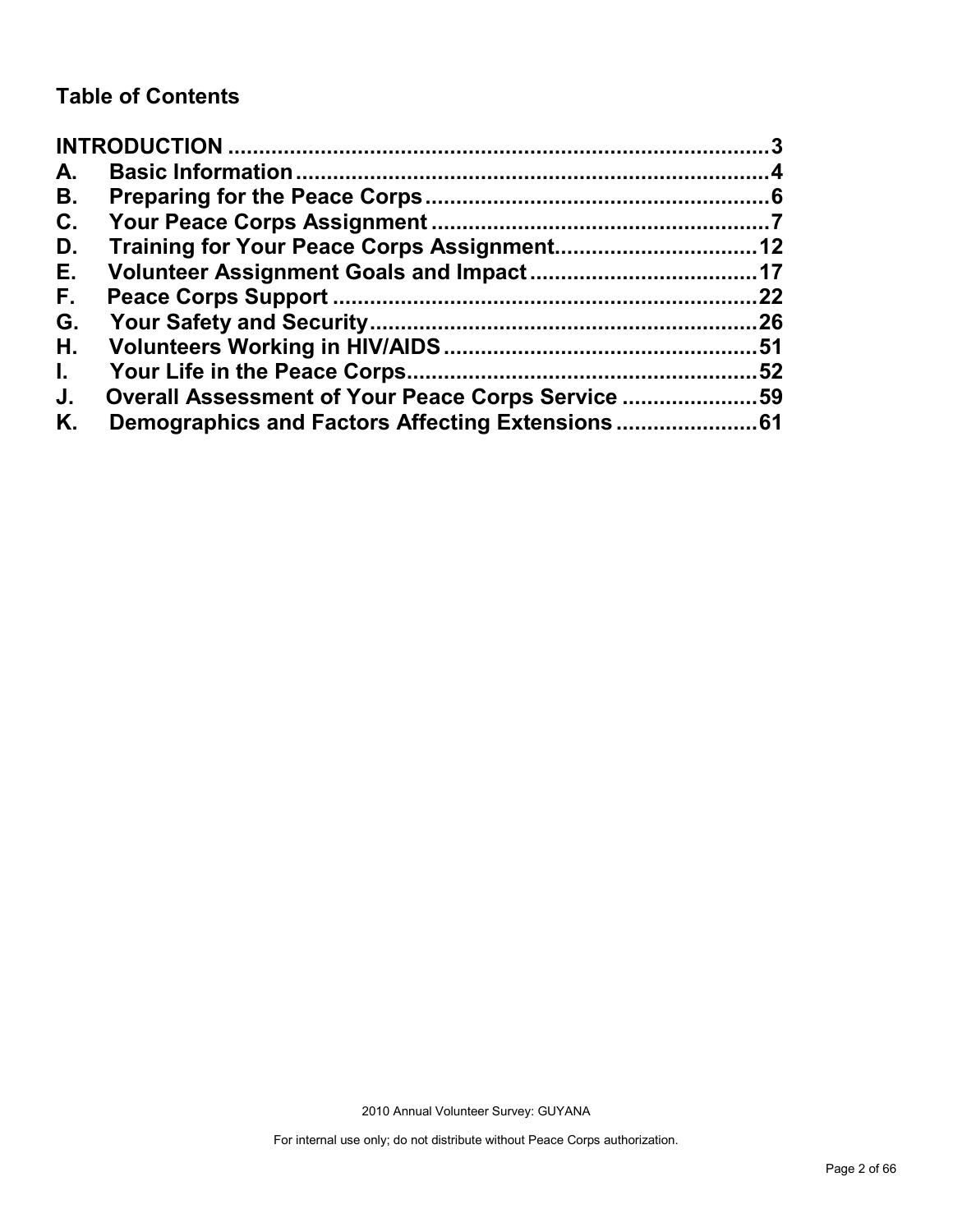## Table of Contents

INTRODUCTION ........................................................................................3
A. Basic Information .............................................................................4
B. Preparing for the Peace Corps ........................................................6
C. Your Peace Corps Assignment ........................................................7
D. Training for Your Peace Corps Assignment..................................12
E. Volunteer Assignment Goals and Impact .....................................17
F. Peace Corps Support .....................................................................22
G. Your Safety and Security...............................................................26
H. Volunteers Working in HIV/AIDS ...................................................51
I. Your Life in the Peace Corps..........................................................52
J. Overall Assessment of Your Peace Corps Service ......................59
K. Demographics and Factors Affecting Extensions .......................61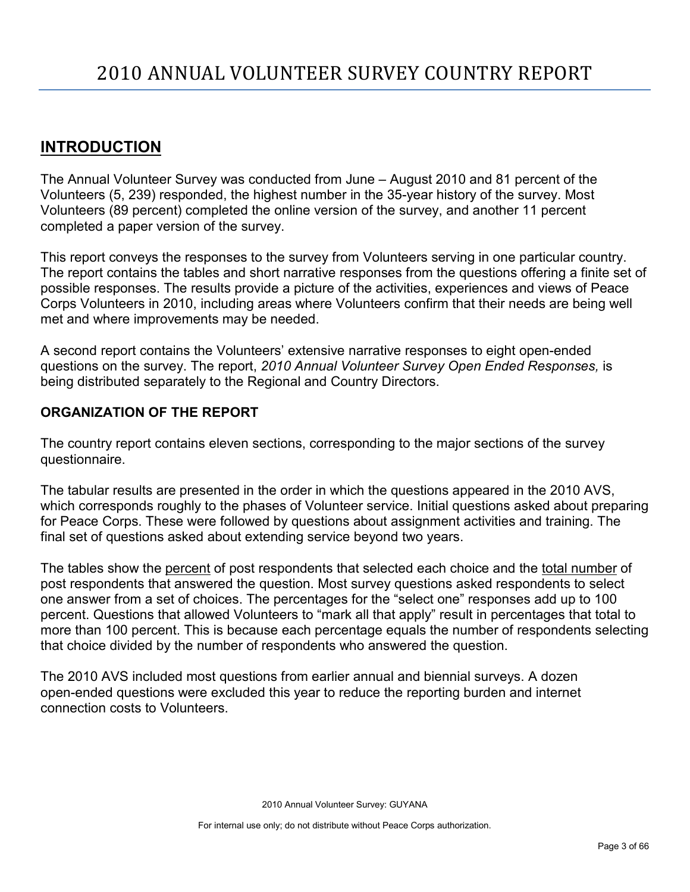# 2010 ANNUAL VOLUNTEER SURVEY COUNTRY REPORT

## INTRODUCTION

The Annual Volunteer Survey was conducted from June – August 2010 and 81 percent of the Volunteers (5, 239) responded, the highest number in the 35-year history of the survey. Most Volunteers (89 percent) completed the online version of the survey, and another 11 percent completed a paper version of the survey.

This report conveys the responses to the survey from Volunteers serving in one particular country. The report contains the tables and short narrative responses from the questions offering a finite set of possible responses. The results provide a picture of the activities, experiences and views of Peace Corps Volunteers in 2010, including areas where Volunteers confirm that their needs are being well met and where improvements may be needed.

A second report contains the Volunteers' extensive narrative responses to eight open-ended questions on the survey. The report, *2010 Annual Volunteer Survey Open Ended Responses,* is being distributed separately to the Regional and Country Directors.

### ORGANIZATION OF THE REPORT

The country report contains eleven sections, corresponding to the major sections of the survey questionnaire.

The tabular results are presented in the order in which the questions appeared in the 2010 AVS, which corresponds roughly to the phases of Volunteer service. Initial questions asked about preparing for Peace Corps. These were followed by questions about assignment activities and training. The final set of questions asked about extending service beyond two years.

The tables show the percent of post respondents that selected each choice and the total number of post respondents that answered the question. Most survey questions asked respondents to select one answer from a set of choices. The percentages for the "select one" responses add up to 100 percent. Questions that allowed Volunteers to "mark all that apply" result in percentages that total to more than 100 percent. This is because each percentage equals the number of respondents selecting that choice divided by the number of respondents who answered the question.

The 2010 AVS included most questions from earlier annual and biennial surveys. A dozen open-ended questions were excluded this year to reduce the reporting burden and internet connection costs to Volunteers.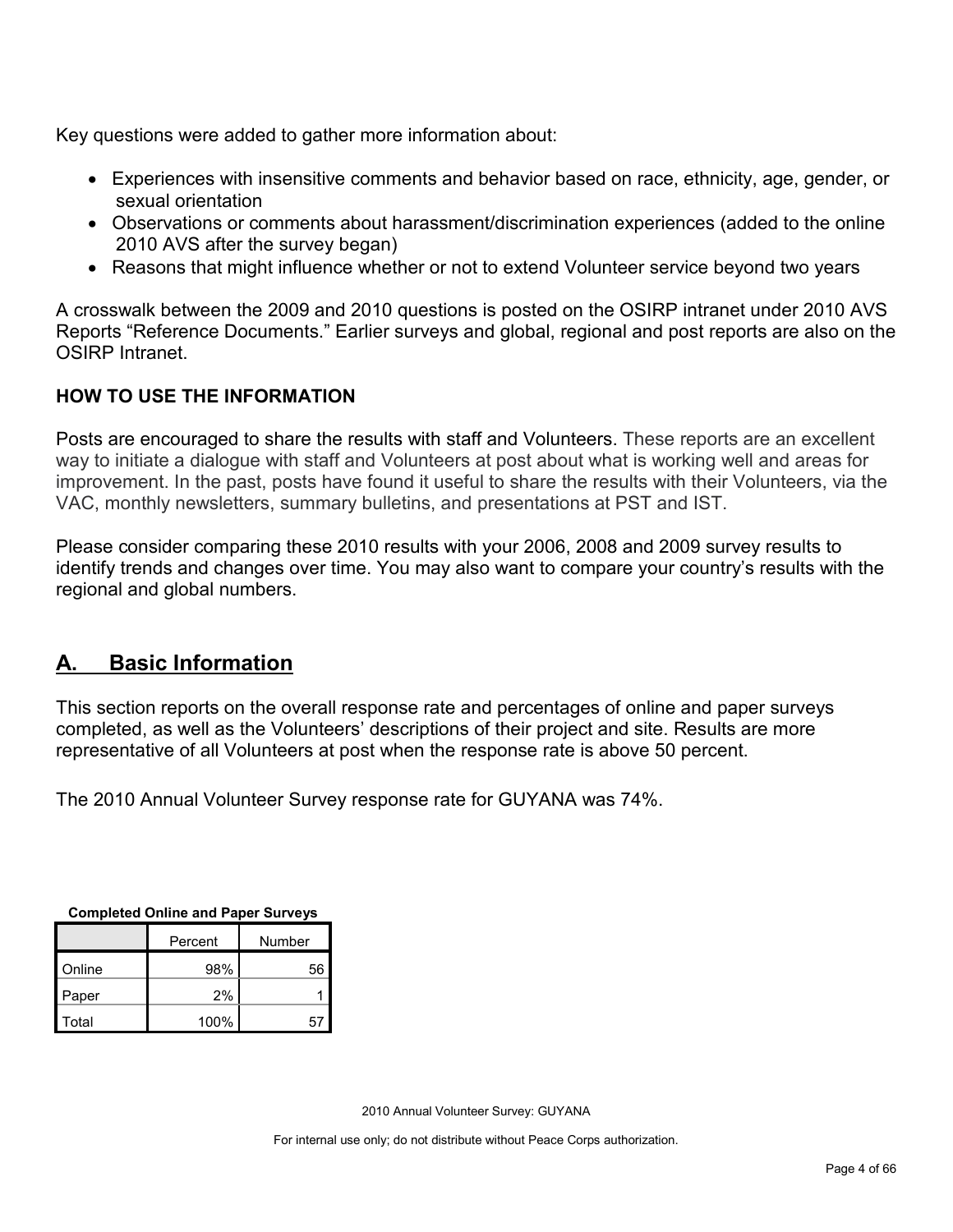Key questions were added to gather more information about:

- Experiences with insensitive comments and behavior based on race, ethnicity, age, gender, or sexual orientation
- Observations or comments about harassment/discrimination experiences (added to the online 2010 AVS after the survey began)
- Reasons that might influence whether or not to extend Volunteer service beyond two years

A crosswalk between the 2009 and 2010 questions is posted on the OSIRP intranet under 2010 AVS Reports "Reference Documents." Earlier surveys and global, regional and post reports are also on the OSIRP Intranet.

**HOW TO USE THE INFORMATION**

Posts are encouraged to share the results with staff and Volunteers. These reports are an excellent way to initiate a dialogue with staff and Volunteers at post about what is working well and areas for improvement. In the past, posts have found it useful to share the results with their Volunteers, via the VAC, monthly newsletters, summary bulletins, and presentations at PST and IST.

Please consider comparing these 2010 results with your 2006, 2008 and 2009 survey results to identify trends and changes over time. You may also want to compare your country's results with the regional and global numbers.

## A. Basic Information

This section reports on the overall response rate and percentages of online and paper surveys completed, as well as the Volunteers' descriptions of their project and site. Results are more representative of all Volunteers at post when the response rate is above 50 percent.

The 2010 Annual Volunteer Survey response rate for GUYANA was 74%.

**Completed Online and Paper Surveys**

| | Percent | Number |
|---|---|---|
| Online | 98% | 56 |
| Paper | 2% | 1 |
| Total | 100% | 57 |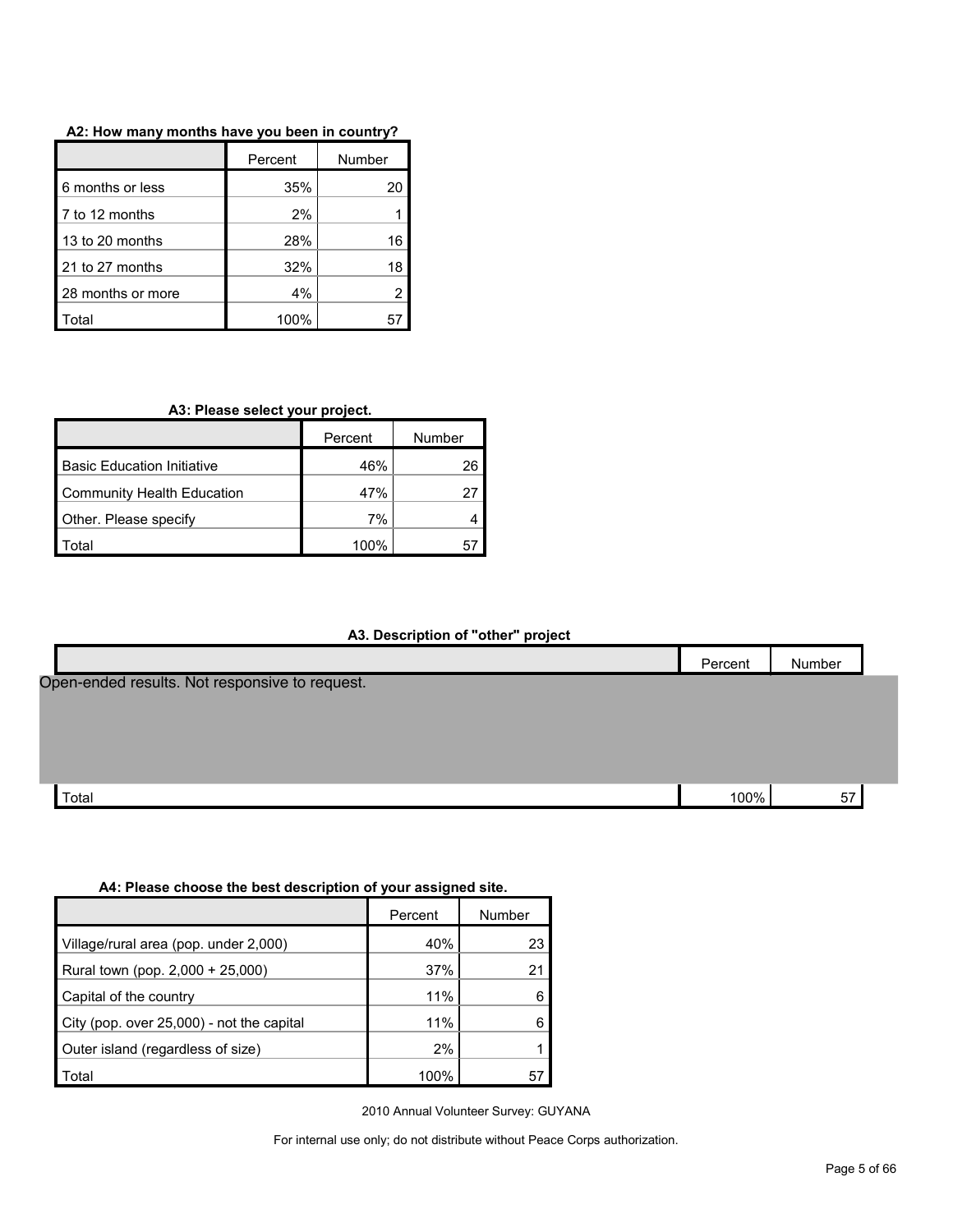**A2: How many months have you been in country?**

| | Percent | Number |
|---|---|---|
| 6 months or less | 35% | 20 |
| 7 to 12 months | 2% | 1 |
| 13 to 20 months | 28% | 16 |
| 21 to 27 months | 32% | 18 |
| 28 months or more | 4% | 2 |
| Total | 100% | 57 |

**A3: Please select your project.**

| | Percent | Number |
|---|---|---|
| Basic Education Initiative | 46% | 26 |
| Community Health Education | 47% | 27 |
| Other. Please specify | 7% | 4 |
| Total | 100% | 57 |

**A3. Description of "other" project**

| | Percent | Number |
|---|---|---|
| Open-ended results. Not responsive to request. | | |
| Total | 100% | 57 |

**A4: Please choose the best description of your assigned site.**

| | Percent | Number |
|---|---|---|
| Village/rural area (pop. under 2,000) | 40% | 23 |
| Rural town (pop. 2,000 + 25,000) | 37% | 21 |
| Capital of the country | 11% | 6 |
| City (pop. over 25,000) - not the capital | 11% | 6 |
| Outer island (regardless of size) | 2% | 1 |
| Total | 100% | 57 |

2010 Annual Volunteer Survey: GUYANA

For internal use only; do not distribute without Peace Corps authorization.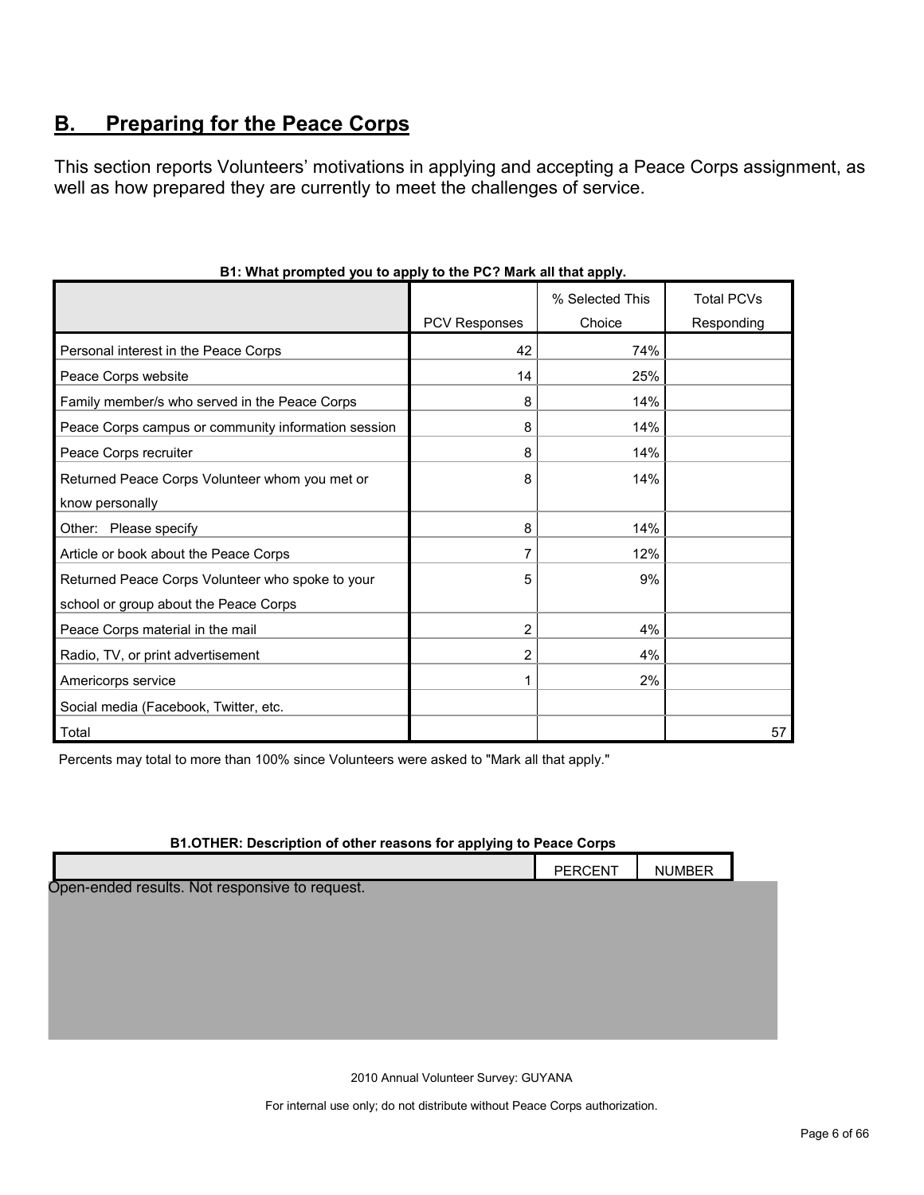## B. Preparing for the Peace Corps

This section reports Volunteers' motivations in applying and accepting a Peace Corps assignment, as well as how prepared they are currently to meet the challenges of service.

**B1: What prompted you to apply to the PC? Mark all that apply.**

| | PCV Responses | % Selected This Choice | Total PCVs Responding |
|---|---|---|---|
| Personal interest in the Peace Corps | 42 | 74% | |
| Peace Corps website | 14 | 25% | |
| Family member/s who served in the Peace Corps | 8 | 14% | |
| Peace Corps campus or community information session | 8 | 14% | |
| Peace Corps recruiter | 8 | 14% | |
| Returned Peace Corps Volunteer whom you met or know personally | 8 | 14% | |
| Other: Please specify | 8 | 14% | |
| Article or book about the Peace Corps | 7 | 12% | |
| Returned Peace Corps Volunteer who spoke to your school or group about the Peace Corps | 5 | 9% | |
| Peace Corps material in the mail | 2 | 4% | |
| Radio, TV, or print advertisement | 2 | 4% | |
| Americorps service | 1 | 2% | |
| Social media (Facebook, Twitter, etc. | | | |
| Total | | | 57 |

Percents may total to more than 100% since Volunteers were asked to "Mark all that apply."

**B1.OTHER: Description of other reasons for applying to Peace Corps**

| | PERCENT | NUMBER |
|---|---|---|

Open-ended results. Not responsive to request.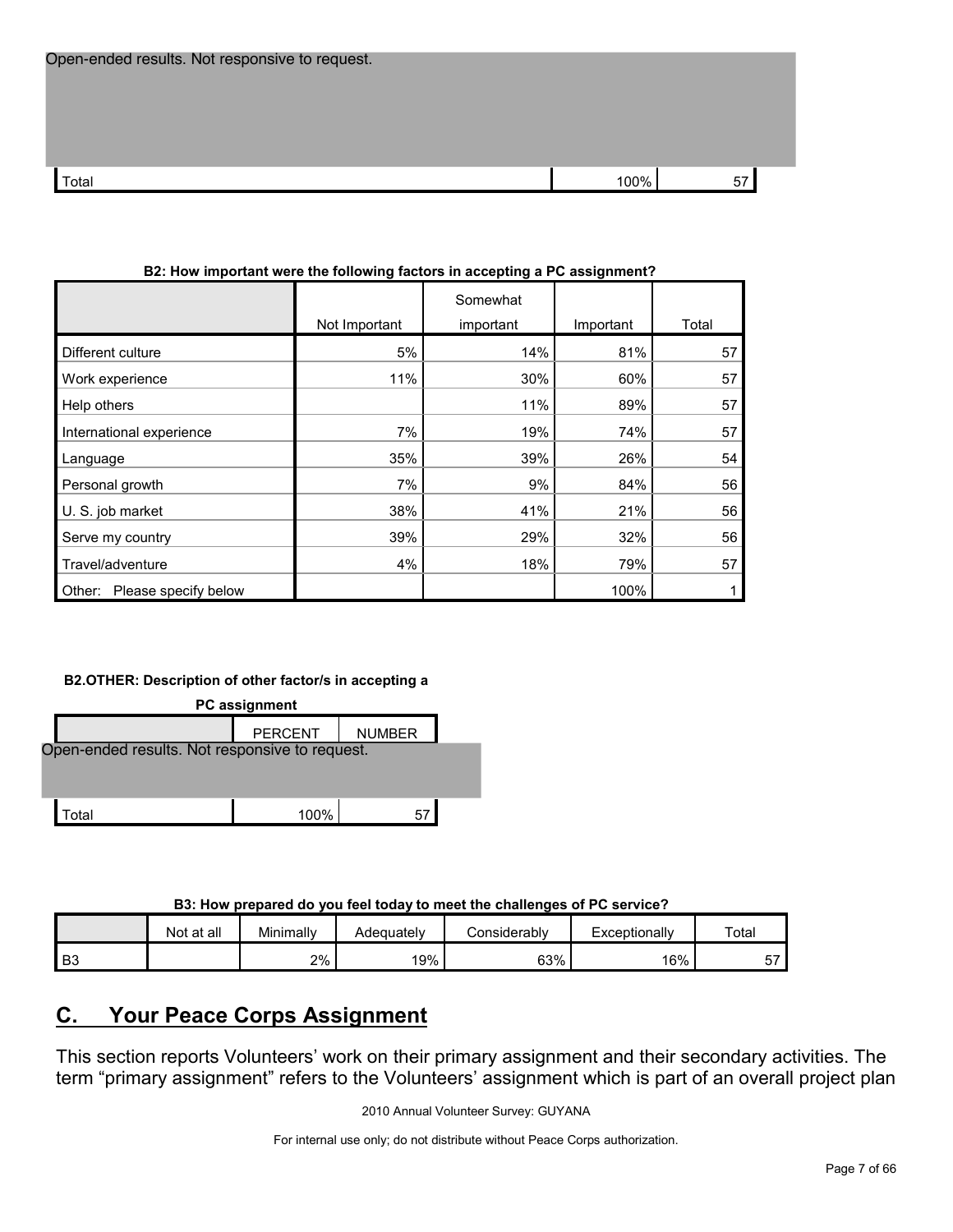Open-ended results. Not responsive to request.

| | | |
|---|---|---|
| Total | 100% | 57 |

**B2: How important were the following factors in accepting a PC assignment?**

| | Not Important | Somewhat important | Important | Total |
|---|---|---|---|---|
| Different culture | 5% | 14% | 81% | 57 |
| Work experience | 11% | 30% | 60% | 57 |
| Help others | | 11% | 89% | 57 |
| International experience | 7% | 19% | 74% | 57 |
| Language | 35% | 39% | 26% | 54 |
| Personal growth | 7% | 9% | 84% | 56 |
| U. S. job market | 38% | 41% | 21% | 56 |
| Serve my country | 39% | 29% | 32% | 56 |
| Travel/adventure | 4% | 18% | 79% | 57 |
| Other: Please specify below | | | 100% | 1 |

**B2.OTHER: Description of other factor/s in accepting a PC assignment**

| | PERCENT | NUMBER |
|---|---|---|
| Open-ended results. Not responsive to request. | | |
| Total | 100% | 57 |

**B3: How prepared do you feel today to meet the challenges of PC service?**

| | Not at all | Minimally | Adequately | Considerably | Exceptionally | Total |
|---|---|---|---|---|---|---|
| B3 | | 2% | 19% | 63% | 16% | 57 |

## C. Your Peace Corps Assignment

This section reports Volunteers' work on their primary assignment and their secondary activities. The term "primary assignment" refers to the Volunteers' assignment which is part of an overall project plan

2010 Annual Volunteer Survey: GUYANA

For internal use only; do not distribute without Peace Corps authorization.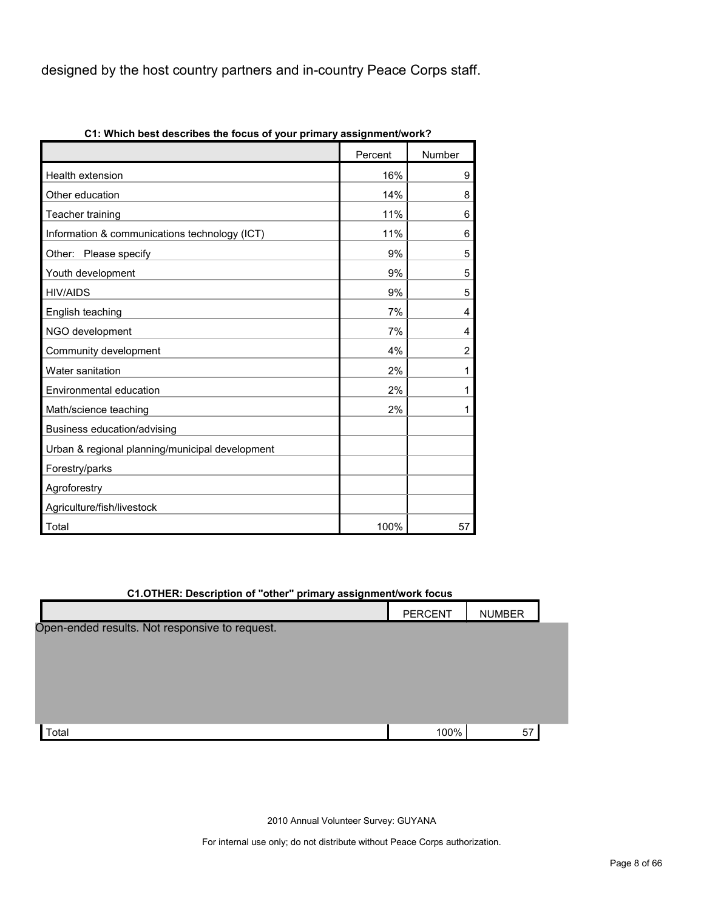designed by the host country partners and in-country Peace Corps staff.

**C1: Which best describes the focus of your primary assignment/work?**

| | Percent | Number |
|---|---|---|
| Health extension | 16% | 9 |
| Other education | 14% | 8 |
| Teacher training | 11% | 6 |
| Information & communications technology (ICT) | 11% | 6 |
| Other: Please specify | 9% | 5 |
| Youth development | 9% | 5 |
| HIV/AIDS | 9% | 5 |
| English teaching | 7% | 4 |
| NGO development | 7% | 4 |
| Community development | 4% | 2 |
| Water sanitation | 2% | 1 |
| Environmental education | 2% | 1 |
| Math/science teaching | 2% | 1 |
| Business education/advising | | |
| Urban & regional planning/municipal development | | |
| Forestry/parks | | |
| Agroforestry | | |
| Agriculture/fish/livestock | | |
| Total | 100% | 57 |

**C1.OTHER: Description of "other" primary assignment/work focus**

| | PERCENT | NUMBER |
|---|---|---|
| Open-ended results. Not responsive to request. | | |
| Total | 100% | 57 |

2010 Annual Volunteer Survey: GUYANA

For internal use only; do not distribute without Peace Corps authorization.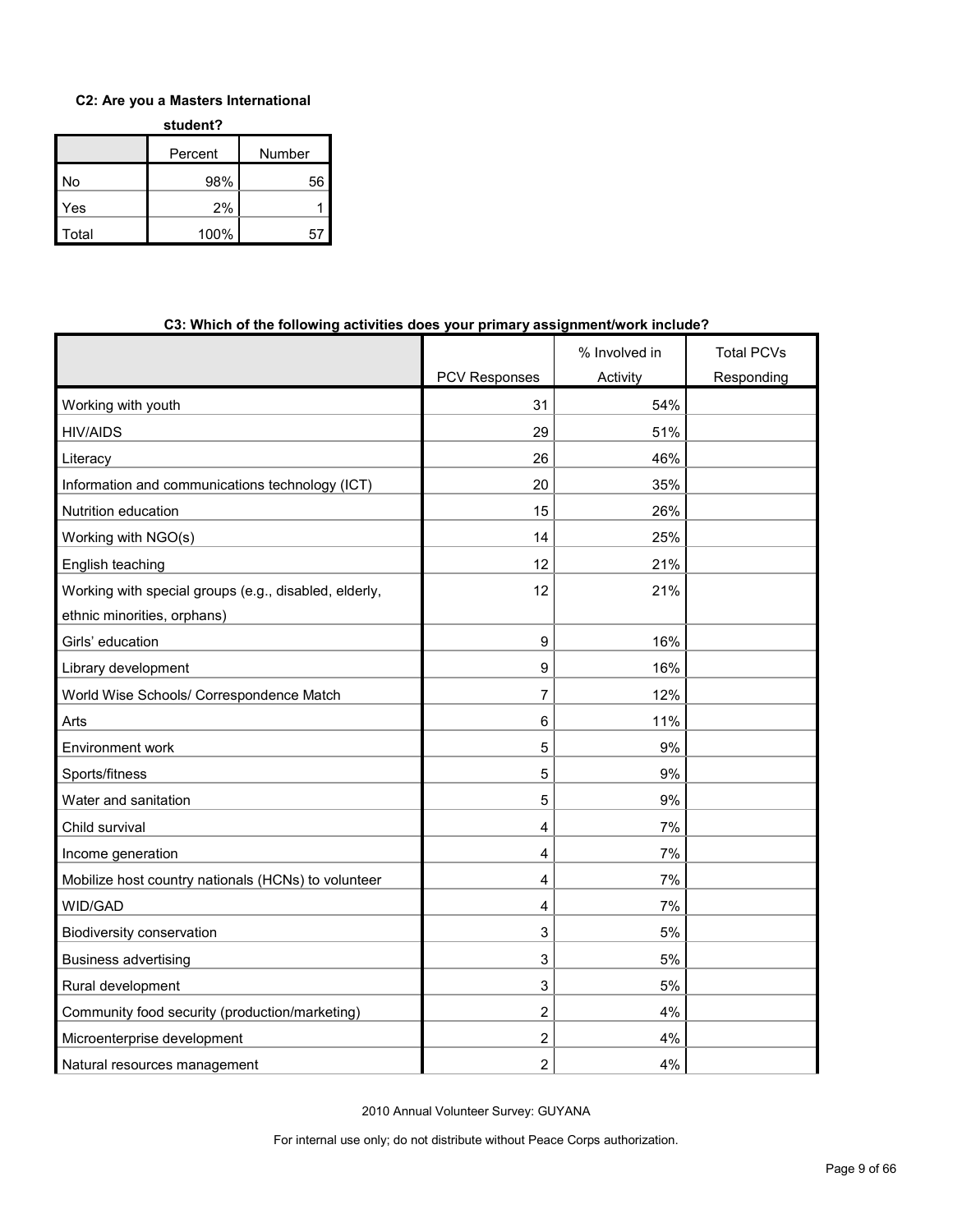**C2: Are you a Masters International student?**

| | Percent | Number |
|---|---|---|
| No | 98% | 56 |
| Yes | 2% | 1 |
| Total | 100% | 57 |

**C3: Which of the following activities does your primary assignment/work include?**

| | PCV Responses | % Involved in Activity | Total PCVs Responding |
|---|---|---|---|
| Working with youth | 31 | 54% | |
| HIV/AIDS | 29 | 51% | |
| Literacy | 26 | 46% | |
| Information and communications technology (ICT) | 20 | 35% | |
| Nutrition education | 15 | 26% | |
| Working with NGO(s) | 14 | 25% | |
| English teaching | 12 | 21% | |
| Working with special groups (e.g., disabled, elderly, ethnic minorities, orphans) | 12 | 21% | |
| Girls' education | 9 | 16% | |
| Library development | 9 | 16% | |
| World Wise Schools/ Correspondence Match | 7 | 12% | |
| Arts | 6 | 11% | |
| Environment work | 5 | 9% | |
| Sports/fitness | 5 | 9% | |
| Water and sanitation | 5 | 9% | |
| Child survival | 4 | 7% | |
| Income generation | 4 | 7% | |
| Mobilize host country nationals (HCNs) to volunteer | 4 | 7% | |
| WID/GAD | 4 | 7% | |
| Biodiversity conservation | 3 | 5% | |
| Business advertising | 3 | 5% | |
| Rural development | 3 | 5% | |
| Community food security (production/marketing) | 2 | 4% | |
| Microenterprise development | 2 | 4% | |
| Natural resources management | 2 | 4% | |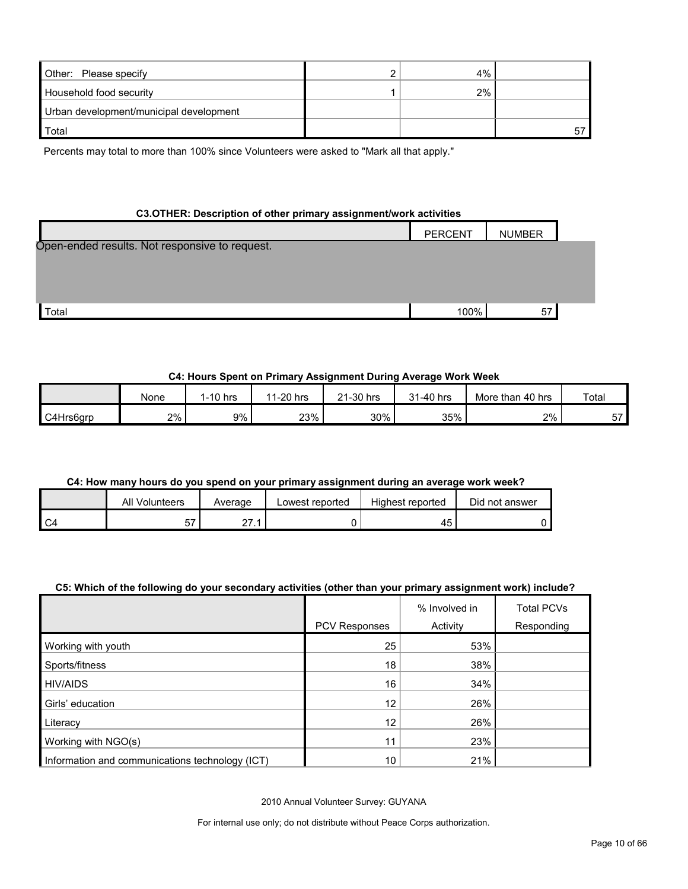| | | | |
|---|---|---|---|
| Other: Please specify | 2 | 4% | |
| Household food security | 1 | 2% | |
| Urban development/municipal development | | | |
| Total | | | 57 |

Percents may total to more than 100% since Volunteers were asked to "Mark all that apply."

**C3.OTHER: Description of other primary assignment/work activities**

| | PERCENT | NUMBER |
|---|---|---|
| Open-ended results. Not responsive to request. | | |
| Total | 100% | 57 |

**C4: Hours Spent on Primary Assignment During Average Work Week**

| | None | 1-10 hrs | 11-20 hrs | 21-30 hrs | 31-40 hrs | More than 40 hrs | Total |
|---|---|---|---|---|---|---|---|
| C4Hrs6grp | 2% | 9% | 23% | 30% | 35% | 2% | 57 |

**C4: How many hours do you spend on your primary assignment during an average work week?**

| | All Volunteers | Average | Lowest reported | Highest reported | Did not answer |
|---|---|---|---|---|---|
| C4 | 57 | 27.1 | 0 | 45 | 0 |

**C5: Which of the following do your secondary activities (other than your primary assignment work) include?**

| | PCV Responses | % Involved in Activity | Total PCVs Responding |
|---|---|---|---|
| Working with youth | 25 | 53% | |
| Sports/fitness | 18 | 38% | |
| HIV/AIDS | 16 | 34% | |
| Girls' education | 12 | 26% | |
| Literacy | 12 | 26% | |
| Working with NGO(s) | 11 | 23% | |
| Information and communications technology (ICT) | 10 | 21% | |

2010 Annual Volunteer Survey: GUYANA

For internal use only; do not distribute without Peace Corps authorization.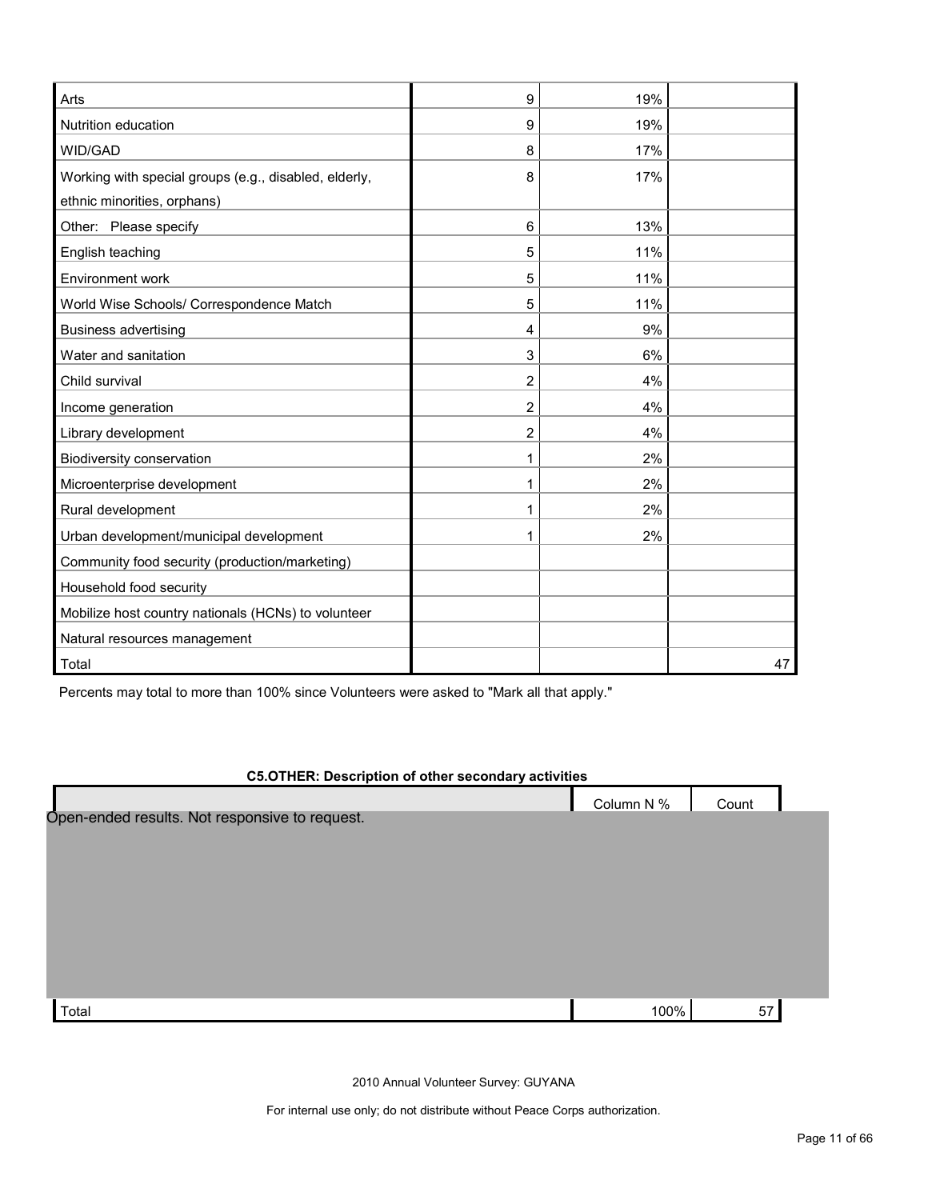| | | | |
|---|---|---|---|
| Arts | 9 | 19% | |
| Nutrition education | 9 | 19% | |
| WID/GAD | 8 | 17% | |
| Working with special groups (e.g., disabled, elderly, ethnic minorities, orphans) | 8 | 17% | |
| Other: Please specify | 6 | 13% | |
| English teaching | 5 | 11% | |
| Environment work | 5 | 11% | |
| World Wise Schools/ Correspondence Match | 5 | 11% | |
| Business advertising | 4 | 9% | |
| Water and sanitation | 3 | 6% | |
| Child survival | 2 | 4% | |
| Income generation | 2 | 4% | |
| Library development | 2 | 4% | |
| Biodiversity conservation | 1 | 2% | |
| Microenterprise development | 1 | 2% | |
| Rural development | 1 | 2% | |
| Urban development/municipal development | 1 | 2% | |
| Community food security (production/marketing) | | | |
| Household food security | | | |
| Mobilize host country nationals (HCNs) to volunteer | | | |
| Natural resources management | | | |
| Total | | | 47 |

Percents may total to more than 100% since Volunteers were asked to "Mark all that apply."

**C5.OTHER: Description of other secondary activities**

| | Column N % | Count |
|---|---|---|
| Open-ended results. Not responsive to request. | | |
| Total | 100% | 57 |

2010 Annual Volunteer Survey: GUYANA

For internal use only; do not distribute without Peace Corps authorization.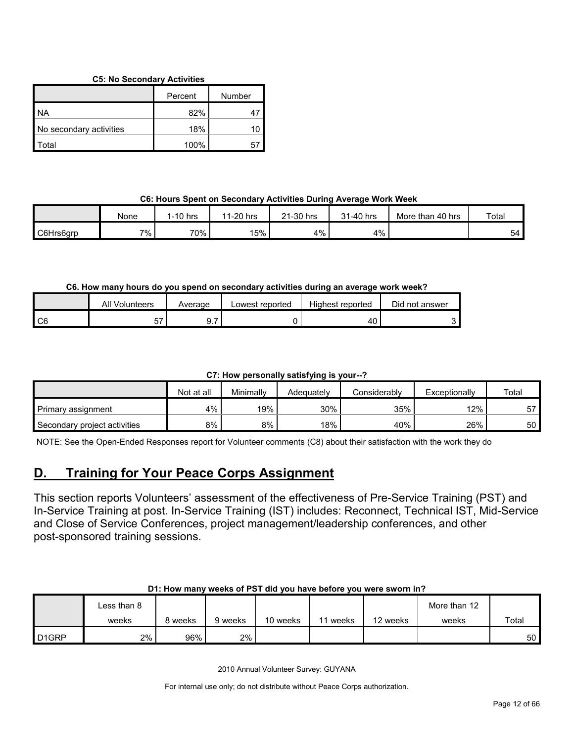**C5: No Secondary Activities**

| | Percent | Number |
|---|---|---|
| NA | 82% | 47 |
| No secondary activities | 18% | 10 |
| Total | 100% | 57 |

**C6: Hours Spent on Secondary Activities During Average Work Week**

| | None | 1-10 hrs | 11-20 hrs | 21-30 hrs | 31-40 hrs | More than 40 hrs | Total |
|---|---|---|---|---|---|---|---|
| C6Hrs6grp | 7% | 70% | 15% | 4% | 4% | | 54 |

**C6. How many hours do you spend on secondary activities during an average work week?**

| | All Volunteers | Average | Lowest reported | Highest reported | Did not answer |
|---|---|---|---|---|---|
| C6 | 57 | 9.7 | 0 | 40 | 3 |

**C7: How personally satisfying is your--?**

| | Not at all | Minimally | Adequately | Considerably | Exceptionally | Total |
|---|---|---|---|---|---|---|
| Primary assignment | 4% | 19% | 30% | 35% | 12% | 57 |
| Secondary project activities | 8% | 8% | 18% | 40% | 26% | 50 |

NOTE: See the Open-Ended Responses report for Volunteer comments (C8) about their satisfaction with the work they do

## D. Training for Your Peace Corps Assignment

This section reports Volunteers' assessment of the effectiveness of Pre-Service Training (PST) and In-Service Training at post. In-Service Training (IST) includes: Reconnect, Technical IST, Mid-Service and Close of Service Conferences, project management/leadership conferences, and other post-sponsored training sessions.

**D1: How many weeks of PST did you have before you were sworn in?**

| | Less than 8 weeks | 8 weeks | 9 weeks | 10 weeks | 11 weeks | 12 weeks | More than 12 weeks | Total |
|---|---|---|---|---|---|---|---|---|
| D1GRP | 2% | 96% | 2% | | | | | 50 |

2010 Annual Volunteer Survey: GUYANA

For internal use only; do not distribute without Peace Corps authorization.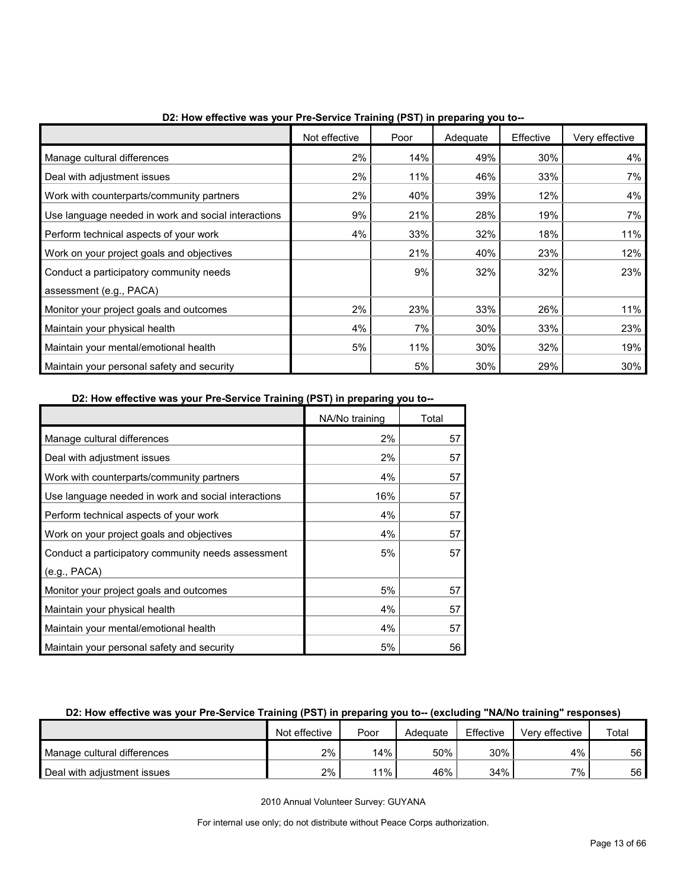**D2: How effective was your Pre-Service Training (PST) in preparing you to--**

| | Not effective | Poor | Adequate | Effective | Very effective |
|---|---|---|---|---|---|
| Manage cultural differences | 2% | 14% | 49% | 30% | 4% |
| Deal with adjustment issues | 2% | 11% | 46% | 33% | 7% |
| Work with counterparts/community partners | 2% | 40% | 39% | 12% | 4% |
| Use language needed in work and social interactions | 9% | 21% | 28% | 19% | 7% |
| Perform technical aspects of your work | 4% | 33% | 32% | 18% | 11% |
| Work on your project goals and objectives | | 21% | 40% | 23% | 12% |
| Conduct a participatory community needs assessment (e.g., PACA) | | 9% | 32% | 32% | 23% |
| Monitor your project goals and outcomes | 2% | 23% | 33% | 26% | 11% |
| Maintain your physical health | 4% | 7% | 30% | 33% | 23% |
| Maintain your mental/emotional health | 5% | 11% | 30% | 32% | 19% |
| Maintain your personal safety and security | | 5% | 30% | 29% | 30% |

**D2: How effective was your Pre-Service Training (PST) in preparing you to--**

| | NA/No training | Total |
|---|---|---|
| Manage cultural differences | 2% | 57 |
| Deal with adjustment issues | 2% | 57 |
| Work with counterparts/community partners | 4% | 57 |
| Use language needed in work and social interactions | 16% | 57 |
| Perform technical aspects of your work | 4% | 57 |
| Work on your project goals and objectives | 4% | 57 |
| Conduct a participatory community needs assessment (e.g., PACA) | 5% | 57 |
| Monitor your project goals and outcomes | 5% | 57 |
| Maintain your physical health | 4% | 57 |
| Maintain your mental/emotional health | 4% | 57 |
| Maintain your personal safety and security | 5% | 56 |

**D2: How effective was your Pre-Service Training (PST) in preparing you to-- (excluding "NA/No training" responses)**

| | Not effective | Poor | Adequate | Effective | Very effective | Total |
|---|---|---|---|---|---|---|
| Manage cultural differences | 2% | 14% | 50% | 30% | 4% | 56 |
| Deal with adjustment issues | 2% | 11% | 46% | 34% | 7% | 56 |

2010 Annual Volunteer Survey: GUYANA

For internal use only; do not distribute without Peace Corps authorization.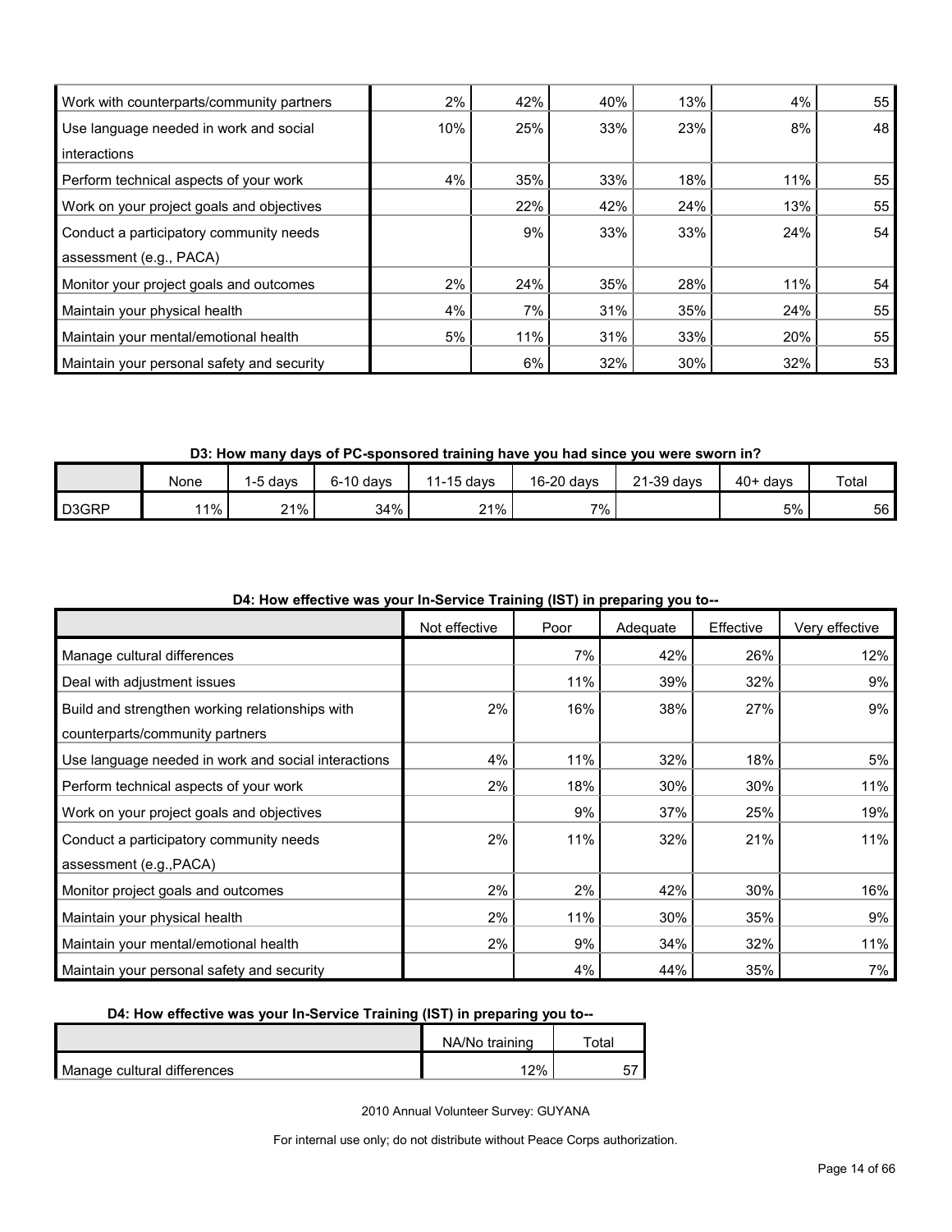| | | | | | | |
|---|---|---|---|---|---|---|
| Work with counterparts/community partners | 2% | 42% | 40% | 13% | 4% | 55 |
| Use language needed in work and social interactions | 10% | 25% | 33% | 23% | 8% | 48 |
| Perform technical aspects of your work | 4% | 35% | 33% | 18% | 11% | 55 |
| Work on your project goals and objectives | | 22% | 42% | 24% | 13% | 55 |
| Conduct a participatory community needs assessment (e.g., PACA) | | 9% | 33% | 33% | 24% | 54 |
| Monitor your project goals and outcomes | 2% | 24% | 35% | 28% | 11% | 54 |
| Maintain your physical health | 4% | 7% | 31% | 35% | 24% | 55 |
| Maintain your mental/emotional health | 5% | 11% | 31% | 33% | 20% | 55 |
| Maintain your personal safety and security | | 6% | 32% | 30% | 32% | 53 |

**D3: How many days of PC-sponsored training have you had since you were sworn in?**

| | None | 1-5 days | 6-10 days | 11-15 days | 16-20 days | 21-39 days | 40+ days | Total |
|---|---|---|---|---|---|---|---|---|
| D3GRP | 11% | 21% | 34% | 21% | 7% | | 5% | 56 |

**D4: How effective was your In-Service Training (IST) in preparing you to--**

| | Not effective | Poor | Adequate | Effective | Very effective |
|---|---|---|---|---|---|
| Manage cultural differences | | 7% | 42% | 26% | 12% |
| Deal with adjustment issues | | 11% | 39% | 32% | 9% |
| Build and strengthen working relationships with counterparts/community partners | 2% | 16% | 38% | 27% | 9% |
| Use language needed in work and social interactions | 4% | 11% | 32% | 18% | 5% |
| Perform technical aspects of your work | 2% | 18% | 30% | 30% | 11% |
| Work on your project goals and objectives | | 9% | 37% | 25% | 19% |
| Conduct a participatory community needs assessment (e.g.,PACA) | 2% | 11% | 32% | 21% | 11% |
| Monitor project goals and outcomes | 2% | 2% | 42% | 30% | 16% |
| Maintain your physical health | 2% | 11% | 30% | 35% | 9% |
| Maintain your mental/emotional health | 2% | 9% | 34% | 32% | 11% |
| Maintain your personal safety and security | | 4% | 44% | 35% | 7% |

**D4: How effective was your In-Service Training (IST) in preparing you to--**

| | NA/No training | Total |
|---|---|---|
| Manage cultural differences | 12% | 57 |

2010 Annual Volunteer Survey: GUYANA

For internal use only; do not distribute without Peace Corps authorization.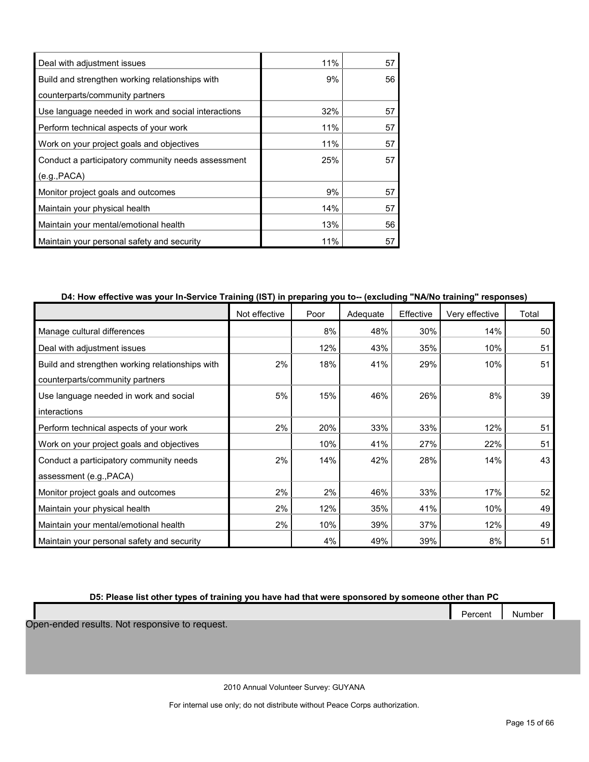| | | |
|---|---|---|
| Deal with adjustment issues | 11% | 57 |
| Build and strengthen working relationships with counterparts/community partners | 9% | 56 |
| Use language needed in work and social interactions | 32% | 57 |
| Perform technical aspects of your work | 11% | 57 |
| Work on your project goals and objectives | 11% | 57 |
| Conduct a participatory community needs assessment (e.g.,PACA) | 25% | 57 |
| Monitor project goals and outcomes | 9% | 57 |
| Maintain your physical health | 14% | 57 |
| Maintain your mental/emotional health | 13% | 56 |
| Maintain your personal safety and security | 11% | 57 |

**D4: How effective was your In-Service Training (IST) in preparing you to-- (excluding "NA/No training" responses)**

| | Not effective | Poor | Adequate | Effective | Very effective | Total |
|---|---|---|---|---|---|---|
| Manage cultural differences | | 8% | 48% | 30% | 14% | 50 |
| Deal with adjustment issues | | 12% | 43% | 35% | 10% | 51 |
| Build and strengthen working relationships with counterparts/community partners | 2% | 18% | 41% | 29% | 10% | 51 |
| Use language needed in work and social interactions | 5% | 15% | 46% | 26% | 8% | 39 |
| Perform technical aspects of your work | 2% | 20% | 33% | 33% | 12% | 51 |
| Work on your project goals and objectives | | 10% | 41% | 27% | 22% | 51 |
| Conduct a participatory community needs assessment (e.g.,PACA) | 2% | 14% | 42% | 28% | 14% | 43 |
| Monitor project goals and outcomes | 2% | 2% | 46% | 33% | 17% | 52 |
| Maintain your physical health | 2% | 12% | 35% | 41% | 10% | 49 |
| Maintain your mental/emotional health | 2% | 10% | 39% | 37% | 12% | 49 |
| Maintain your personal safety and security | | 4% | 49% | 39% | 8% | 51 |

**D5: Please list other types of training you have had that were sponsored by someone other than PC**

| | Percent | Number |
|---|---|---|

Open-ended results. Not responsive to request.

2010 Annual Volunteer Survey: GUYANA

For internal use only; do not distribute without Peace Corps authorization.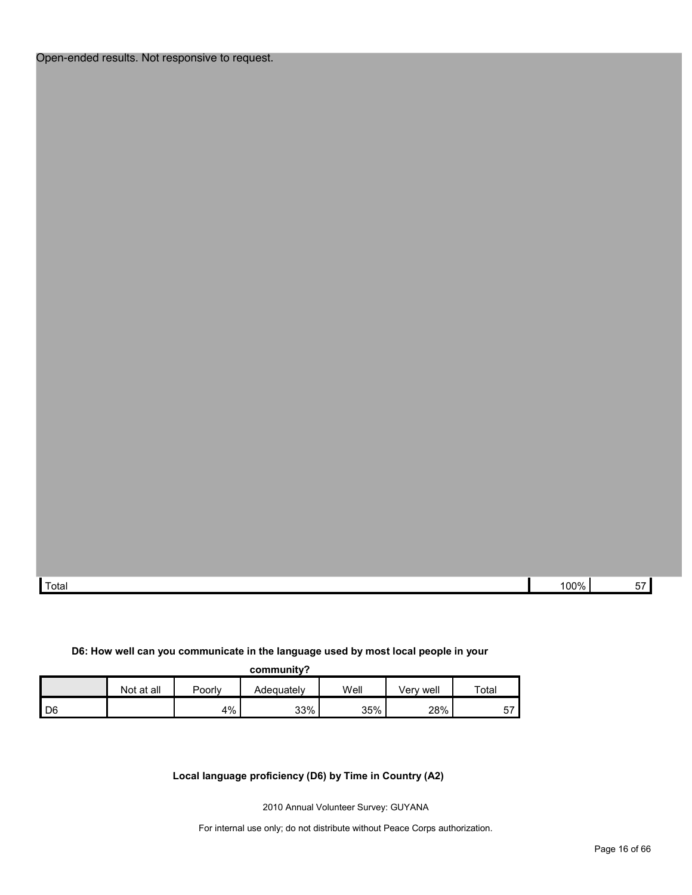Open-ended results. Not responsive to request.

| | | |
|---|---|---|
| Total | 100% | 57 |

**D6: How well can you communicate in the language used by most local people in your community?**

| | Not at all | Poorly | Adequately | Well | Very well | Total |
|---|---|---|---|---|---|---|
| D6 | | 4% | 33% | 35% | 28% | 57 |

**Local language proficiency (D6) by Time in Country (A2)**

2010 Annual Volunteer Survey: GUYANA

For internal use only; do not distribute without Peace Corps authorization.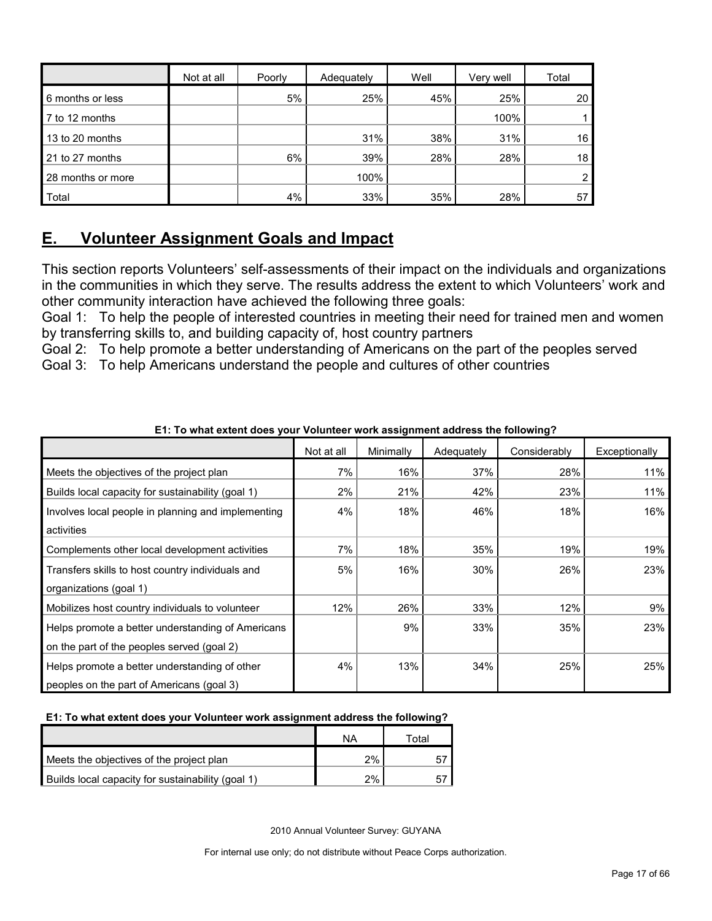| | Not at all | Poorly | Adequately | Well | Very well | Total |
|---|---|---|---|---|---|---|
| 6 months or less | | 5% | 25% | 45% | 25% | 20 |
| 7 to 12 months | | | | | 100% | 1 |
| 13 to 20 months | | | 31% | 38% | 31% | 16 |
| 21 to 27 months | | 6% | 39% | 28% | 28% | 18 |
| 28 months or more | | | 100% | | | 2 |
| Total | | 4% | 33% | 35% | 28% | 57 |

## E. Volunteer Assignment Goals and Impact

This section reports Volunteers' self-assessments of their impact on the individuals and organizations in the communities in which they serve. The results address the extent to which Volunteers' work and other community interaction have achieved the following three goals:

Goal 1: To help the people of interested countries in meeting their need for trained men and women by transferring skills to, and building capacity of, host country partners

Goal 2: To help promote a better understanding of Americans on the part of the peoples served

Goal 3: To help Americans understand the people and cultures of other countries

**E1: To what extent does your Volunteer work assignment address the following?**

| | Not at all | Minimally | Adequately | Considerably | Exceptionally |
|---|---|---|---|---|---|
| Meets the objectives of the project plan | 7% | 16% | 37% | 28% | 11% |
| Builds local capacity for sustainability (goal 1) | 2% | 21% | 42% | 23% | 11% |
| Involves local people in planning and implementing activities | 4% | 18% | 46% | 18% | 16% |
| Complements other local development activities | 7% | 18% | 35% | 19% | 19% |
| Transfers skills to host country individuals and organizations (goal 1) | 5% | 16% | 30% | 26% | 23% |
| Mobilizes host country individuals to volunteer | 12% | 26% | 33% | 12% | 9% |
| Helps promote a better understanding of Americans on the part of the peoples served (goal 2) | | 9% | 33% | 35% | 23% |
| Helps promote a better understanding of other peoples on the part of Americans (goal 3) | 4% | 13% | 34% | 25% | 25% |

**E1: To what extent does your Volunteer work assignment address the following?**

| | NA | Total |
|---|---|---|
| Meets the objectives of the project plan | 2% | 57 |
| Builds local capacity for sustainability (goal 1) | 2% | 57 |

2010 Annual Volunteer Survey: GUYANA

For internal use only; do not distribute without Peace Corps authorization.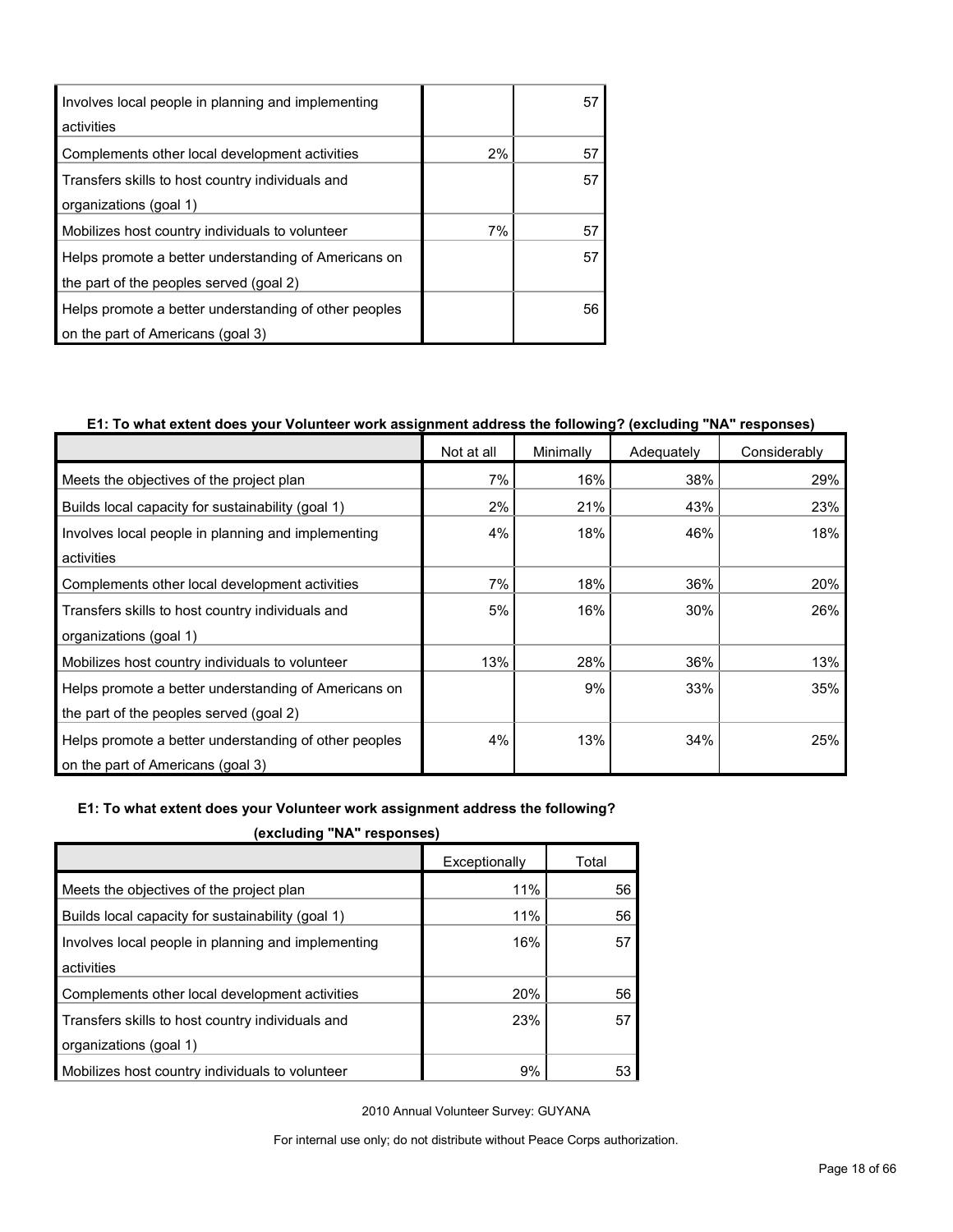| | | |
|---|---|---|
| Involves local people in planning and implementing activities | | 57 |
| Complements other local development activities | 2% | 57 |
| Transfers skills to host country individuals and organizations (goal 1) | | 57 |
| Mobilizes host country individuals to volunteer | 7% | 57 |
| Helps promote a better understanding of Americans on the part of the peoples served (goal 2) | | 57 |
| Helps promote a better understanding of other peoples on the part of Americans (goal 3) | | 56 |

**E1: To what extent does your Volunteer work assignment address the following? (excluding "NA" responses)**

| | Not at all | Minimally | Adequately | Considerably |
|---|---|---|---|---|
| Meets the objectives of the project plan | 7% | 16% | 38% | 29% |
| Builds local capacity for sustainability (goal 1) | 2% | 21% | 43% | 23% |
| Involves local people in planning and implementing activities | 4% | 18% | 46% | 18% |
| Complements other local development activities | 7% | 18% | 36% | 20% |
| Transfers skills to host country individuals and organizations (goal 1) | 5% | 16% | 30% | 26% |
| Mobilizes host country individuals to volunteer | 13% | 28% | 36% | 13% |
| Helps promote a better understanding of Americans on the part of the peoples served (goal 2) | | 9% | 33% | 35% |
| Helps promote a better understanding of other peoples on the part of Americans (goal 3) | 4% | 13% | 34% | 25% |

**E1: To what extent does your Volunteer work assignment address the following? (excluding "NA" responses)**

| | Exceptionally | Total |
|---|---|---|
| Meets the objectives of the project plan | 11% | 56 |
| Builds local capacity for sustainability (goal 1) | 11% | 56 |
| Involves local people in planning and implementing activities | 16% | 57 |
| Complements other local development activities | 20% | 56 |
| Transfers skills to host country individuals and organizations (goal 1) | 23% | 57 |
| Mobilizes host country individuals to volunteer | 9% | 53 |

2010 Annual Volunteer Survey: GUYANA

For internal use only; do not distribute without Peace Corps authorization.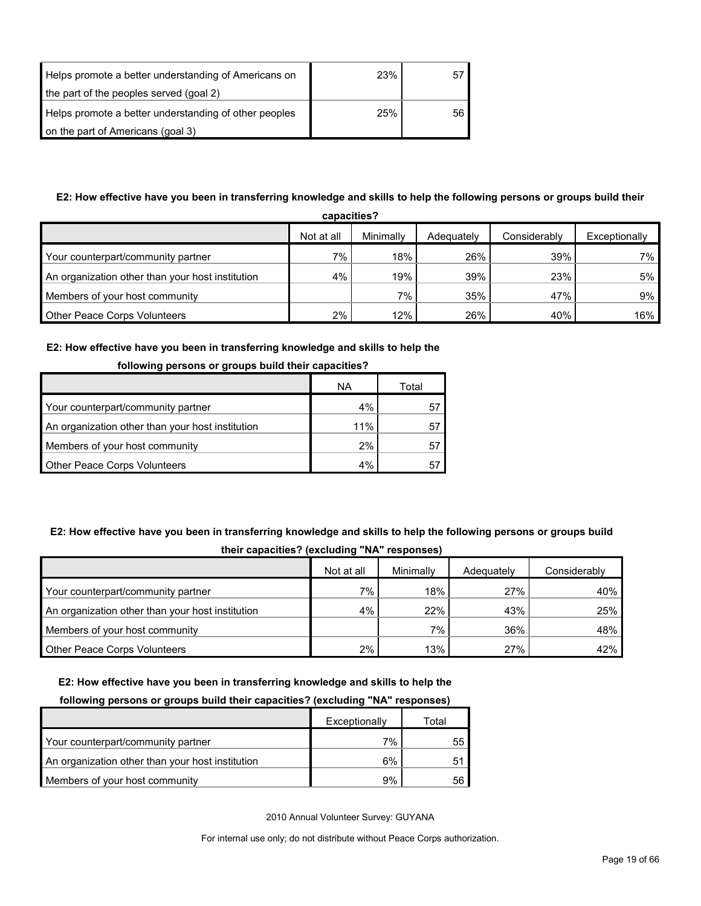| | | |
|---|---|---|
| Helps promote a better understanding of Americans on the part of the peoples served (goal 2) | 23% | 57 |
| Helps promote a better understanding of other peoples on the part of Americans (goal 3) | 25% | 56 |

**E2: How effective have you been in transferring knowledge and skills to help the following persons or groups build their capacities?**

| | Not at all | Minimally | Adequately | Considerably | Exceptionally |
|---|---|---|---|---|---|
| Your counterpart/community partner | 7% | 18% | 26% | 39% | 7% |
| An organization other than your host institution | 4% | 19% | 39% | 23% | 5% |
| Members of your host community | | 7% | 35% | 47% | 9% |
| Other Peace Corps Volunteers | 2% | 12% | 26% | 40% | 16% |

**E2: How effective have you been in transferring knowledge and skills to help the following persons or groups build their capacities?**

| | NA | Total |
|---|---|---|
| Your counterpart/community partner | 4% | 57 |
| An organization other than your host institution | 11% | 57 |
| Members of your host community | 2% | 57 |
| Other Peace Corps Volunteers | 4% | 57 |

**E2: How effective have you been in transferring knowledge and skills to help the following persons or groups build their capacities? (excluding "NA" responses)**

| | Not at all | Minimally | Adequately | Considerably |
|---|---|---|---|---|
| Your counterpart/community partner | 7% | 18% | 27% | 40% |
| An organization other than your host institution | 4% | 22% | 43% | 25% |
| Members of your host community | | 7% | 36% | 48% |
| Other Peace Corps Volunteers | 2% | 13% | 27% | 42% |

**E2: How effective have you been in transferring knowledge and skills to help the following persons or groups build their capacities? (excluding "NA" responses)**

| | Exceptionally | Total |
|---|---|---|
| Your counterpart/community partner | 7% | 55 |
| An organization other than your host institution | 6% | 51 |
| Members of your host community | 9% | 56 |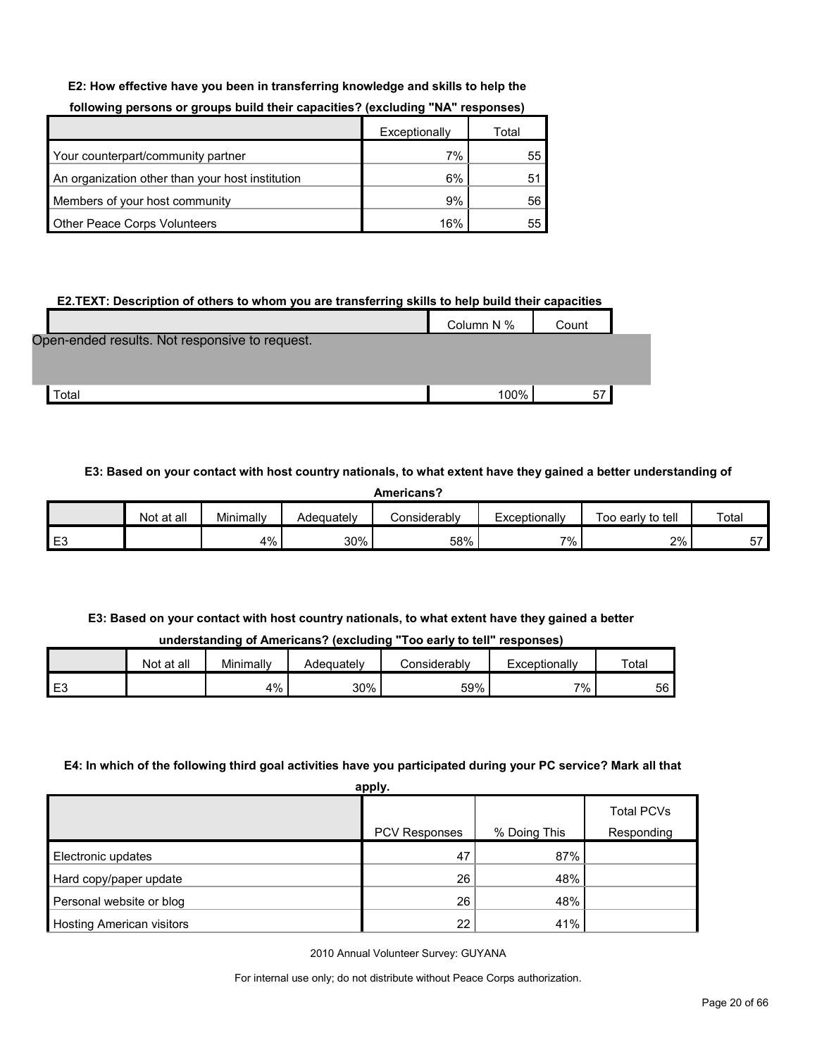**E2: How effective have you been in transferring knowledge and skills to help the following persons or groups build their capacities? (excluding "NA" responses)**

| | Exceptionally | Total |
|---|---|---|
| Your counterpart/community partner | 7% | 55 |
| An organization other than your host institution | 6% | 51 |
| Members of your host community | 9% | 56 |
| Other Peace Corps Volunteers | 16% | 55 |

**E2.TEXT: Description of others to whom you are transferring skills to help build their capacities**

| | Column N % | Count |
|---|---|---|
| Open-ended results. Not responsive to request. | | |
| Total | 100% | 57 |

**E3: Based on your contact with host country nationals, to what extent have they gained a better understanding of Americans?**

| | Not at all | Minimally | Adequately | Considerably | Exceptionally | Too early to tell | Total |
|---|---|---|---|---|---|---|---|
| E3 | | 4% | 30% | 58% | 7% | 2% | 57 |

**E3: Based on your contact with host country nationals, to what extent have they gained a better understanding of Americans? (excluding "Too early to tell" responses)**

| | Not at all | Minimally | Adequately | Considerably | Exceptionally | Total |
|---|---|---|---|---|---|---|
| E3 | | 4% | 30% | 59% | 7% | 56 |

**E4: In which of the following third goal activities have you participated during your PC service? Mark all that apply.**

| | PCV Responses | % Doing This | Total PCVs Responding |
|---|---|---|---|
| Electronic updates | 47 | 87% | |
| Hard copy/paper update | 26 | 48% | |
| Personal website or blog | 26 | 48% | |
| Hosting American visitors | 22 | 41% | |

2010 Annual Volunteer Survey: GUYANA

For internal use only; do not distribute without Peace Corps authorization.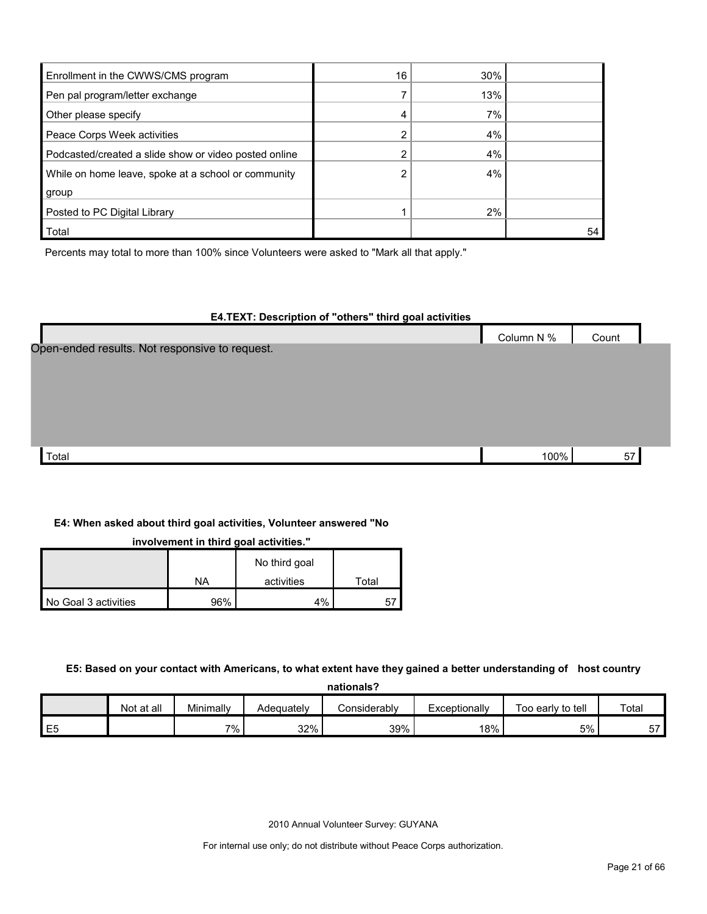| | | | |
|---|---|---|---|
| Enrollment in the CWWS/CMS program | 16 | 30% | |
| Pen pal program/letter exchange | 7 | 13% | |
| Other please specify | 4 | 7% | |
| Peace Corps Week activities | 2 | 4% | |
| Podcasted/created a slide show or video posted online | 2 | 4% | |
| While on home leave, spoke at a school or community group | 2 | 4% | |
| Posted to PC Digital Library | 1 | 2% | |
| Total | | | 54 |

Percents may total to more than 100% since Volunteers were asked to "Mark all that apply."

#### E4.TEXT: Description of "others" third goal activities

| | Column N % | Count |
|---|---|---|
| Open-ended results. Not responsive to request. | | |
| Total | 100% | 57 |

#### E4: When asked about third goal activities, Volunteer answered "No involvement in third goal activities."

| | NA | No third goal activities | Total |
|---|---|---|---|
| No Goal 3 activities | 96% | 4% | 57 |

#### E5: Based on your contact with Americans, to what extent have they gained a better understanding of host country nationals?

| | Not at all | Minimally | Adequately | Considerably | Exceptionally | Too early to tell | Total |
|---|---|---|---|---|---|---|---|
| E5 | | 7% | 32% | 39% | 18% | 5% | 57 |

2010 Annual Volunteer Survey: GUYANA

For internal use only; do not distribute without Peace Corps authorization.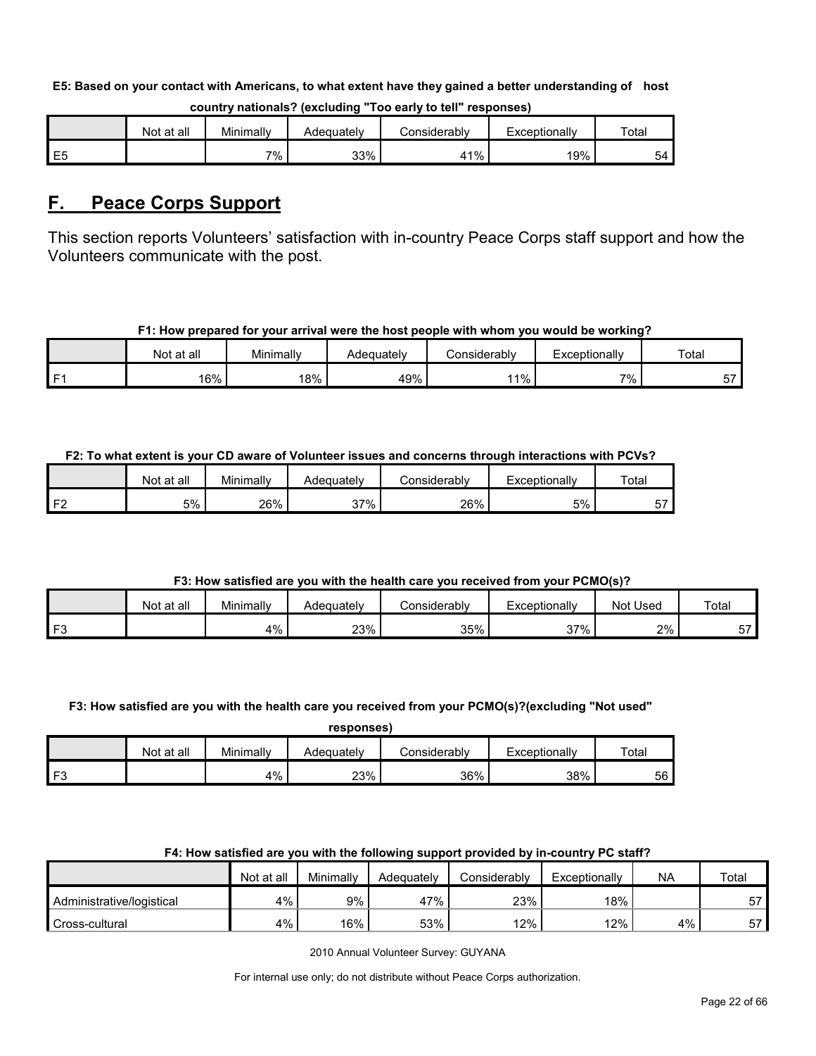**E5: Based on your contact with Americans, to what extent have they gained a better understanding of host country nationals? (excluding "Too early to tell" responses)**

| | Not at all | Minimally | Adequately | Considerably | Exceptionally | Total |
|---|---|---|---|---|---|---|
| E5 | | 7% | 33% | 41% | 19% | 54 |

## F. Peace Corps Support

This section reports Volunteers' satisfaction with in-country Peace Corps staff support and how the Volunteers communicate with the post.

**F1: How prepared for your arrival were the host people with whom you would be working?**

| | Not at all | Minimally | Adequately | Considerably | Exceptionally | Total |
|---|---|---|---|---|---|---|
| F1 | 16% | 18% | 49% | 11% | 7% | 57 |

**F2: To what extent is your CD aware of Volunteer issues and concerns through interactions with PCVs?**

| | Not at all | Minimally | Adequately | Considerably | Exceptionally | Total |
|---|---|---|---|---|---|---|
| F2 | 5% | 26% | 37% | 26% | 5% | 57 |

**F3: How satisfied are you with the health care you received from your PCMO(s)?**

| | Not at all | Minimally | Adequately | Considerably | Exceptionally | Not Used | Total |
|---|---|---|---|---|---|---|---|
| F3 | | 4% | 23% | 35% | 37% | 2% | 57 |

**F3: How satisfied are you with the health care you received from your PCMO(s)?(excluding "Not used" responses)**

| | Not at all | Minimally | Adequately | Considerably | Exceptionally | Total |
|---|---|---|---|---|---|---|
| F3 | | 4% | 23% | 36% | 38% | 56 |

**F4: How satisfied are you with the following support provided by in-country PC staff?**

| | Not at all | Minimally | Adequately | Considerably | Exceptionally | NA | Total |
|---|---|---|---|---|---|---|---|
| Administrative/logistical | 4% | 9% | 47% | 23% | 18% | | 57 |
| Cross-cultural | 4% | 16% | 53% | 12% | 12% | 4% | 57 |

2010 Annual Volunteer Survey: GUYANA

For internal use only; do not distribute without Peace Corps authorization.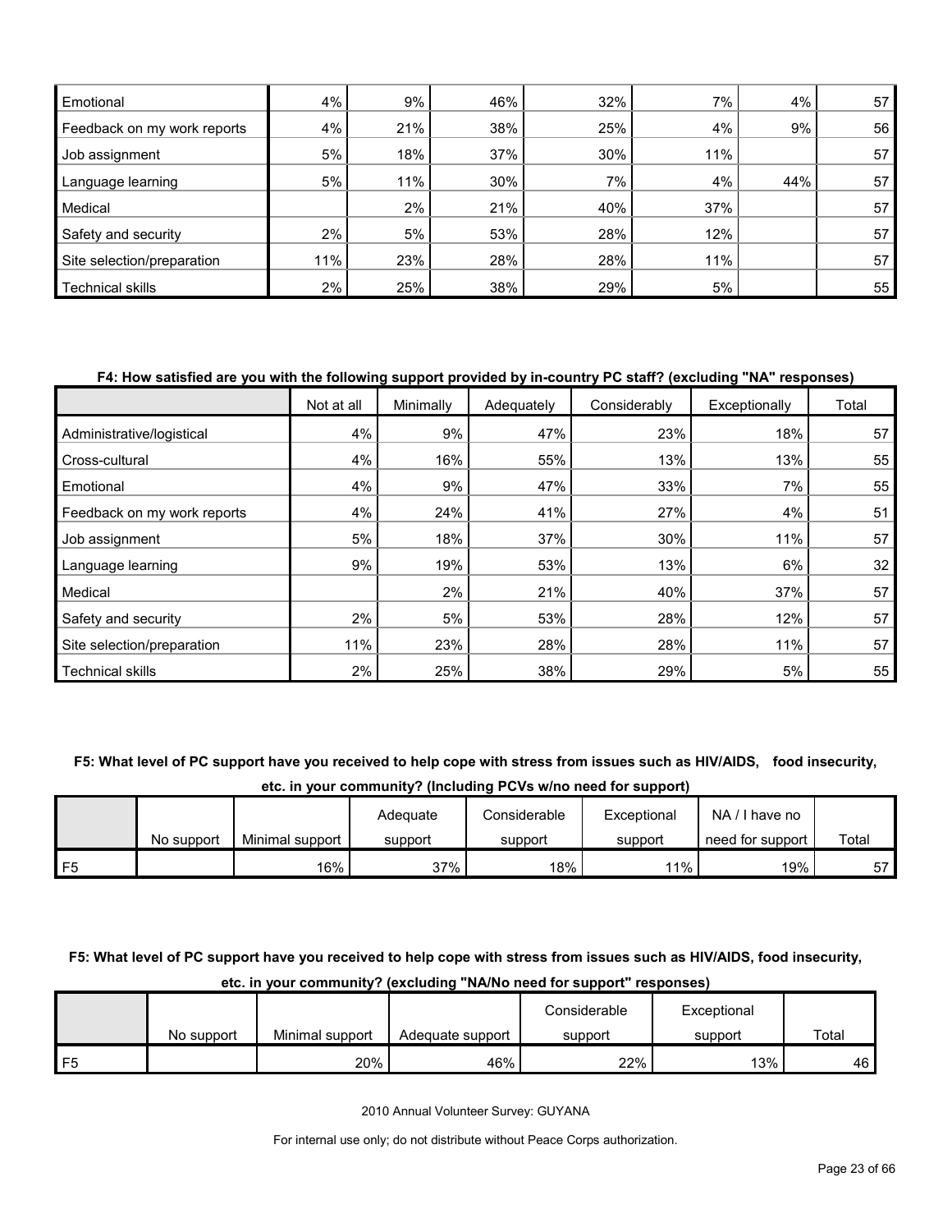| | | | | | | | |
|---|---|---|---|---|---|---|---|
| Emotional | 4% | 9% | 46% | 32% | 7% | 4% | 57 |
| Feedback on my work reports | 4% | 21% | 38% | 25% | 4% | 9% | 56 |
| Job assignment | 5% | 18% | 37% | 30% | 11% | | 57 |
| Language learning | 5% | 11% | 30% | 7% | 4% | 44% | 57 |
| Medical | | 2% | 21% | 40% | 37% | | 57 |
| Safety and security | 2% | 5% | 53% | 28% | 12% | | 57 |
| Site selection/preparation | 11% | 23% | 28% | 28% | 11% | | 57 |
| Technical skills | 2% | 25% | 38% | 29% | 5% | | 55 |

**F4: How satisfied are you with the following support provided by in-country PC staff? (excluding "NA" responses)**

| | Not at all | Minimally | Adequately | Considerably | Exceptionally | Total |
|---|---|---|---|---|---|---|
| Administrative/logistical | 4% | 9% | 47% | 23% | 18% | 57 |
| Cross-cultural | 4% | 16% | 55% | 13% | 13% | 55 |
| Emotional | 4% | 9% | 47% | 33% | 7% | 55 |
| Feedback on my work reports | 4% | 24% | 41% | 27% | 4% | 51 |
| Job assignment | 5% | 18% | 37% | 30% | 11% | 57 |
| Language learning | 9% | 19% | 53% | 13% | 6% | 32 |
| Medical | | 2% | 21% | 40% | 37% | 57 |
| Safety and security | 2% | 5% | 53% | 28% | 12% | 57 |
| Site selection/preparation | 11% | 23% | 28% | 28% | 11% | 57 |
| Technical skills | 2% | 25% | 38% | 29% | 5% | 55 |

**F5: What level of PC support have you received to help cope with stress from issues such as HIV/AIDS, food insecurity, etc. in your community? (Including PCVs w/no need for support)**

| | No support | Minimal support | Adequate support | Considerable support | Exceptional support | NA / I have no need for support | Total |
|---|---|---|---|---|---|---|---|
| F5 | | 16% | 37% | 18% | 11% | 19% | 57 |

**F5: What level of PC support have you received to help cope with stress from issues such as HIV/AIDS, food insecurity, etc. in your community? (excluding "NA/No need for support" responses)**

| | No support | Minimal support | Adequate support | Considerable support | Exceptional support | Total |
|---|---|---|---|---|---|---|
| F5 | | 20% | 46% | 22% | 13% | 46 |

2010 Annual Volunteer Survey: GUYANA

For internal use only; do not distribute without Peace Corps authorization.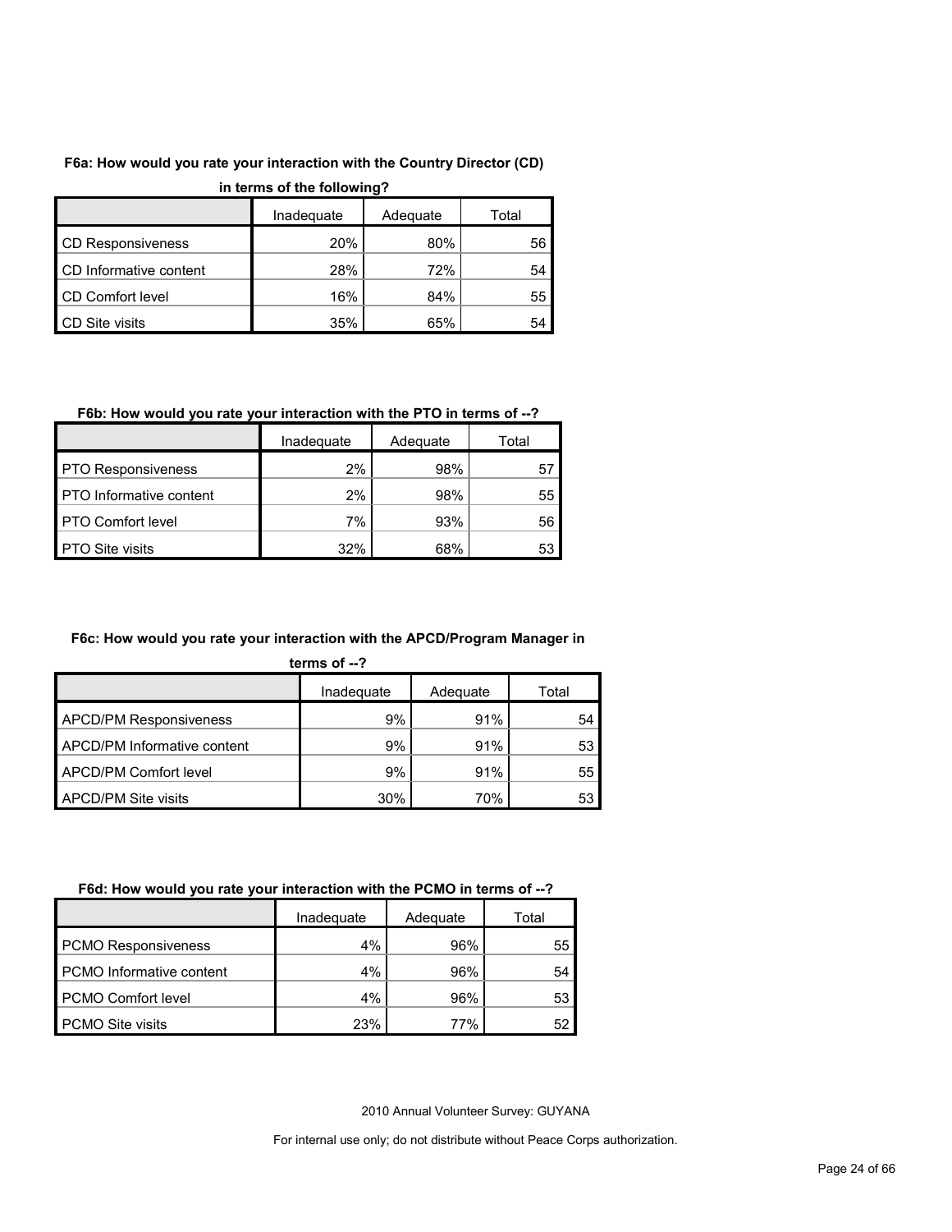**F6a: How would you rate your interaction with the Country Director (CD) in terms of the following?**

| | Inadequate | Adequate | Total |
|---|---|---|---|
| CD Responsiveness | 20% | 80% | 56 |
| CD Informative content | 28% | 72% | 54 |
| CD Comfort level | 16% | 84% | 55 |
| CD Site visits | 35% | 65% | 54 |

**F6b: How would you rate your interaction with the PTO in terms of --?**

| | Inadequate | Adequate | Total |
|---|---|---|---|
| PTO Responsiveness | 2% | 98% | 57 |
| PTO Informative content | 2% | 98% | 55 |
| PTO Comfort level | 7% | 93% | 56 |
| PTO Site visits | 32% | 68% | 53 |

**F6c: How would you rate your interaction with the APCD/Program Manager in terms of --?**

| | Inadequate | Adequate | Total |
|---|---|---|---|
| APCD/PM Responsiveness | 9% | 91% | 54 |
| APCD/PM Informative content | 9% | 91% | 53 |
| APCD/PM Comfort level | 9% | 91% | 55 |
| APCD/PM Site visits | 30% | 70% | 53 |

**F6d: How would you rate your interaction with the PCMO in terms of --?**

| | Inadequate | Adequate | Total |
|---|---|---|---|
| PCMO Responsiveness | 4% | 96% | 55 |
| PCMO Informative content | 4% | 96% | 54 |
| PCMO Comfort level | 4% | 96% | 53 |
| PCMO Site visits | 23% | 77% | 52 |

2010 Annual Volunteer Survey: GUYANA

For internal use only; do not distribute without Peace Corps authorization.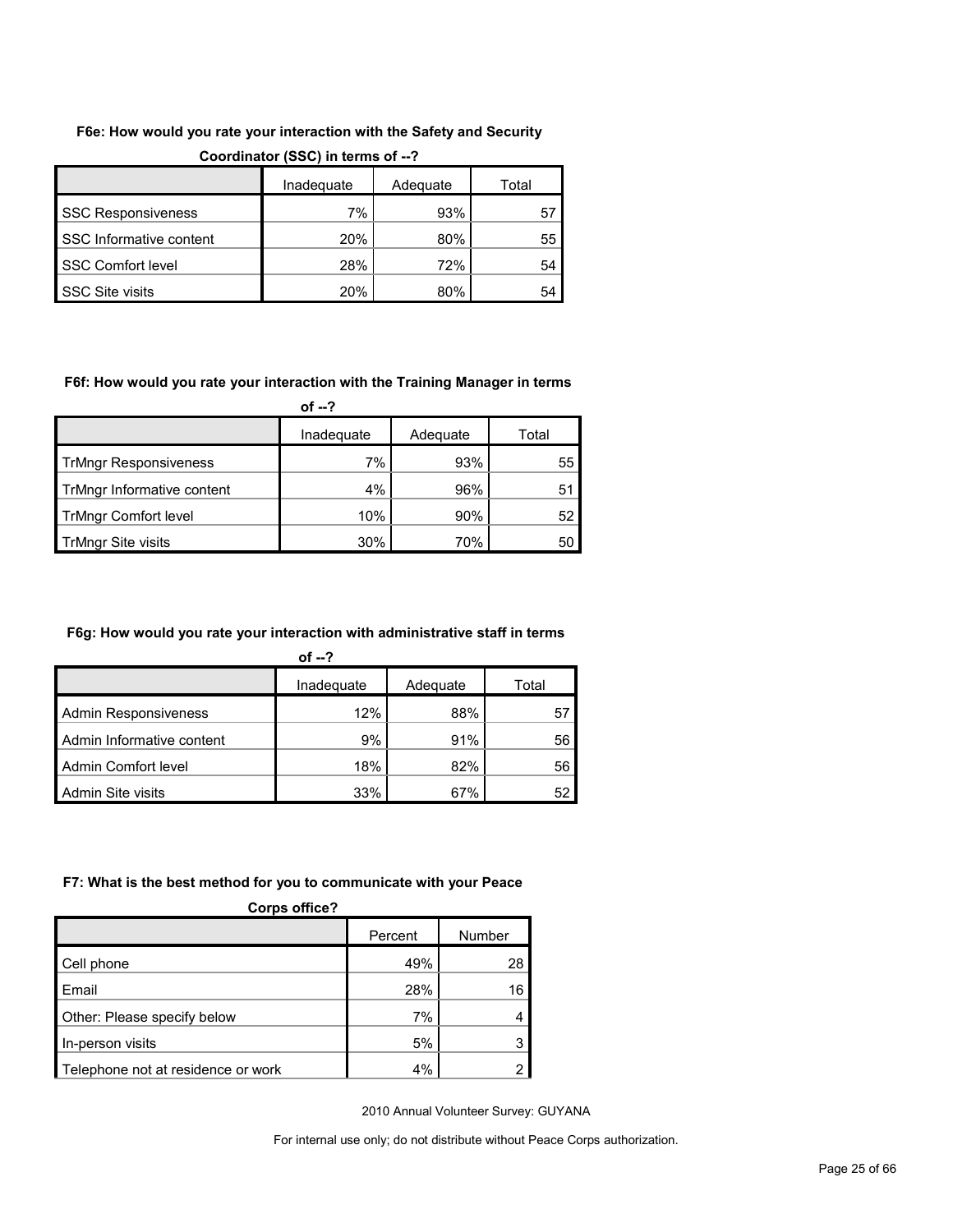**F6e: How would you rate your interaction with the Safety and Security Coordinator (SSC) in terms of --?**

| | Inadequate | Adequate | Total |
|---|---|---|---|
| SSC Responsiveness | 7% | 93% | 57 |
| SSC Informative content | 20% | 80% | 55 |
| SSC Comfort level | 28% | 72% | 54 |
| SSC Site visits | 20% | 80% | 54 |

**F6f: How would you rate your interaction with the Training Manager in terms of --?**

| | Inadequate | Adequate | Total |
|---|---|---|---|
| TrMngr Responsiveness | 7% | 93% | 55 |
| TrMngr Informative content | 4% | 96% | 51 |
| TrMngr Comfort level | 10% | 90% | 52 |
| TrMngr Site visits | 30% | 70% | 50 |

**F6g: How would you rate your interaction with administrative staff in terms of --?**

| | Inadequate | Adequate | Total |
|---|---|---|---|
| Admin Responsiveness | 12% | 88% | 57 |
| Admin Informative content | 9% | 91% | 56 |
| Admin Comfort level | 18% | 82% | 56 |
| Admin Site visits | 33% | 67% | 52 |

**F7: What is the best method for you to communicate with your Peace Corps office?**

| | Percent | Number |
|---|---|---|
| Cell phone | 49% | 28 |
| Email | 28% | 16 |
| Other: Please specify below | 7% | 4 |
| In-person visits | 5% | 3 |
| Telephone not at residence or work | 4% | 2 |

2010 Annual Volunteer Survey: GUYANA

For internal use only; do not distribute without Peace Corps authorization.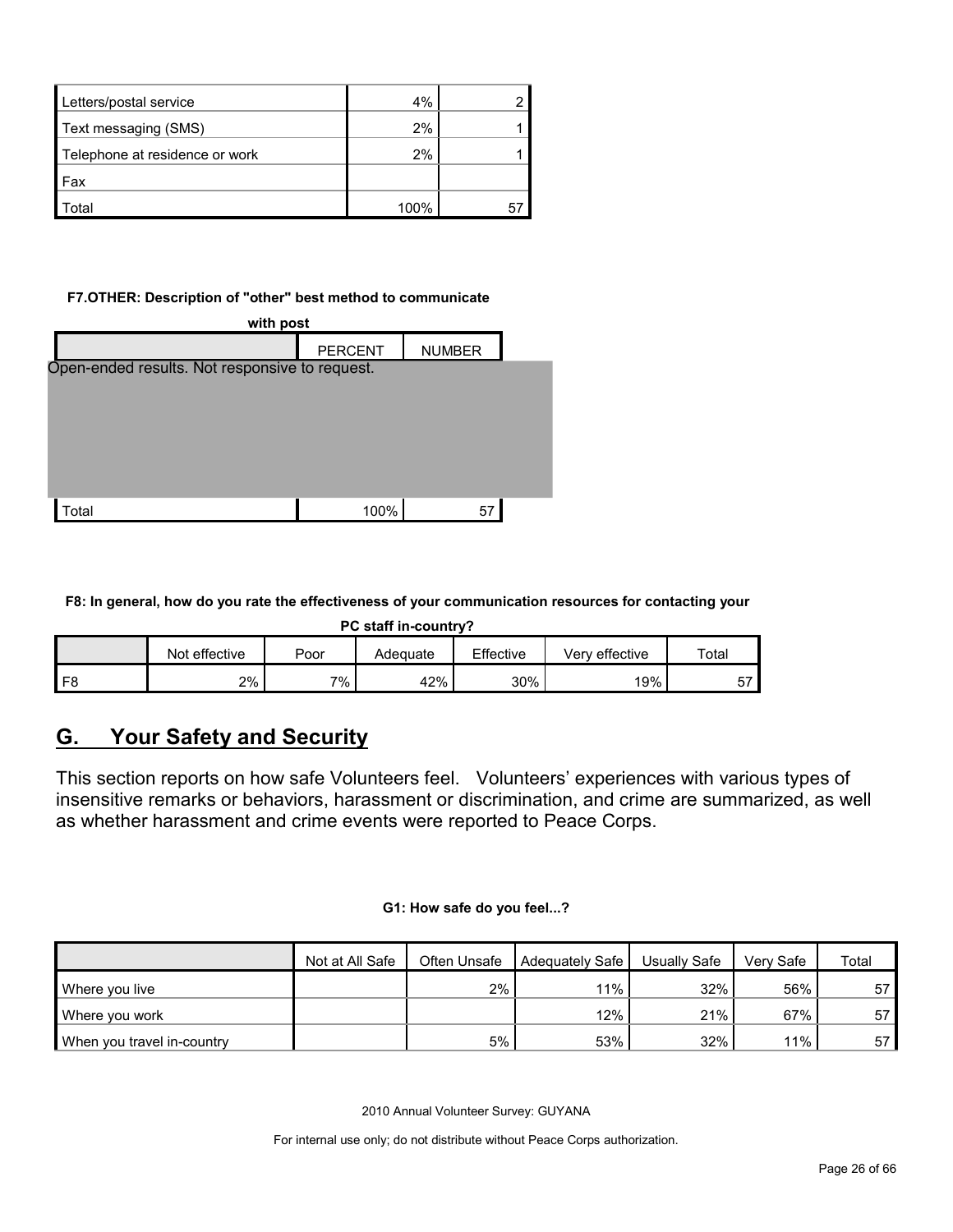| | | |
|---|---|---|
| Letters/postal service | 4% | 2 |
| Text messaging (SMS) | 2% | 1 |
| Telephone at residence or work | 2% | 1 |
| Fax | | |
| Total | 100% | 57 |

**F7.OTHER: Description of "other" best method to communicate with post**

| | PERCENT | NUMBER |
|---|---|---|
| Open-ended results. Not responsive to request. | | |
| Total | 100% | 57 |

**F8: In general, how do you rate the effectiveness of your communication resources for contacting your PC staff in-country?**

| | Not effective | Poor | Adequate | Effective | Very effective | Total |
|---|---|---|---|---|---|---|
| F8 | 2% | 7% | 42% | 30% | 19% | 57 |

## G. Your Safety and Security

This section reports on how safe Volunteers feel. Volunteers' experiences with various types of insensitive remarks or behaviors, harassment or discrimination, and crime are summarized, as well as whether harassment and crime events were reported to Peace Corps.

**G1: How safe do you feel...?**

| | Not at All Safe | Often Unsafe | Adequately Safe | Usually Safe | Very Safe | Total |
|---|---|---|---|---|---|---|
| Where you live | | 2% | 11% | 32% | 56% | 57 |
| Where you work | | | 12% | 21% | 67% | 57 |
| When you travel in-country | | 5% | 53% | 32% | 11% | 57 |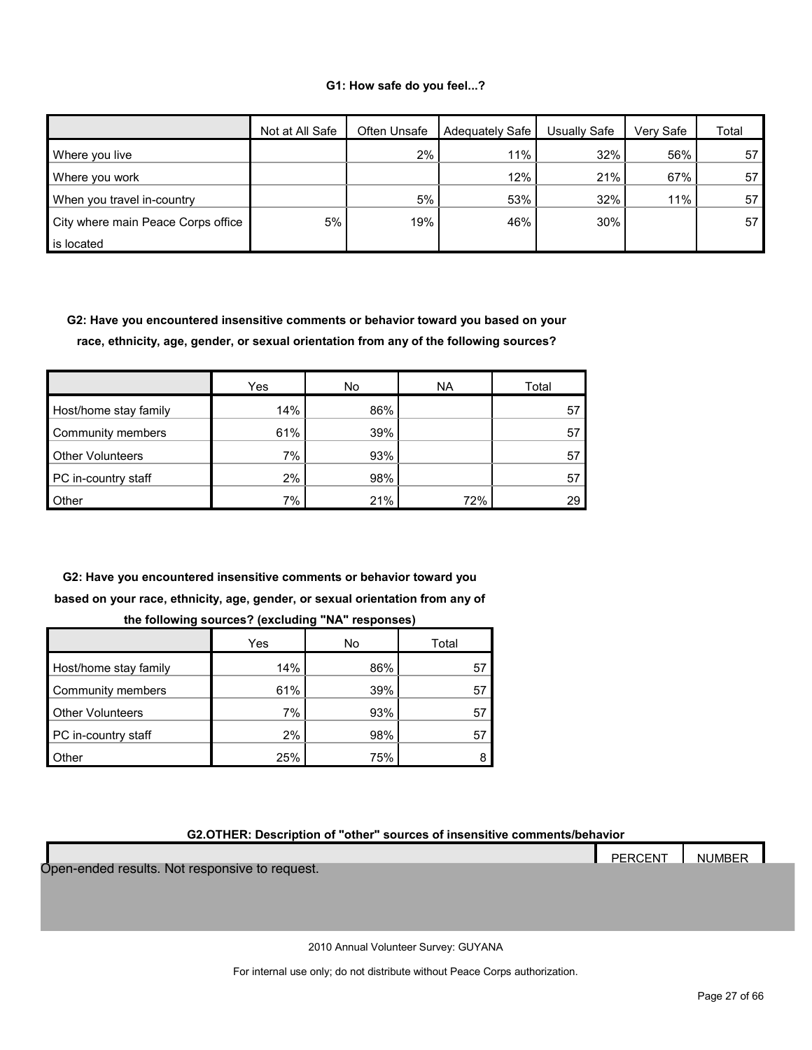#### G1: How safe do you feel...?

| | Not at All Safe | Often Unsafe | Adequately Safe | Usually Safe | Very Safe | Total |
|---|---|---|---|---|---|---|
| Where you live | | 2% | 11% | 32% | 56% | 57 |
| Where you work | | | 12% | 21% | 67% | 57 |
| When you travel in-country | | 5% | 53% | 32% | 11% | 57 |
| City where main Peace Corps office is located | 5% | 19% | 46% | 30% | | 57 |

#### G2: Have you encountered insensitive comments or behavior toward you based on your race, ethnicity, age, gender, or sexual orientation from any of the following sources?

| | Yes | No | NA | Total |
|---|---|---|---|---|
| Host/home stay family | 14% | 86% | | 57 |
| Community members | 61% | 39% | | 57 |
| Other Volunteers | 7% | 93% | | 57 |
| PC in-country staff | 2% | 98% | | 57 |
| Other | 7% | 21% | 72% | 29 |

#### G2: Have you encountered insensitive comments or behavior toward you based on your race, ethnicity, age, gender, or sexual orientation from any of the following sources? (excluding "NA" responses)

| | Yes | No | Total |
|---|---|---|---|
| Host/home stay family | 14% | 86% | 57 |
| Community members | 61% | 39% | 57 |
| Other Volunteers | 7% | 93% | 57 |
| PC in-country staff | 2% | 98% | 57 |
| Other | 25% | 75% | 8 |

#### G2.OTHER: Description of "other" sources of insensitive comments/behavior

| | PERCENT | NUMBER |
|---|---|---|
| Open-ended results. Not responsive to request. | | |

2010 Annual Volunteer Survey: GUYANA

For internal use only; do not distribute without Peace Corps authorization.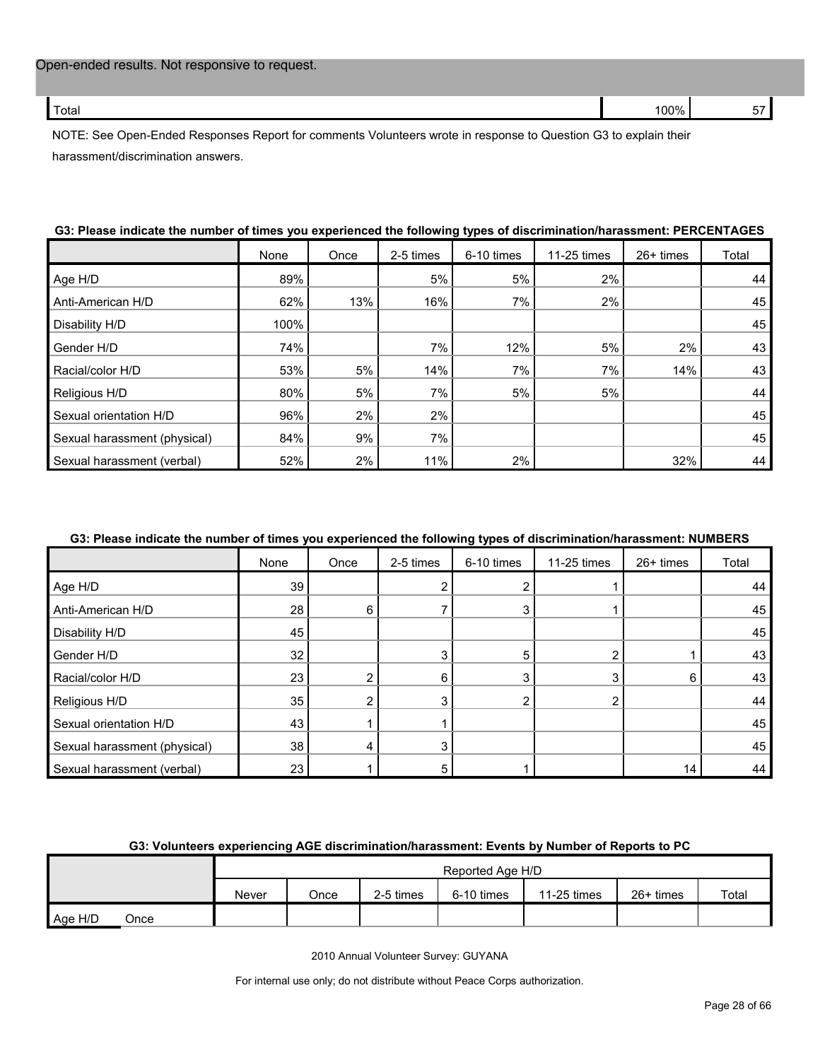Open-ended results. Not responsive to request.

| | | |
|---|---|---|
| Total | 100% | 57 |

NOTE: See Open-Ended Responses Report for comments Volunteers wrote in response to Question G3 to explain their harassment/discrimination answers.

**G3: Please indicate the number of times you experienced the following types of discrimination/harassment: PERCENTAGES**

| | None | Once | 2-5 times | 6-10 times | 11-25 times | 26+ times | Total |
|---|---|---|---|---|---|---|---|
| Age H/D | 89% | | 5% | 5% | 2% | | 44 |
| Anti-American H/D | 62% | 13% | 16% | 7% | 2% | | 45 |
| Disability H/D | 100% | | | | | | 45 |
| Gender H/D | 74% | | 7% | 12% | 5% | 2% | 43 |
| Racial/color H/D | 53% | 5% | 14% | 7% | 7% | 14% | 43 |
| Religious H/D | 80% | 5% | 7% | 5% | 5% | | 44 |
| Sexual orientation H/D | 96% | 2% | 2% | | | | 45 |
| Sexual harassment (physical) | 84% | 9% | 7% | | | | 45 |
| Sexual harassment (verbal) | 52% | 2% | 11% | 2% | | 32% | 44 |

**G3: Please indicate the number of times you experienced the following types of discrimination/harassment: NUMBERS**

| | None | Once | 2-5 times | 6-10 times | 11-25 times | 26+ times | Total |
|---|---|---|---|---|---|---|---|
| Age H/D | 39 | | 2 | 2 | 1 | | 44 |
| Anti-American H/D | 28 | 6 | 7 | 3 | 1 | | 45 |
| Disability H/D | 45 | | | | | | 45 |
| Gender H/D | 32 | | 3 | 5 | 2 | 1 | 43 |
| Racial/color H/D | 23 | 2 | 6 | 3 | 3 | 6 | 43 |
| Religious H/D | 35 | 2 | 3 | 2 | 2 | | 44 |
| Sexual orientation H/D | 43 | 1 | 1 | | | | 45 |
| Sexual harassment (physical) | 38 | 4 | 3 | | | | 45 |
| Sexual harassment (verbal) | 23 | 1 | 5 | 1 | | 14 | 44 |

**G3: Volunteers experiencing AGE discrimination/harassment: Events by Number of Reports to PC**

| | | Reported Age H/D | | | | | | |
|---|---|---|---|---|---|---|---|---|
| | | Never | Once | 2-5 times | 6-10 times | 11-25 times | 26+ times | Total |
| Age H/D | Once | | | | | | | |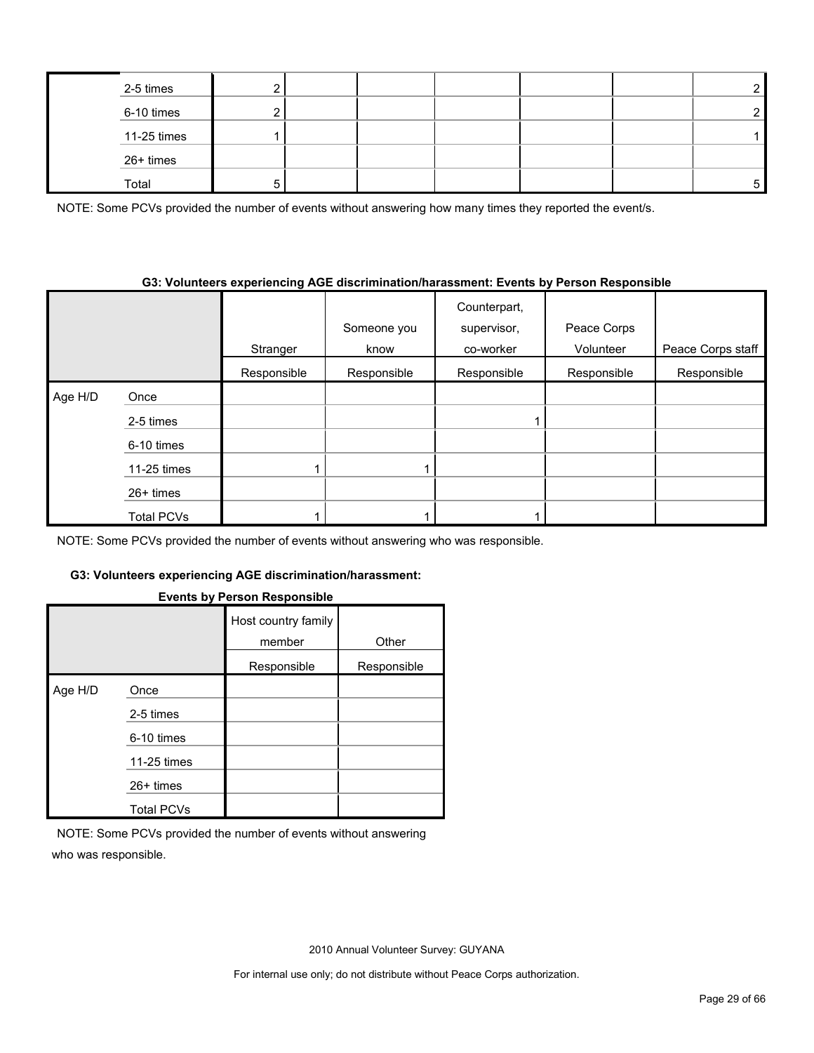| | | | | | | | |
|---|---|---|---|---|---|---|---|
| | 2-5 times | 2 | | | | | 2 |
| | 6-10 times | 2 | | | | | 2 |
| | 11-25 times | 1 | | | | | 1 |
| | 26+ times | | | | | | |
| | Total | 5 | | | | | 5 |

NOTE: Some PCVs provided the number of events without answering how many times they reported the event/s.

**G3: Volunteers experiencing AGE discrimination/harassment: Events by Person Responsible**

| | | Stranger | Someone you know | Counterpart, supervisor, co-worker | Peace Corps Volunteer | Peace Corps staff |
|---|---|---|---|---|---|---|
| | | Responsible | Responsible | Responsible | Responsible | Responsible |
| Age H/D | Once | | | | | |
| | 2-5 times | | | 1 | | |
| | 6-10 times | | | | | |
| | 11-25 times | 1 | 1 | | | |
| | 26+ times | | | | | |
| | Total PCVs | 1 | 1 | 1 | | |

NOTE: Some PCVs provided the number of events without answering who was responsible.

**G3: Volunteers experiencing AGE discrimination/harassment: Events by Person Responsible**

| | | Host country family member | Other |
|---|---|---|---|
| | | Responsible | Responsible |
| Age H/D | Once | | |
| | 2-5 times | | |
| | 6-10 times | | |
| | 11-25 times | | |
| | 26+ times | | |
| | Total PCVs | | |

NOTE: Some PCVs provided the number of events without answering who was responsible.

2010 Annual Volunteer Survey: GUYANA

For internal use only; do not distribute without Peace Corps authorization.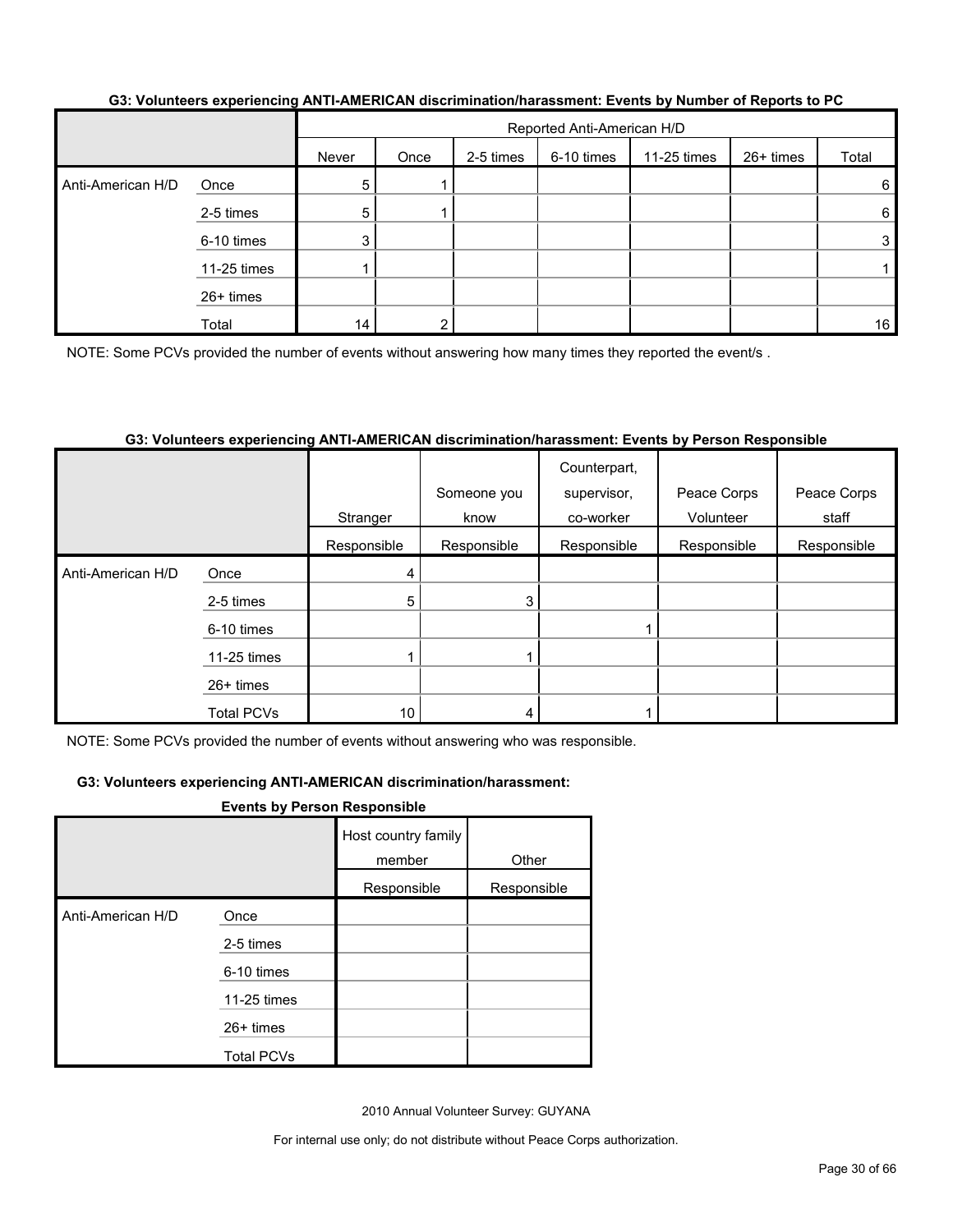**G3: Volunteers experiencing ANTI-AMERICAN discrimination/harassment: Events by Number of Reports to PC**

| | | Reported Anti-American H/D | | | | | | |
|---|---|---|---|---|---|---|---|---|
| | | Never | Once | 2-5 times | 6-10 times | 11-25 times | 26+ times | Total |
| Anti-American H/D | Once | 5 | 1 | | | | | 6 |
| | 2-5 times | 5 | 1 | | | | | 6 |
| | 6-10 times | 3 | | | | | | 3 |
| | 11-25 times | 1 | | | | | | 1 |
| | 26+ times | | | | | | | |
| | Total | 14 | 2 | | | | | 16 |

NOTE: Some PCVs provided the number of events without answering how many times they reported the event/s .

**G3: Volunteers experiencing ANTI-AMERICAN discrimination/harassment: Events by Person Responsible**

| | | Stranger | Someone you know | Counterpart, supervisor, co-worker | Peace Corps Volunteer | Peace Corps staff |
|---|---|---|---|---|---|---|
| | | Responsible | Responsible | Responsible | Responsible | Responsible |
| Anti-American H/D | Once | 4 | | | | |
| | 2-5 times | 5 | 3 | | | |
| | 6-10 times | | | 1 | | |
| | 11-25 times | 1 | 1 | | | |
| | 26+ times | | | | | |
| | Total PCVs | 10 | 4 | 1 | | |

NOTE: Some PCVs provided the number of events without answering who was responsible.

**G3: Volunteers experiencing ANTI-AMERICAN discrimination/harassment: Events by Person Responsible**

| | | Host country family member | Other |
|---|---|---|---|
| | | Responsible | Responsible |
| Anti-American H/D | Once | | |
| | 2-5 times | | |
| | 6-10 times | | |
| | 11-25 times | | |
| | 26+ times | | |
| | Total PCVs | | |

2010 Annual Volunteer Survey: GUYANA

For internal use only; do not distribute without Peace Corps authorization.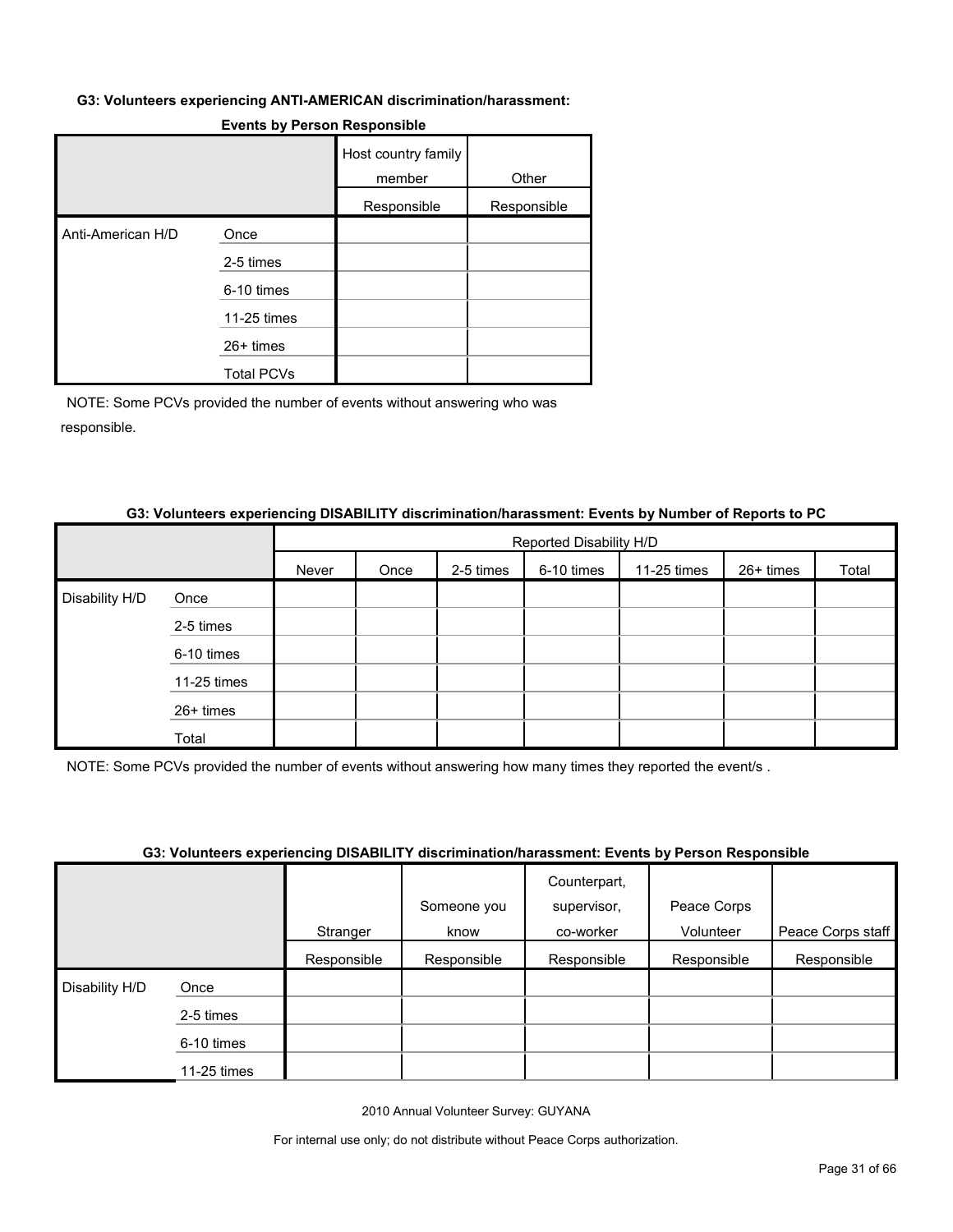**G3: Volunteers experiencing ANTI-AMERICAN discrimination/harassment: Events by Person Responsible**

| | | Host country family member | Other |
|---|---|---|---|
| | | Responsible | Responsible |
| Anti-American H/D | Once | | |
| | 2-5 times | | |
| | 6-10 times | | |
| | 11-25 times | | |
| | 26+ times | | |
| | Total PCVs | | |

NOTE: Some PCVs provided the number of events without answering who was responsible.

**G3: Volunteers experiencing DISABILITY discrimination/harassment: Events by Number of Reports to PC**

| | | Reported Disability H/D | | | | | | |
|---|---|---|---|---|---|---|---|---|
| | | Never | Once | 2-5 times | 6-10 times | 11-25 times | 26+ times | Total |
| Disability H/D | Once | | | | | | | |
| | 2-5 times | | | | | | | |
| | 6-10 times | | | | | | | |
| | 11-25 times | | | | | | | |
| | 26+ times | | | | | | | |
| | Total | | | | | | | |

NOTE: Some PCVs provided the number of events without answering how many times they reported the event/s .

**G3: Volunteers experiencing DISABILITY discrimination/harassment: Events by Person Responsible**

| | | Stranger | Someone you know | Counterpart, supervisor, co-worker | Peace Corps Volunteer | Peace Corps staff |
|---|---|---|---|---|---|---|
| | | Responsible | Responsible | Responsible | Responsible | Responsible |
| Disability H/D | Once | | | | | |
| | 2-5 times | | | | | |
| | 6-10 times | | | | | |
| | 11-25 times | | | | | |

2010 Annual Volunteer Survey: GUYANA

For internal use only; do not distribute without Peace Corps authorization.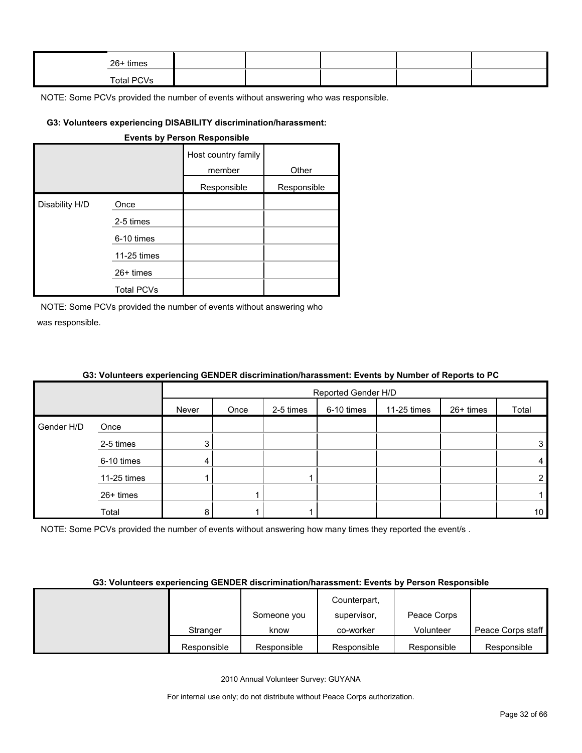| | | | | | | |
|---|---|---|---|---|---|---|
| | 26+ times | | | | | |
| | Total PCVs | | | | | |

NOTE: Some PCVs provided the number of events without answering who was responsible.

#### G3: Volunteers experiencing DISABILITY discrimination/harassment: Events by Person Responsible

| | | Host country family member | Other |
|---|---|---|---|
| | | Responsible | Responsible |
| Disability H/D | Once | | |
| | 2-5 times | | |
| | 6-10 times | | |
| | 11-25 times | | |
| | 26+ times | | |
| | Total PCVs | | |

NOTE: Some PCVs provided the number of events without answering who was responsible.

#### G3: Volunteers experiencing GENDER discrimination/harassment: Events by Number of Reports to PC

| | | Reported Gender H/D | | | | | | |
|---|---|---|---|---|---|---|---|---|
| | | Never | Once | 2-5 times | 6-10 times | 11-25 times | 26+ times | Total |
| Gender H/D | Once | | | | | | | |
| | 2-5 times | 3 | | | | | | 3 |
| | 6-10 times | 4 | | | | | | 4 |
| | 11-25 times | 1 | | 1 | | | | 2 |
| | 26+ times | | 1 | | | | | 1 |
| | Total | 8 | 1 | 1 | | | | 10 |

NOTE: Some PCVs provided the number of events without answering how many times they reported the event/s .

#### G3: Volunteers experiencing GENDER discrimination/harassment: Events by Person Responsible

| | Stranger | Someone you know | Counterpart, supervisor, co-worker | Peace Corps Volunteer | Peace Corps staff |
|---|---|---|---|---|---|
| | Responsible | Responsible | Responsible | Responsible | Responsible |

2010 Annual Volunteer Survey: GUYANA

For internal use only; do not distribute without Peace Corps authorization.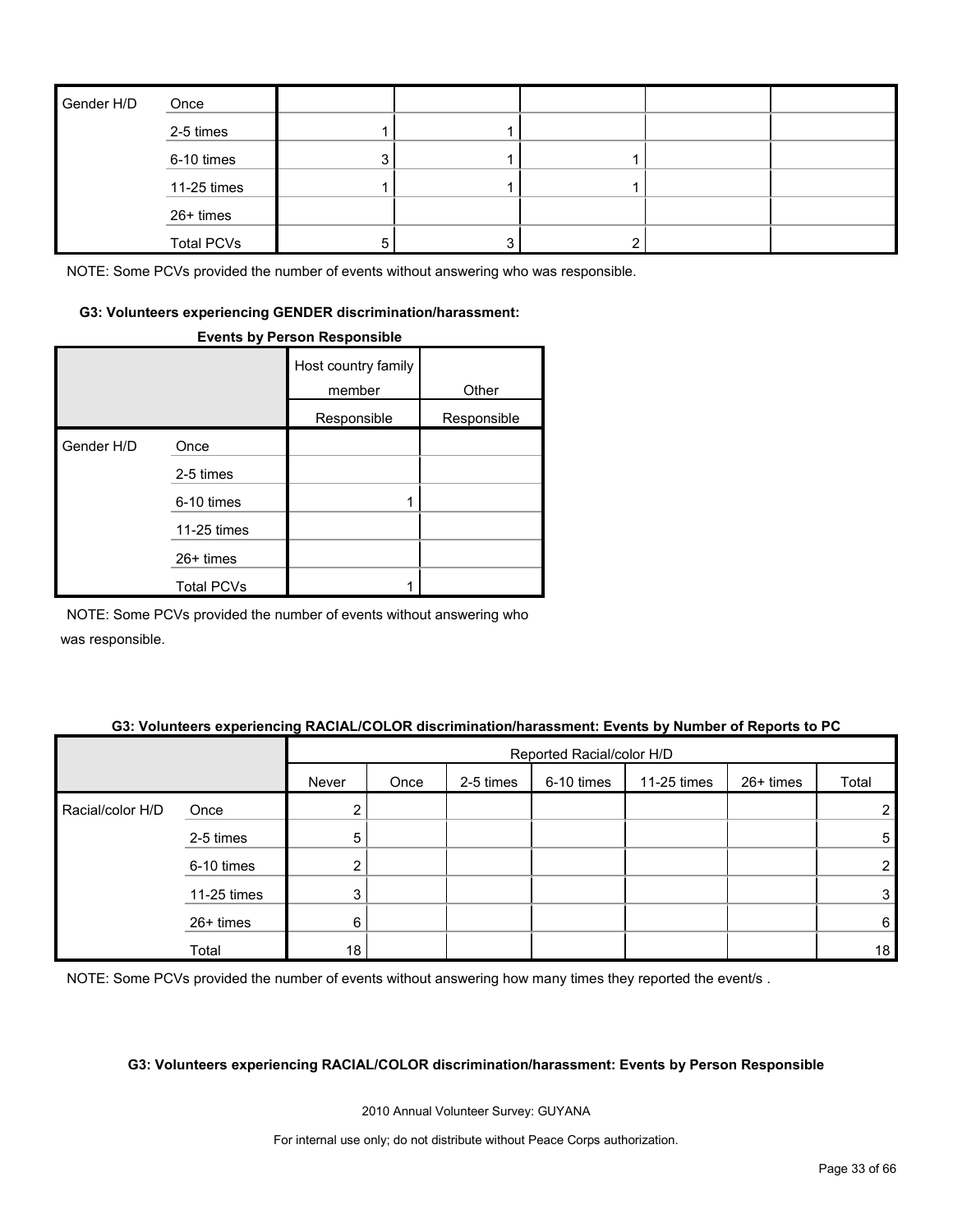| | | | | | | |
|---|---|---|---|---|---|---|
| Gender H/D | Once | | | | | |
| | 2-5 times | 1 | 1 | | | |
| | 6-10 times | 3 | 1 | 1 | | |
| | 11-25 times | 1 | 1 | 1 | | |
| | 26+ times | | | | | |
| | Total PCVs | 5 | 3 | 2 | | |

NOTE: Some PCVs provided the number of events without answering who was responsible.

**G3: Volunteers experiencing GENDER discrimination/harassment: Events by Person Responsible**

| | | Host country family member | Other |
|---|---|---|---|
| | | Responsible | Responsible |
| Gender H/D | Once | | |
| | 2-5 times | | |
| | 6-10 times | 1 | |
| | 11-25 times | | |
| | 26+ times | | |
| | Total PCVs | 1 | |

NOTE: Some PCVs provided the number of events without answering who was responsible.

**G3: Volunteers experiencing RACIAL/COLOR discrimination/harassment: Events by Number of Reports to PC**

| | | Reported Racial/color H/D | | | | | | |
|---|---|---|---|---|---|---|---|---|
| | | Never | Once | 2-5 times | 6-10 times | 11-25 times | 26+ times | Total |
| Racial/color H/D | Once | 2 | | | | | | 2 |
| | 2-5 times | 5 | | | | | | 5 |
| | 6-10 times | 2 | | | | | | 2 |
| | 11-25 times | 3 | | | | | | 3 |
| | 26+ times | 6 | | | | | | 6 |
| | Total | 18 | | | | | | 18 |

NOTE: Some PCVs provided the number of events without answering how many times they reported the event/s .

**G3: Volunteers experiencing RACIAL/COLOR discrimination/harassment: Events by Person Responsible**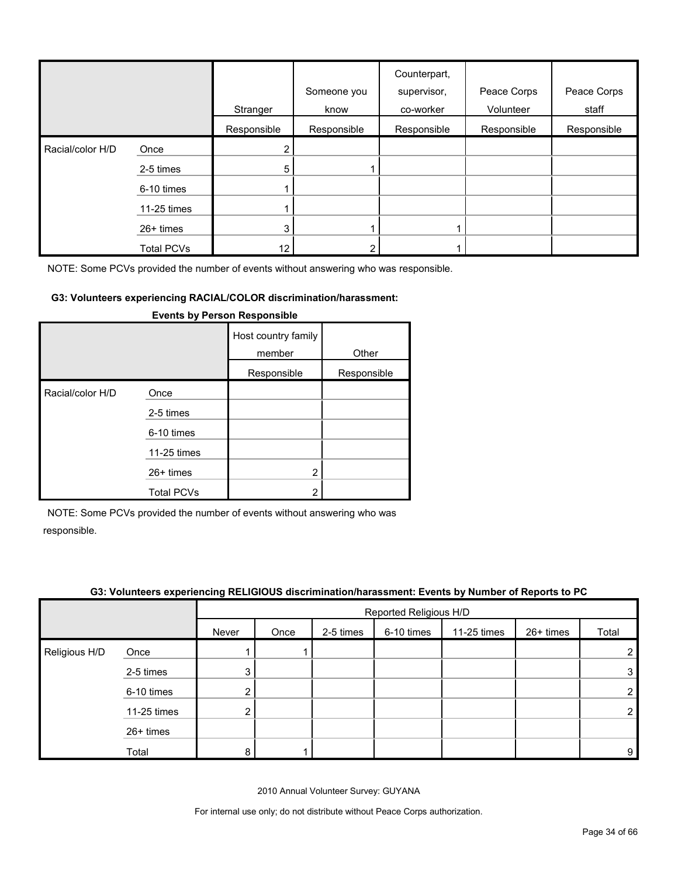| | | Stranger | Someone you know | Counterpart, supervisor, co-worker | Peace Corps Volunteer | Peace Corps staff |
|---|---|---|---|---|---|---|
| | | Responsible | Responsible | Responsible | Responsible | Responsible |
| Racial/color H/D | Once | 2 | | | | |
| | 2-5 times | 5 | 1 | | | |
| | 6-10 times | 1 | | | | |
| | 11-25 times | 1 | | | | |
| | 26+ times | 3 | 1 | 1 | | |
| | Total PCVs | 12 | 2 | 1 | | |

NOTE: Some PCVs provided the number of events without answering who was responsible.

**G3: Volunteers experiencing RACIAL/COLOR discrimination/harassment: Events by Person Responsible**

| | | Host country family member | Other |
|---|---|---|---|
| | | Responsible | Responsible |
| Racial/color H/D | Once | | |
| | 2-5 times | | |
| | 6-10 times | | |
| | 11-25 times | | |
| | 26+ times | 2 | |
| | Total PCVs | 2 | |

NOTE: Some PCVs provided the number of events without answering who was responsible.

**G3: Volunteers experiencing RELIGIOUS discrimination/harassment: Events by Number of Reports to PC**

| | | Reported Religious H/D | | | | | | |
|---|---|---|---|---|---|---|---|---|
| | | Never | Once | 2-5 times | 6-10 times | 11-25 times | 26+ times | Total |
| Religious H/D | Once | 1 | 1 | | | | | 2 |
| | 2-5 times | 3 | | | | | | 3 |
| | 6-10 times | 2 | | | | | | 2 |
| | 11-25 times | 2 | | | | | | 2 |
| | 26+ times | | | | | | | |
| | Total | 8 | 1 | | | | | 9 |

2010 Annual Volunteer Survey: GUYANA

For internal use only; do not distribute without Peace Corps authorization.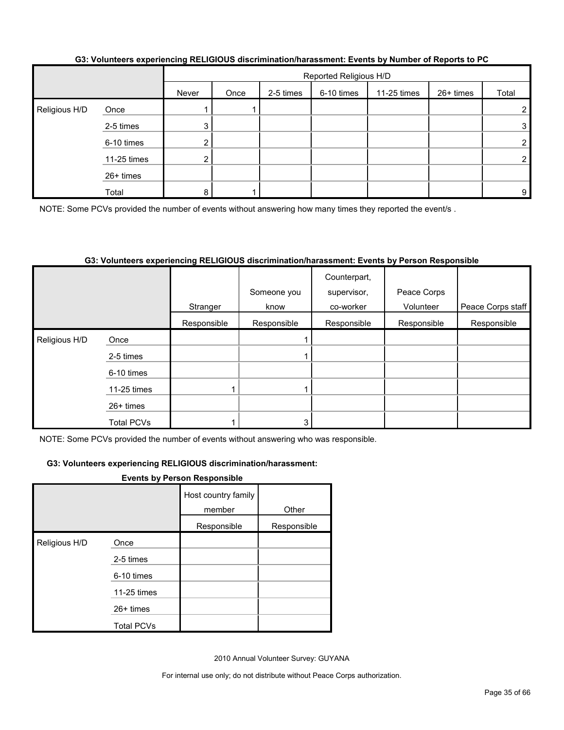**G3: Volunteers experiencing RELIGIOUS discrimination/harassment: Events by Number of Reports to PC**

| | | Reported Religious H/D | | | | | | |
|---|---|---|---|---|---|---|---|---|
| | | Never | Once | 2-5 times | 6-10 times | 11-25 times | 26+ times | Total |
| Religious H/D | Once | 1 | 1 | | | | | 2 |
| | 2-5 times | 3 | | | | | | 3 |
| | 6-10 times | 2 | | | | | | 2 |
| | 11-25 times | 2 | | | | | | 2 |
| | 26+ times | | | | | | | |
| | Total | 8 | 1 | | | | | 9 |

NOTE: Some PCVs provided the number of events without answering how many times they reported the event/s .

**G3: Volunteers experiencing RELIGIOUS discrimination/harassment: Events by Person Responsible**

| | | Stranger | Someone you know | Counterpart, supervisor, co-worker | Peace Corps Volunteer | Peace Corps staff |
|---|---|---|---|---|---|---|
| | | Responsible | Responsible | Responsible | Responsible | Responsible |
| Religious H/D | Once | | 1 | | | |
| | 2-5 times | | 1 | | | |
| | 6-10 times | | | | | |
| | 11-25 times | 1 | 1 | | | |
| | 26+ times | | | | | |
| | Total PCVs | 1 | 3 | | | |

NOTE: Some PCVs provided the number of events without answering who was responsible.

**G3: Volunteers experiencing RELIGIOUS discrimination/harassment: Events by Person Responsible**

| | | Host country family member | Other |
|---|---|---|---|
| | | Responsible | Responsible |
| Religious H/D | Once | | |
| | 2-5 times | | |
| | 6-10 times | | |
| | 11-25 times | | |
| | 26+ times | | |
| | Total PCVs | | |

2010 Annual Volunteer Survey: GUYANA

For internal use only; do not distribute without Peace Corps authorization.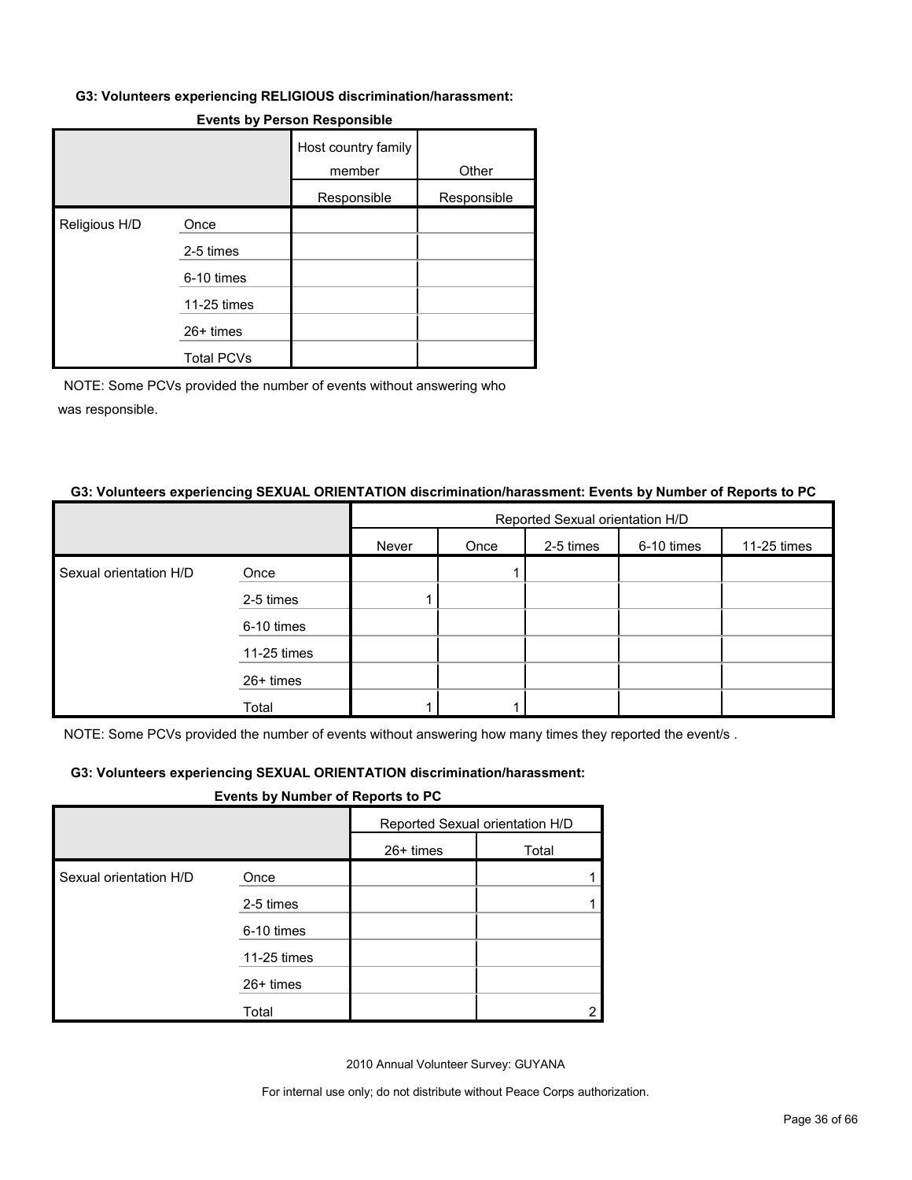**G3: Volunteers experiencing RELIGIOUS discrimination/harassment:**

**Events by Person Responsible**

| | | Host country family member | Other |
|---|---|---|---|
| | | Responsible | Responsible |
| Religious H/D | Once | | |
| | 2-5 times | | |
| | 6-10 times | | |
| | 11-25 times | | |
| | 26+ times | | |
| | Total PCVs | | |

NOTE: Some PCVs provided the number of events without answering who was responsible.

**G3: Volunteers experiencing SEXUAL ORIENTATION discrimination/harassment: Events by Number of Reports to PC**

| | | Reported Sexual orientation H/D | | | | | | |
|---|---|---|---|---|---|---|---|---|
| | | Never | Once | 2-5 times | 6-10 times | 11-25 times | 26+ times | Total |
| Sexual orientation H/D | Once | | 1 | | | | | 1 |
| | 2-5 times | 1 | | | | | | 1 |
| | 6-10 times | | | | | | | |
| | 11-25 times | | | | | | | |
| | 26+ times | | | | | | | |
| | Total | 1 | 1 | | | | | 2 |

NOTE: Some PCVs provided the number of events without answering how many times they reported the event/s .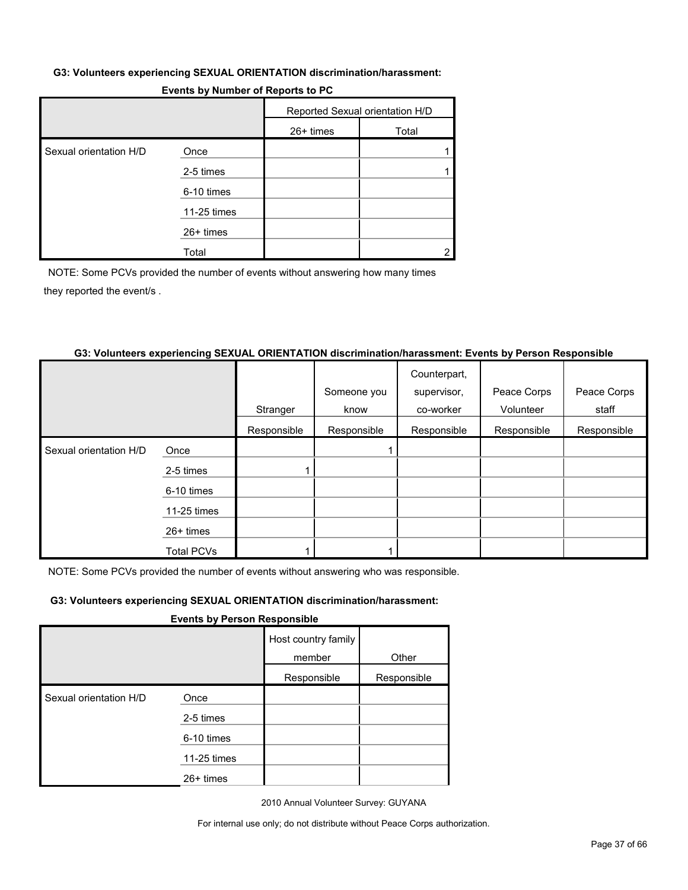**G3: Volunteers experiencing SEXUAL ORIENTATION discrimination/harassment:**

**Events by Number of Reports to PC**

| | | Reported Sexual orientation H/D | |
|---|---|---|---|
| | | 26+ times | Total |
| Sexual orientation H/D | Once | | 1 |
| | 2-5 times | | 1 |
| | 6-10 times | | |
| | 11-25 times | | |
| | 26+ times | | |
| | Total | | 2 |

NOTE: Some PCVs provided the number of events without answering how many times they reported the event/s .

**G3: Volunteers experiencing SEXUAL ORIENTATION discrimination/harassment: Events by Person Responsible**

| | | Stranger | Someone you know | Counterpart, supervisor, co-worker | Peace Corps Volunteer | Peace Corps staff |
|---|---|---|---|---|---|---|
| | | Responsible | Responsible | Responsible | Responsible | Responsible |
| Sexual orientation H/D | Once | | 1 | | | |
| | 2-5 times | 1 | | | | |
| | 6-10 times | | | | | |
| | 11-25 times | | | | | |
| | 26+ times | | | | | |
| | Total PCVs | 1 | 1 | | | |

NOTE: Some PCVs provided the number of events without answering who was responsible.

**G3: Volunteers experiencing SEXUAL ORIENTATION discrimination/harassment:**

**Events by Person Responsible**

| | | Host country family member | Other |
|---|---|---|---|
| | | Responsible | Responsible |
| Sexual orientation H/D | Once | | |
| | 2-5 times | | |
| | 6-10 times | | |
| | 11-25 times | | |
| | 26+ times | | |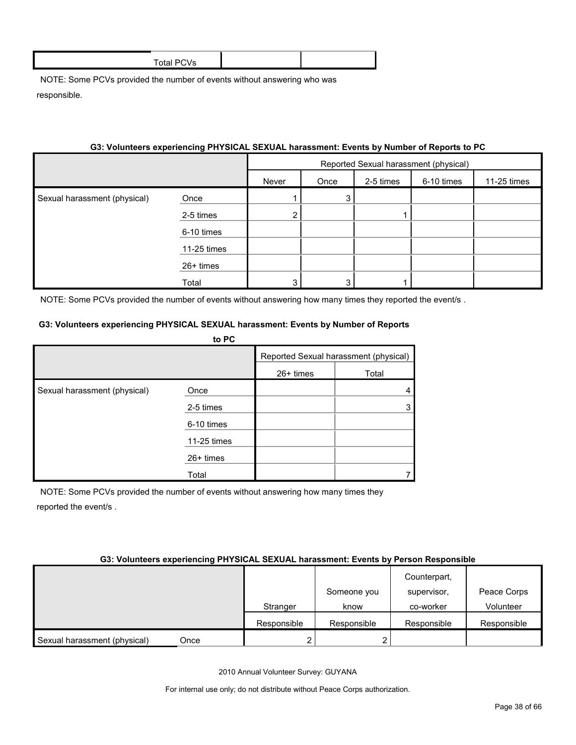| | | |
|---|---|---|
| Total PCVs | | |

NOTE: Some PCVs provided the number of events without answering who was responsible.

**G3: Volunteers experiencing PHYSICAL SEXUAL harassment: Events by Number of Reports to PC**

| | | Reported Sexual harassment (physical) | | | | |
|---|---|---|---|---|---|---|
| | | Never | Once | 2-5 times | 6-10 times | 11-25 times |
| Sexual harassment (physical) | Once | 1 | 3 | | | |
| | 2-5 times | 2 | | 1 | | |
| | 6-10 times | | | | | |
| | 11-25 times | | | | | |
| | 26+ times | | | | | |
| | Total | 3 | 3 | 1 | | |

NOTE: Some PCVs provided the number of events without answering how many times they reported the event/s .

**G3: Volunteers experiencing PHYSICAL SEXUAL harassment: Events by Number of Reports to PC**

| | | Reported Sexual harassment (physical) | |
|---|---|---|---|
| | | 26+ times | Total |
| Sexual harassment (physical) | Once | | 4 |
| | 2-5 times | | 3 |
| | 6-10 times | | |
| | 11-25 times | | |
| | 26+ times | | |
| | Total | | 7 |

NOTE: Some PCVs provided the number of events without answering how many times they reported the event/s .

**G3: Volunteers experiencing PHYSICAL SEXUAL harassment: Events by Person Responsible**

| | | Stranger | Someone you know | Counterpart, supervisor, co-worker | Peace Corps Volunteer |
|---|---|---|---|---|---|
| | | Responsible | Responsible | Responsible | Responsible |
| Sexual harassment (physical) | Once | 2 | 2 | | |

2010 Annual Volunteer Survey: GUYANA

For internal use only; do not distribute without Peace Corps authorization.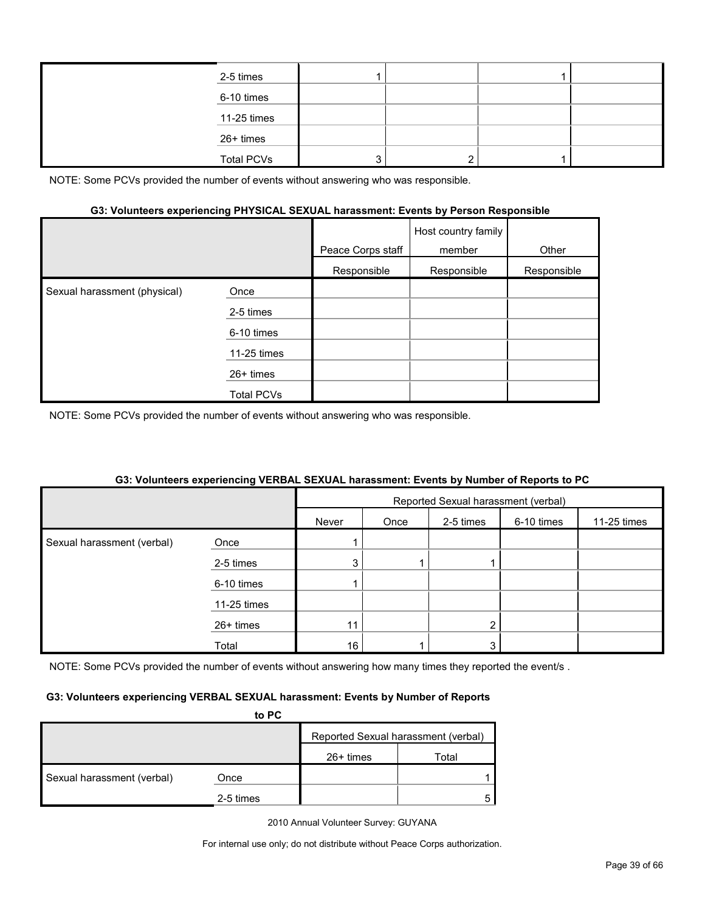| | | | | | |
|---|---|---|---|---|---|
| | 2-5 times | 1 | | 1 | |
| | 6-10 times | | | | |
| | 11-25 times | | | | |
| | 26+ times | | | | |
| | Total PCVs | 3 | 2 | 1 | |

NOTE: Some PCVs provided the number of events without answering who was responsible.

#### G3: Volunteers experiencing PHYSICAL SEXUAL harassment: Events by Person Responsible

| | | Peace Corps staff | Host country family member | Other |
|---|---|---|---|---|
| | | Responsible | Responsible | Responsible |
| Sexual harassment (physical) | Once | | | |
| | 2-5 times | | | |
| | 6-10 times | | | |
| | 11-25 times | | | |
| | 26+ times | | | |
| | Total PCVs | | | |

NOTE: Some PCVs provided the number of events without answering who was responsible.

#### G3: Volunteers experiencing VERBAL SEXUAL harassment: Events by Number of Reports to PC

| | | Reported Sexual harassment (verbal) | | | | | | |
|---|---|---|---|---|---|---|---|---|
| | | Never | Once | 2-5 times | 6-10 times | 11-25 times | 26+ times | Total |
| Sexual harassment (verbal) | Once | 1 | | | | | | 1 |
| | 2-5 times | 3 | 1 | 1 | | | | 5 |
| | 6-10 times | 1 | | | | | | |
| | 11-25 times | | | | | | | |
| | 26+ times | 11 | | 2 | | | | |
| | Total | 16 | 1 | 3 | | | | |

NOTE: Some PCVs provided the number of events without answering how many times they reported the event/s .

2010 Annual Volunteer Survey: GUYANA

For internal use only; do not distribute without Peace Corps authorization.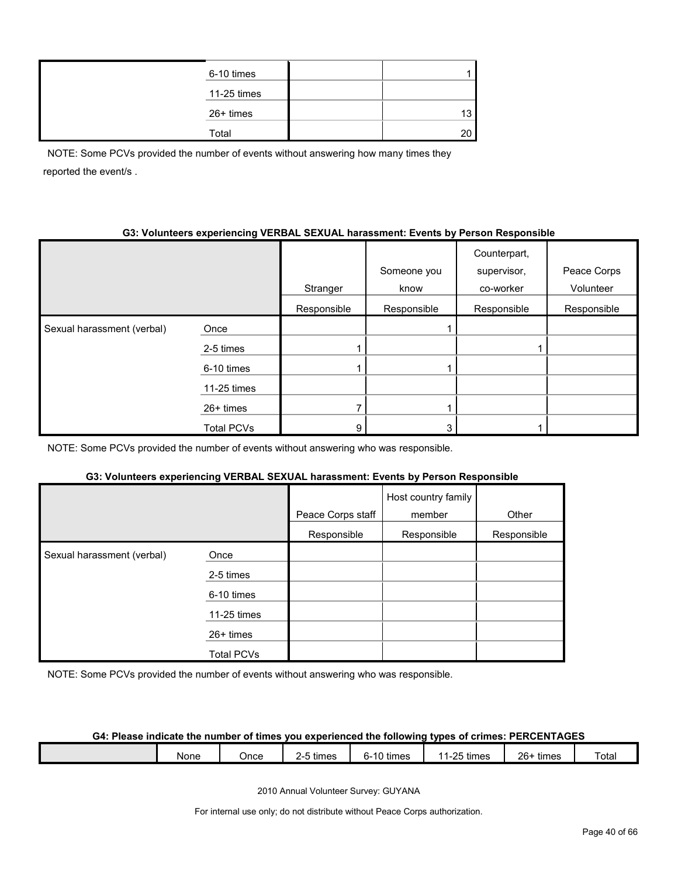| | | | |
|---|---|---|---|
| | 6-10 times | | 1 |
| | 11-25 times | | |
| | 26+ times | | 13 |
| | Total | | 20 |

NOTE: Some PCVs provided the number of events without answering how many times they reported the event/s .

**G3: Volunteers experiencing VERBAL SEXUAL harassment: Events by Person Responsible**

| | | Stranger | Someone you know | Counterpart, supervisor, co-worker | Peace Corps Volunteer |
|---|---|---|---|---|---|
| | | Responsible | Responsible | Responsible | Responsible |
| Sexual harassment (verbal) | Once | | 1 | | |
| | 2-5 times | 1 | | 1 | |
| | 6-10 times | 1 | 1 | | |
| | 11-25 times | | | | |
| | 26+ times | 7 | 1 | | |
| | Total PCVs | 9 | 3 | 1 | |

NOTE: Some PCVs provided the number of events without answering who was responsible.

**G3: Volunteers experiencing VERBAL SEXUAL harassment: Events by Person Responsible**

| | | Peace Corps staff | Host country family member | Other |
|---|---|---|---|---|
| | | Responsible | Responsible | Responsible |
| Sexual harassment (verbal) | Once | | | |
| | 2-5 times | | | |
| | 6-10 times | | | |
| | 11-25 times | | | |
| | 26+ times | | | |
| | Total PCVs | | | |

NOTE: Some PCVs provided the number of events without answering who was responsible.

**G4: Please indicate the number of times you experienced the following types of crimes: PERCENTAGES**

| | None | Once | 2-5 times | 6-10 times | 11-25 times | 26+ times | Total |
|---|---|---|---|---|---|---|---|

2010 Annual Volunteer Survey: GUYANA

For internal use only; do not distribute without Peace Corps authorization.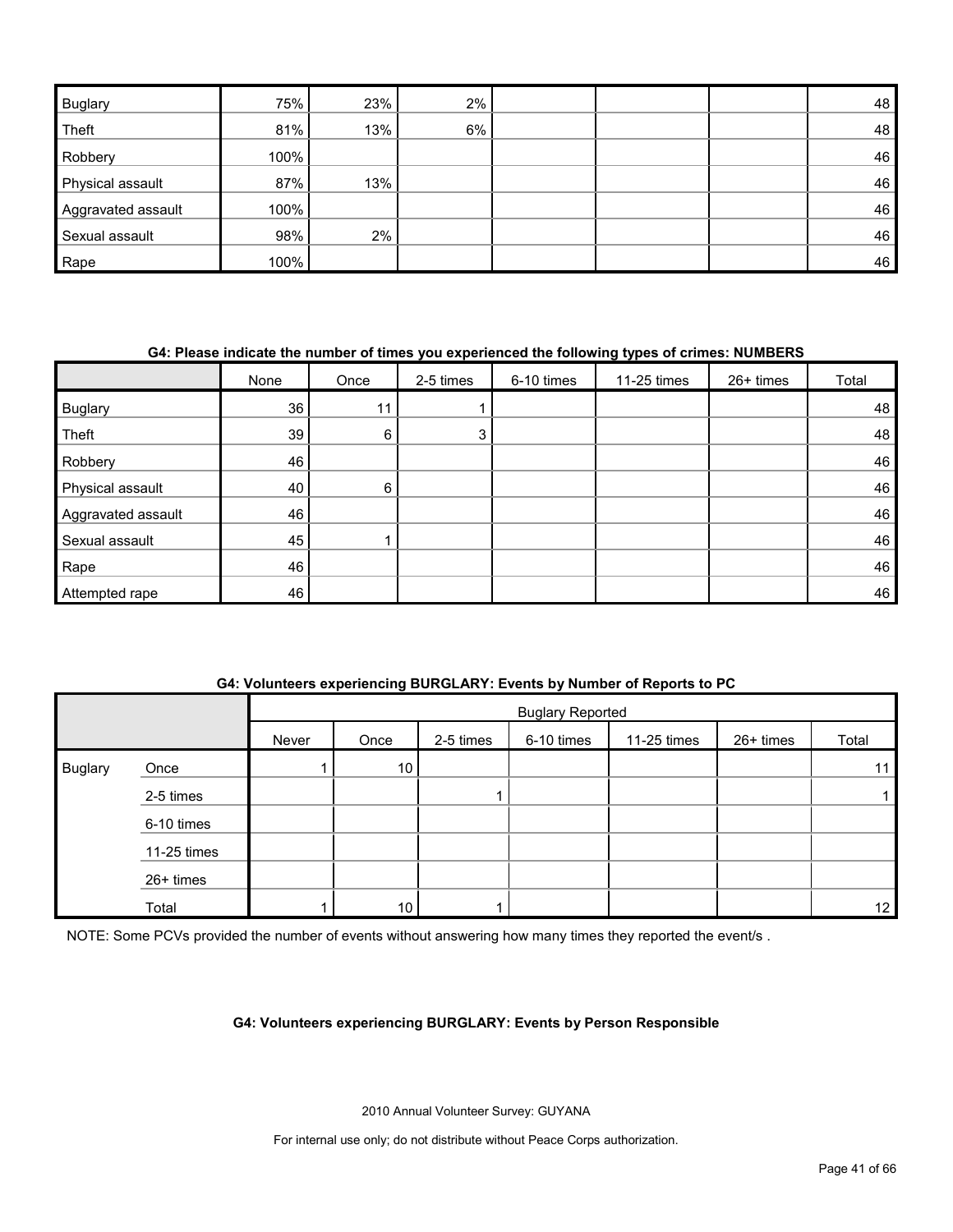| | | | | | | | |
|---|---|---|---|---|---|---|---|
| Buglary | 75% | 23% | 2% | | | | 48 |
| Theft | 81% | 13% | 6% | | | | 48 |
| Robbery | 100% | | | | | | 46 |
| Physical assault | 87% | 13% | | | | | 46 |
| Aggravated assault | 100% | | | | | | 46 |
| Sexual assault | 98% | 2% | | | | | 46 |
| Rape | 100% | | | | | | 46 |

**G4: Please indicate the number of times you experienced the following types of crimes: NUMBERS**

| | None | Once | 2-5 times | 6-10 times | 11-25 times | 26+ times | Total |
|---|---|---|---|---|---|---|---|
| Buglary | 36 | 11 | 1 | | | | 48 |
| Theft | 39 | 6 | 3 | | | | 48 |
| Robbery | 46 | | | | | | 46 |
| Physical assault | 40 | 6 | | | | | 46 |
| Aggravated assault | 46 | | | | | | 46 |
| Sexual assault | 45 | 1 | | | | | 46 |
| Rape | 46 | | | | | | 46 |
| Attempted rape | 46 | | | | | | 46 |

**G4: Volunteers experiencing BURGLARY: Events by Number of Reports to PC**

| | | Buglary Reported | | | | | | |
|---|---|---|---|---|---|---|---|---|
| | | Never | Once | 2-5 times | 6-10 times | 11-25 times | 26+ times | Total |
| Buglary | Once | 1 | 10 | | | | | 11 |
| | 2-5 times | | | 1 | | | | 1 |
| | 6-10 times | | | | | | | |
| | 11-25 times | | | | | | | |
| | 26+ times | | | | | | | |
| | Total | 1 | 10 | 1 | | | | 12 |

NOTE: Some PCVs provided the number of events without answering how many times they reported the event/s .

**G4: Volunteers experiencing BURGLARY: Events by Person Responsible**

2010 Annual Volunteer Survey: GUYANA

For internal use only; do not distribute without Peace Corps authorization.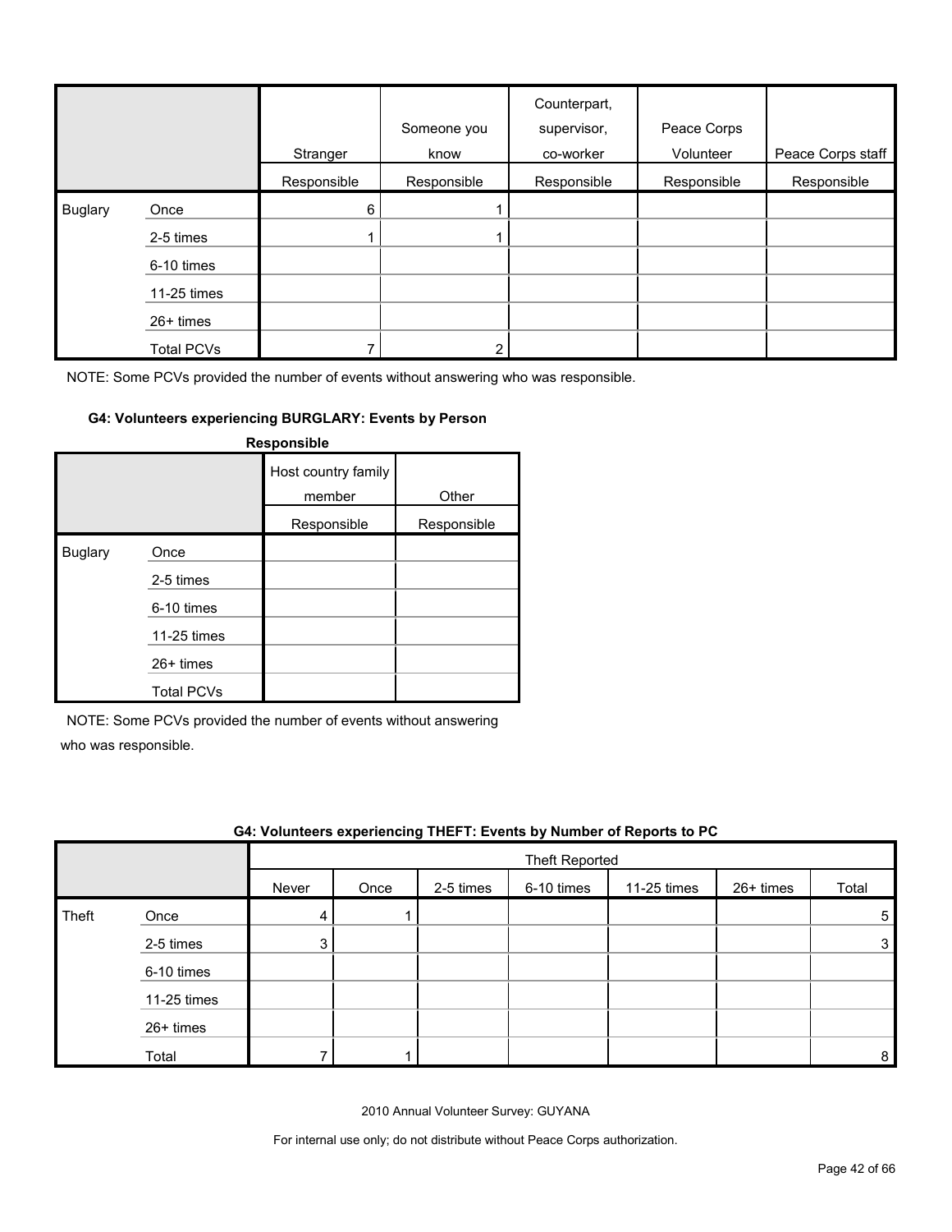| | | Stranger | Someone you know | Counterpart, supervisor, co-worker | Peace Corps Volunteer | Peace Corps staff |
|---|---|---|---|---|---|---|
| | | Responsible | Responsible | Responsible | Responsible | Responsible |
| Buglary | Once | 6 | 1 | | | |
| | 2-5 times | 1 | 1 | | | |
| | 6-10 times | | | | | |
| | 11-25 times | | | | | |
| | 26+ times | | | | | |
| | Total PCVs | 7 | 2 | | | |

NOTE: Some PCVs provided the number of events without answering who was responsible.

**G4: Volunteers experiencing BURGLARY: Events by Person Responsible**

| | | Host country family member | Other |
|---|---|---|---|
| | | Responsible | Responsible |
| Buglary | Once | | |
| | 2-5 times | | |
| | 6-10 times | | |
| | 11-25 times | | |
| | 26+ times | | |
| | Total PCVs | | |

NOTE: Some PCVs provided the number of events without answering who was responsible.

**G4: Volunteers experiencing THEFT: Events by Number of Reports to PC**

| | | Theft Reported | | | | | | |
|---|---|---|---|---|---|---|---|---|
| | | Never | Once | 2-5 times | 6-10 times | 11-25 times | 26+ times | Total |
| Theft | Once | 4 | 1 | | | | | 5 |
| | 2-5 times | 3 | | | | | | 3 |
| | 6-10 times | | | | | | | |
| | 11-25 times | | | | | | | |
| | 26+ times | | | | | | | |
| | Total | 7 | 1 | | | | | 8 |

2010 Annual Volunteer Survey: GUYANA

For internal use only; do not distribute without Peace Corps authorization.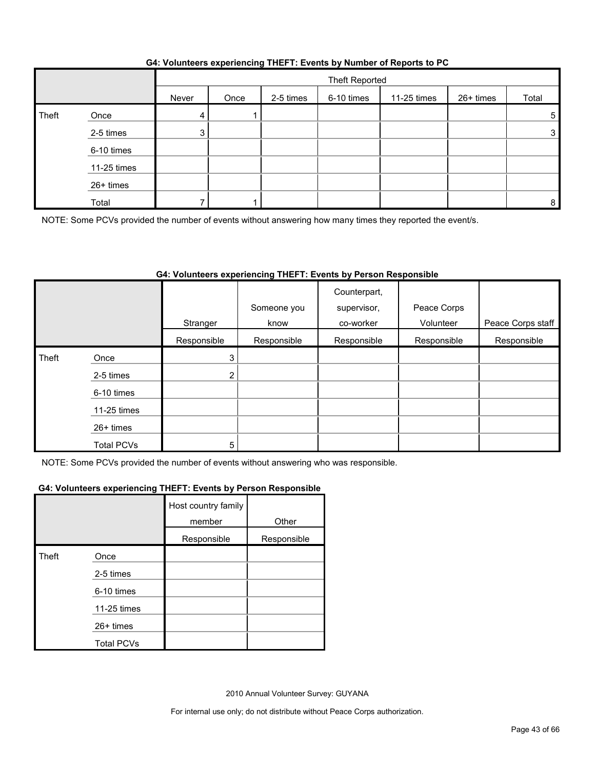### G4: Volunteers experiencing THEFT: Events by Number of Reports to PC

| | | Theft Reported | | | | | | |
|---|---|---|---|---|---|---|---|---|
| | | Never | Once | 2-5 times | 6-10 times | 11-25 times | 26+ times | Total |
| Theft | Once | 4 | 1 | | | | | 5 |
| | 2-5 times | 3 | | | | | | 3 |
| | 6-10 times | | | | | | | |
| | 11-25 times | | | | | | | |
| | 26+ times | | | | | | | |
| | Total | 7 | 1 | | | | | 8 |

NOTE: Some PCVs provided the number of events without answering how many times they reported the event/s.

### G4: Volunteers experiencing THEFT: Events by Person Responsible

| | | Stranger | Someone you know | Counterpart, supervisor, co-worker | Peace Corps Volunteer | Peace Corps staff |
|---|---|---|---|---|---|---|
| | | Responsible | Responsible | Responsible | Responsible | Responsible |
| Theft | Once | 3 | | | | |
| | 2-5 times | 2 | | | | |
| | 6-10 times | | | | | |
| | 11-25 times | | | | | |
| | 26+ times | | | | | |
| | Total PCVs | 5 | | | | |

NOTE: Some PCVs provided the number of events without answering who was responsible.

### G4: Volunteers experiencing THEFT: Events by Person Responsible

| | | Host country family member | Other |
|---|---|---|---|
| | | Responsible | Responsible |
| Theft | Once | | |
| | 2-5 times | | |
| | 6-10 times | | |
| | 11-25 times | | |
| | 26+ times | | |
| | Total PCVs | | |

2010 Annual Volunteer Survey: GUYANA

For internal use only; do not distribute without Peace Corps authorization.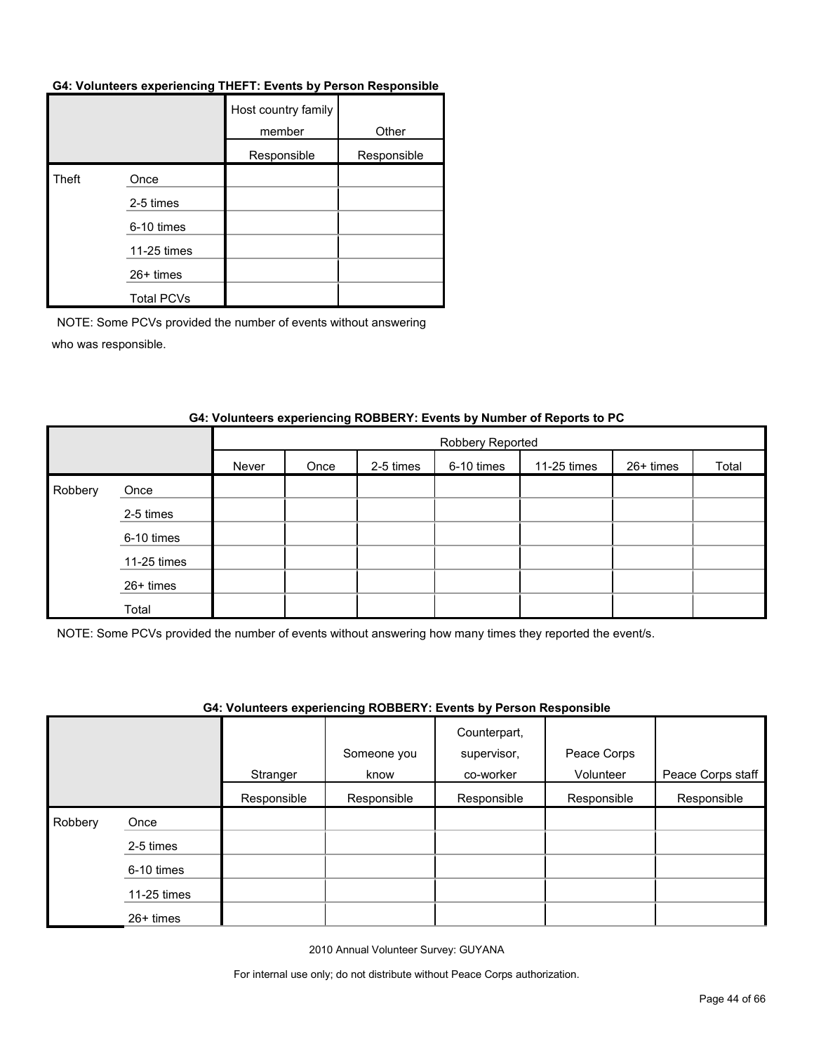**G4: Volunteers experiencing THEFT: Events by Person Responsible**

| | | Host country family member | Other |
|---|---|---|---|
| | | Responsible | Responsible |
| Theft | Once | | |
| | 2-5 times | | |
| | 6-10 times | | |
| | 11-25 times | | |
| | 26+ times | | |
| | Total PCVs | | |

NOTE: Some PCVs provided the number of events without answering who was responsible.

**G4: Volunteers experiencing ROBBERY: Events by Number of Reports to PC**

| | | Robbery Reported | | | | | | |
|---|---|---|---|---|---|---|---|---|
| | | Never | Once | 2-5 times | 6-10 times | 11-25 times | 26+ times | Total |
| Robbery | Once | | | | | | | |
| | 2-5 times | | | | | | | |
| | 6-10 times | | | | | | | |
| | 11-25 times | | | | | | | |
| | 26+ times | | | | | | | |
| | Total | | | | | | | |

NOTE: Some PCVs provided the number of events without answering how many times they reported the event/s.

**G4: Volunteers experiencing ROBBERY: Events by Person Responsible**

| | | Stranger | Someone you know | Counterpart, supervisor, co-worker | Peace Corps Volunteer | Peace Corps staff |
|---|---|---|---|---|---|---|
| | | Responsible | Responsible | Responsible | Responsible | Responsible |
| Robbery | Once | | | | | |
| | 2-5 times | | | | | |
| | 6-10 times | | | | | |
| | 11-25 times | | | | | |
| | 26+ times | | | | | |

2010 Annual Volunteer Survey: GUYANA

For internal use only; do not distribute without Peace Corps authorization.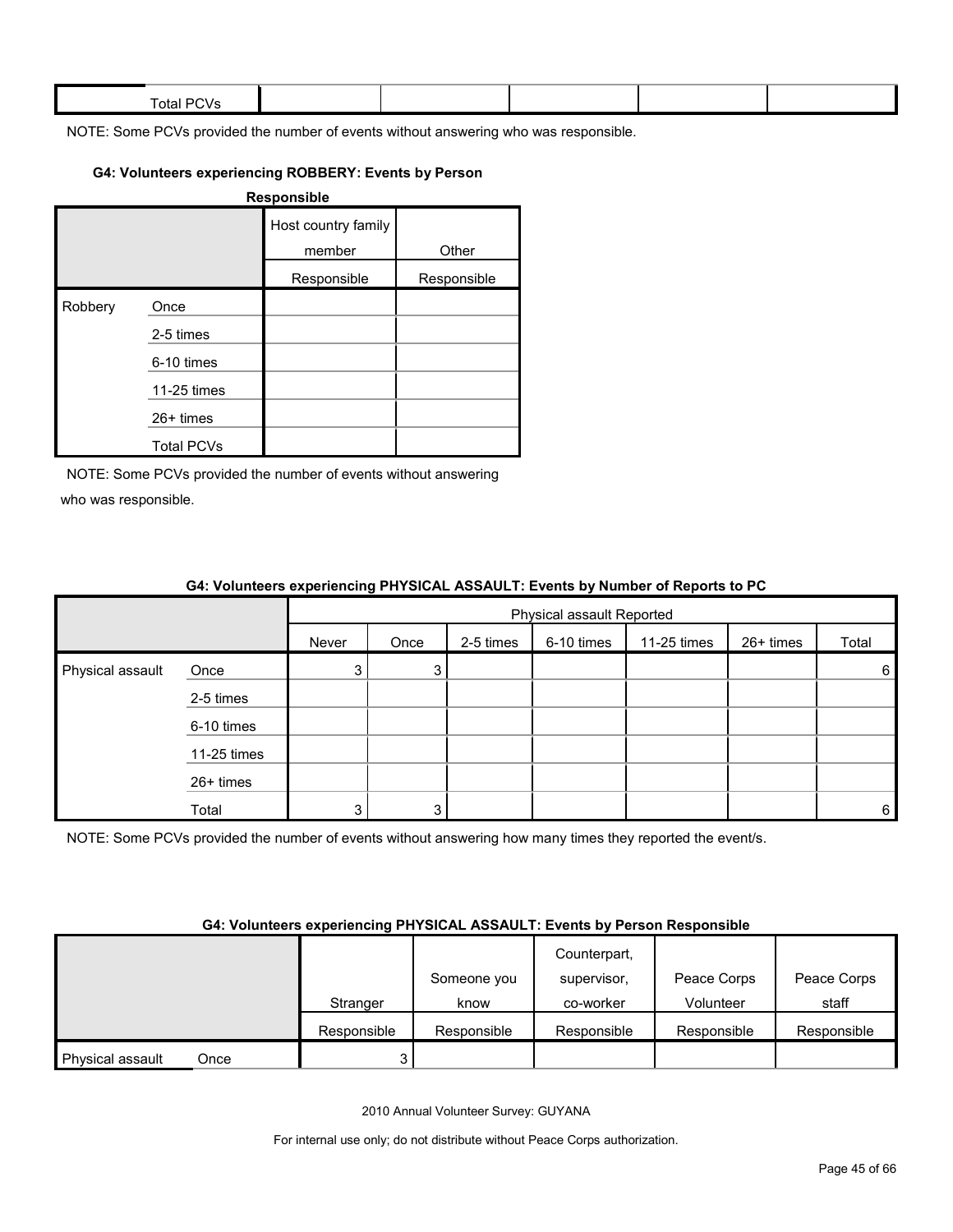| | | | | | | |
|---|---|---|---|---|---|---|
| | Total PCVs | | | | | |

NOTE: Some PCVs provided the number of events without answering who was responsible.

#### G4: Volunteers experiencing ROBBERY: Events by Person Responsible

| | | Host country family member | Other |
|---|---|---|---|
| | | Responsible | Responsible |
| Robbery | Once | | |
| | 2-5 times | | |
| | 6-10 times | | |
| | 11-25 times | | |
| | 26+ times | | |
| | Total PCVs | | |

NOTE: Some PCVs provided the number of events without answering who was responsible.

#### G4: Volunteers experiencing PHYSICAL ASSAULT: Events by Number of Reports to PC

| | | Physical assault Reported | | | | | | |
|---|---|---|---|---|---|---|---|---|
| | | Never | Once | 2-5 times | 6-10 times | 11-25 times | 26+ times | Total |
| Physical assault | Once | 3 | 3 | | | | | 6 |
| | 2-5 times | | | | | | | |
| | 6-10 times | | | | | | | |
| | 11-25 times | | | | | | | |
| | 26+ times | | | | | | | |
| | Total | 3 | 3 | | | | | 6 |

NOTE: Some PCVs provided the number of events without answering how many times they reported the event/s.

#### G4: Volunteers experiencing PHYSICAL ASSAULT: Events by Person Responsible

| | | Stranger | Someone you know | Counterpart, supervisor, co-worker | Peace Corps Volunteer | Peace Corps staff |
|---|---|---|---|---|---|---|
| | | Responsible | Responsible | Responsible | Responsible | Responsible |
| Physical assault | Once | 3 | | | | |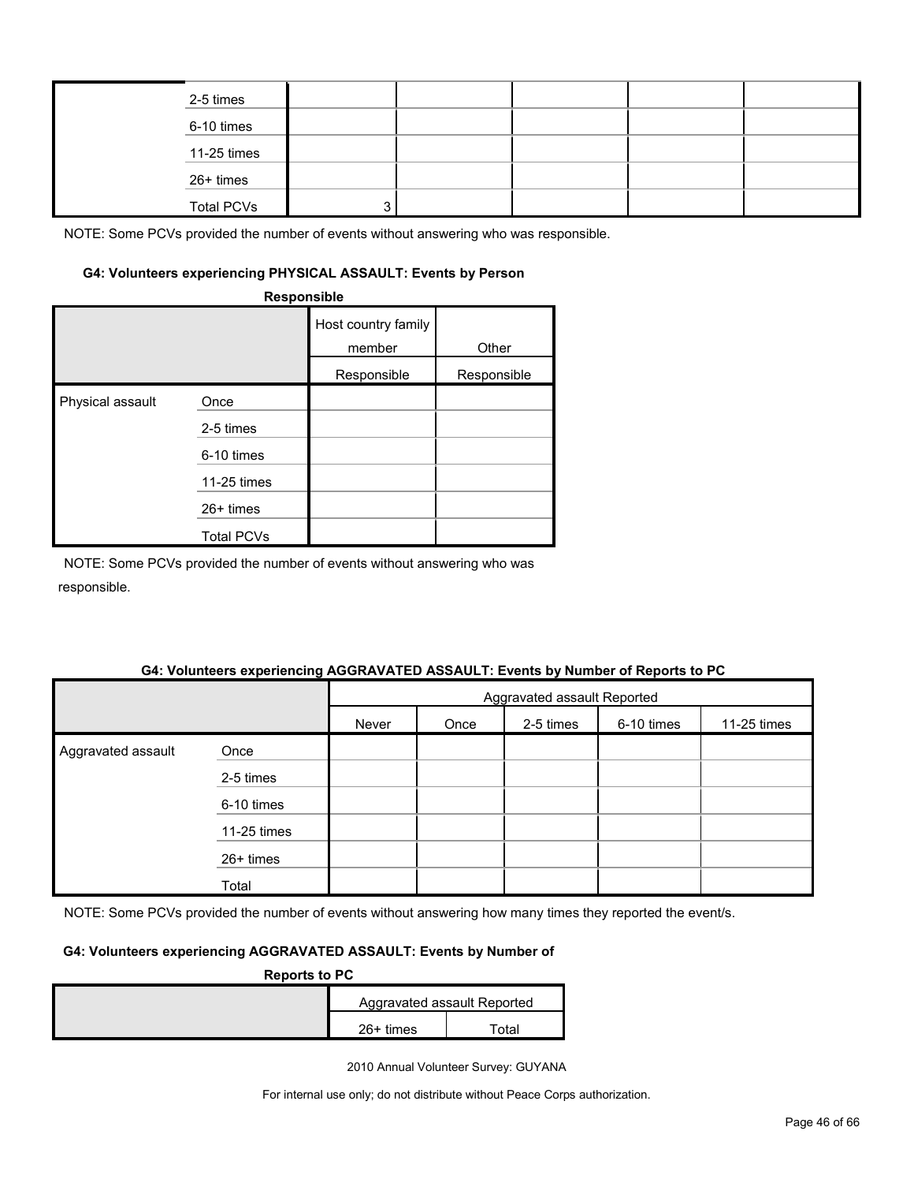| | | | | | | |
|---|---|---|---|---|---|---|
| | 2-5 times | | | | | |
| | 6-10 times | | | | | |
| | 11-25 times | | | | | |
| | 26+ times | | | | | |
| | Total PCVs | 3 | | | | |

NOTE: Some PCVs provided the number of events without answering who was responsible.

#### G4: Volunteers experiencing PHYSICAL ASSAULT: Events by Person Responsible

| | | Host country family member | Other |
|---|---|---|---|
| | | Responsible | Responsible |
| Physical assault | Once | | |
| | 2-5 times | | |
| | 6-10 times | | |
| | 11-25 times | | |
| | 26+ times | | |
| | Total PCVs | | |

NOTE: Some PCVs provided the number of events without answering who was responsible.

#### G4: Volunteers experiencing AGGRAVATED ASSAULT: Events by Number of Reports to PC

| | | Aggravated assault Reported | | | | |
|---|---|---|---|---|---|---|
| | | Never | Once | 2-5 times | 6-10 times | 11-25 times |
| Aggravated assault | Once | | | | | |
| | 2-5 times | | | | | |
| | 6-10 times | | | | | |
| | 11-25 times | | | | | |
| | 26+ times | | | | | |
| | Total | | | | | |

NOTE: Some PCVs provided the number of events without answering how many times they reported the event/s.

#### G4: Volunteers experiencing AGGRAVATED ASSAULT: Events by Number of Reports to PC

| | Aggravated assault Reported | |
|---|---|---|
| | 26+ times | Total |

2010 Annual Volunteer Survey: GUYANA

For internal use only; do not distribute without Peace Corps authorization.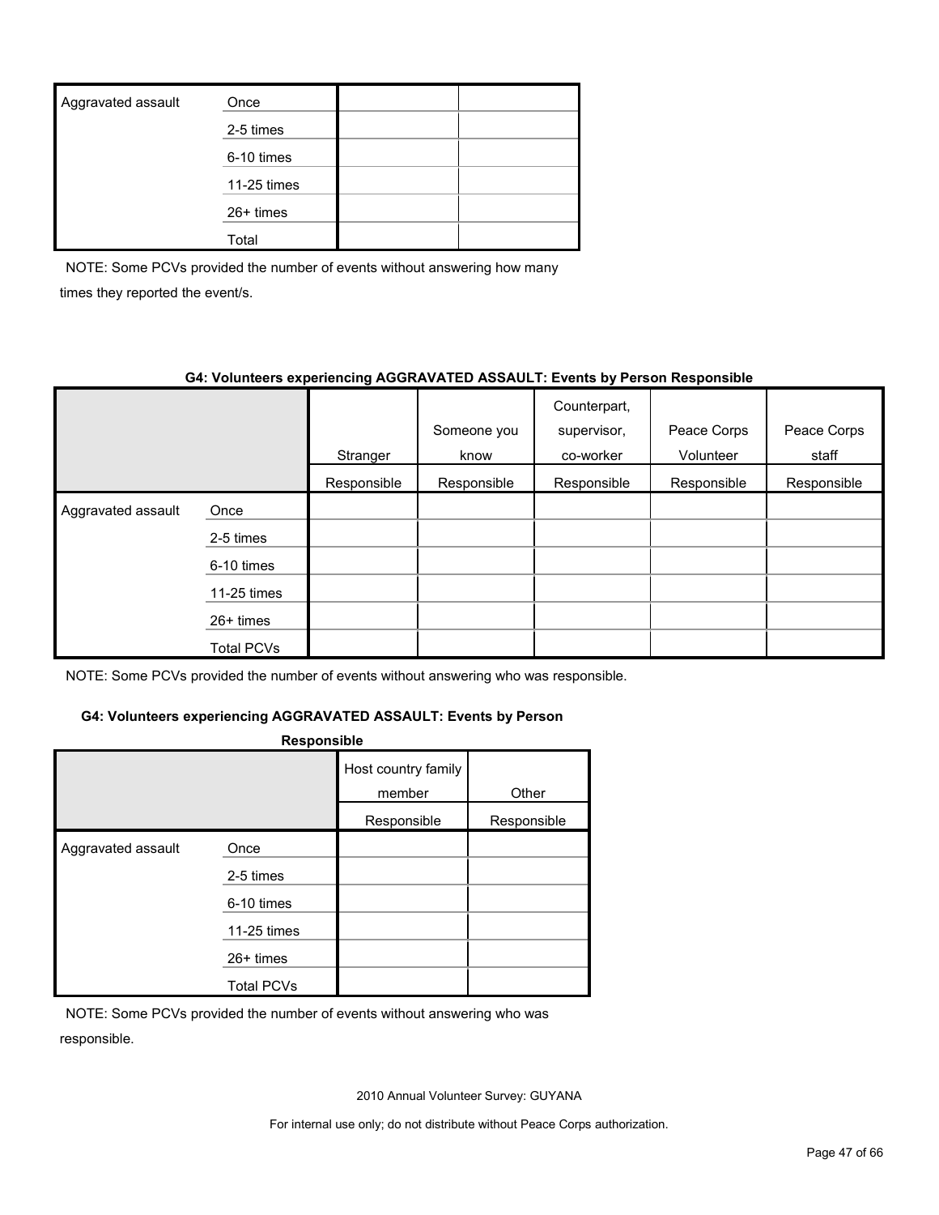| | | | |
|---|---|---|---|
| Aggravated assault | Once | | |
| | 2-5 times | | |
| | 6-10 times | | |
| | 11-25 times | | |
| | 26+ times | | |
| | Total | | |

NOTE: Some PCVs provided the number of events without answering how many times they reported the event/s.

**G4: Volunteers experiencing AGGRAVATED ASSAULT: Events by Person Responsible**

| | | Stranger | Someone you know | Counterpart, supervisor, co-worker | Peace Corps Volunteer | Peace Corps staff |
|---|---|---|---|---|---|---|
| | | Responsible | Responsible | Responsible | Responsible | Responsible |
| Aggravated assault | Once | | | | | |
| | 2-5 times | | | | | |
| | 6-10 times | | | | | |
| | 11-25 times | | | | | |
| | 26+ times | | | | | |
| | Total PCVs | | | | | |

NOTE: Some PCVs provided the number of events without answering who was responsible.

**G4: Volunteers experiencing AGGRAVATED ASSAULT: Events by Person Responsible**

| | | Host country family member | Other |
|---|---|---|---|
| | | Responsible | Responsible |
| Aggravated assault | Once | | |
| | 2-5 times | | |
| | 6-10 times | | |
| | 11-25 times | | |
| | 26+ times | | |
| | Total PCVs | | |

NOTE: Some PCVs provided the number of events without answering who was responsible.

2010 Annual Volunteer Survey: GUYANA

For internal use only; do not distribute without Peace Corps authorization.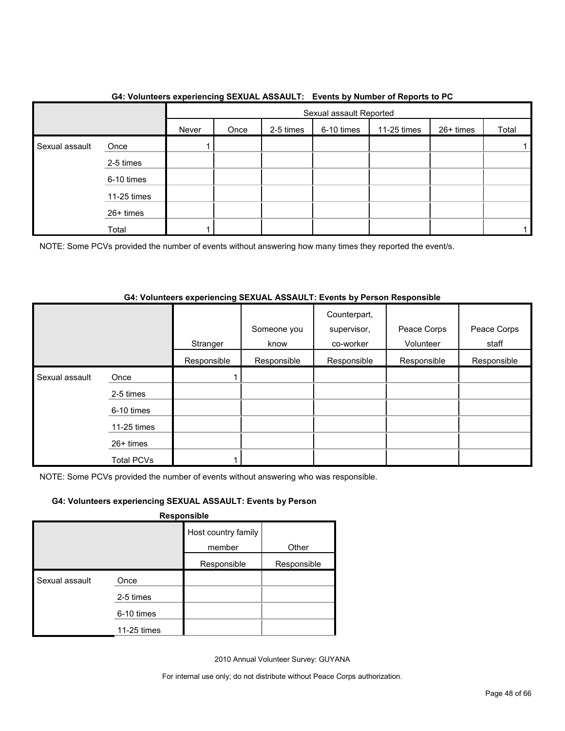### G4: Volunteers experiencing SEXUAL ASSAULT: Events by Number of Reports to PC

| | | Sexual assault Reported | | | | | | |
|---|---|---|---|---|---|---|---|---|
| | | Never | Once | 2-5 times | 6-10 times | 11-25 times | 26+ times | Total |
| Sexual assault | Once | 1 | | | | | | 1 |
| | 2-5 times | | | | | | | |
| | 6-10 times | | | | | | | |
| | 11-25 times | | | | | | | |
| | 26+ times | | | | | | | |
| | Total | 1 | | | | | | 1 |

NOTE: Some PCVs provided the number of events without answering how many times they reported the event/s.

### G4: Volunteers experiencing SEXUAL ASSAULT: Events by Person Responsible

| | | Stranger | Someone you know | Counterpart, supervisor, co-worker | Peace Corps Volunteer | Peace Corps staff |
|---|---|---|---|---|---|---|
| | | Responsible | Responsible | Responsible | Responsible | Responsible |
| Sexual assault | Once | 1 | | | | |
| | 2-5 times | | | | | |
| | 6-10 times | | | | | |
| | 11-25 times | | | | | |
| | 26+ times | | | | | |
| | Total PCVs | 1 | | | | |

NOTE: Some PCVs provided the number of events without answering who was responsible.

### G4: Volunteers experiencing SEXUAL ASSAULT: Events by Person Responsible

| | | Host country family member | Other |
|---|---|---|---|
| | | Responsible | Responsible |
| Sexual assault | Once | | |
| | 2-5 times | | |
| | 6-10 times | | |
| | 11-25 times | | |

2010 Annual Volunteer Survey: GUYANA

For internal use only; do not distribute without Peace Corps authorization.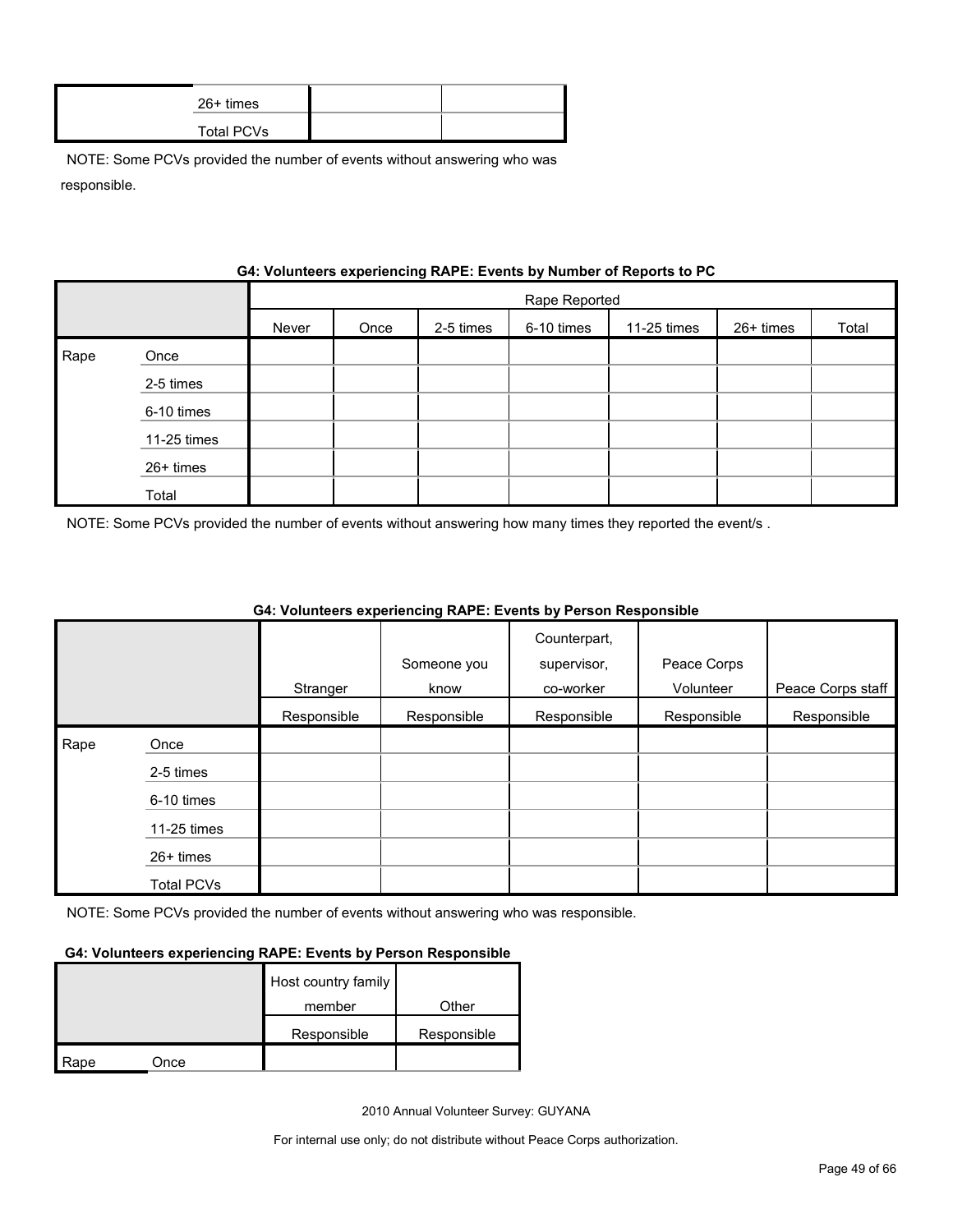| | | | |
|---|---|---|---|
| | 26+ times | | |
| | Total PCVs | | |

NOTE: Some PCVs provided the number of events without answering who was responsible.

**G4: Volunteers experiencing RAPE: Events by Number of Reports to PC**

| | | Rape Reported | | | | | | |
|---|---|---|---|---|---|---|---|---|
| | | Never | Once | 2-5 times | 6-10 times | 11-25 times | 26+ times | Total |
| Rape | Once | | | | | | | |
| | 2-5 times | | | | | | | |
| | 6-10 times | | | | | | | |
| | 11-25 times | | | | | | | |
| | 26+ times | | | | | | | |
| | Total | | | | | | | |

NOTE: Some PCVs provided the number of events without answering how many times they reported the event/s .

**G4: Volunteers experiencing RAPE: Events by Person Responsible**

| | | Stranger | Someone you know | Counterpart, supervisor, co-worker | Peace Corps Volunteer | Peace Corps staff |
|---|---|---|---|---|---|---|
| | | Responsible | Responsible | Responsible | Responsible | Responsible |
| Rape | Once | | | | | |
| | 2-5 times | | | | | |
| | 6-10 times | | | | | |
| | 11-25 times | | | | | |
| | 26+ times | | | | | |
| | Total PCVs | | | | | |

NOTE: Some PCVs provided the number of events without answering who was responsible.

**G4: Volunteers experiencing RAPE: Events by Person Responsible**

| | | Host country family member | Other |
|---|---|---|---|
| | | Responsible | Responsible |
| Rape | Once | | |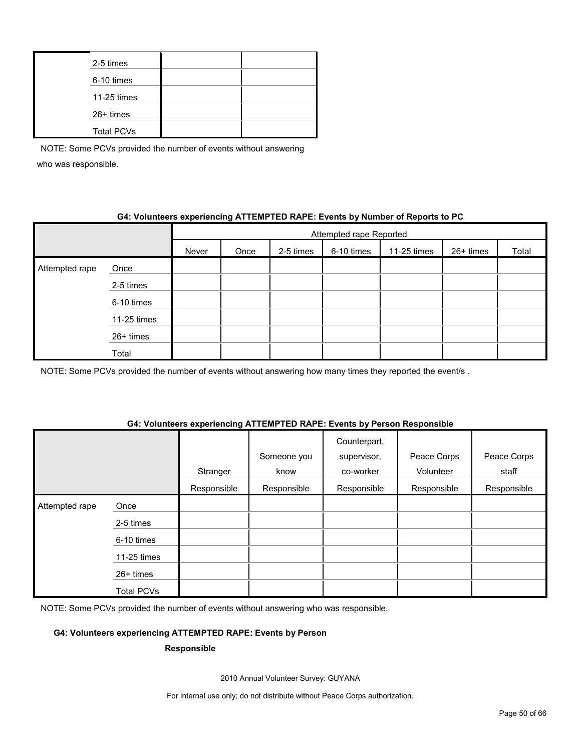| | | | |
|---|---|---|---|
| | 2-5 times | | |
| | 6-10 times | | |
| | 11-25 times | | |
| | 26+ times | | |
| | Total PCVs | | |

NOTE: Some PCVs provided the number of events without answering who was responsible.

**G4: Volunteers experiencing ATTEMPTED RAPE: Events by Number of Reports to PC**

| | | Attempted rape Reported | | | | | | |
|---|---|---|---|---|---|---|---|---|
| | | Never | Once | 2-5 times | 6-10 times | 11-25 times | 26+ times | Total |
| Attempted rape | Once | | | | | | | |
| | 2-5 times | | | | | | | |
| | 6-10 times | | | | | | | |
| | 11-25 times | | | | | | | |
| | 26+ times | | | | | | | |
| | Total | | | | | | | |

NOTE: Some PCVs provided the number of events without answering how many times they reported the event/s .

**G4: Volunteers experiencing ATTEMPTED RAPE: Events by Person Responsible**

| | | Stranger Responsible | Someone you know Responsible | Counterpart, supervisor, co-worker Responsible | Peace Corps Volunteer Responsible | Peace Corps staff Responsible |
|---|---|---|---|---|---|---|
| Attempted rape | Once | | | | | |
| | 2-5 times | | | | | |
| | 6-10 times | | | | | |
| | 11-25 times | | | | | |
| | 26+ times | | | | | |
| | Total PCVs | | | | | |

NOTE: Some PCVs provided the number of events without answering who was responsible.

**G4: Volunteers experiencing ATTEMPTED RAPE: Events by Person Responsible**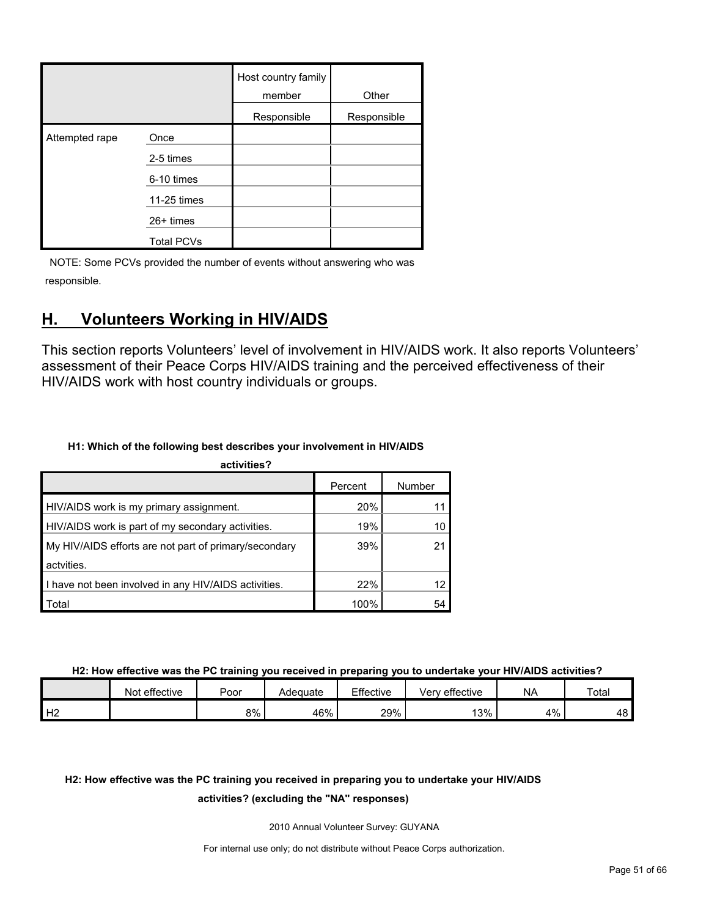| | | Host country family member | Other |
|---|---|---|---|
| | | Responsible | Responsible |
| Attempted rape | Once | | |
| | 2-5 times | | |
| | 6-10 times | | |
| | 11-25 times | | |
| | 26+ times | | |
| | Total PCVs | | |

NOTE: Some PCVs provided the number of events without answering who was responsible.

## H. Volunteers Working in HIV/AIDS

This section reports Volunteers' level of involvement in HIV/AIDS work. It also reports Volunteers' assessment of their Peace Corps HIV/AIDS training and the perceived effectiveness of their HIV/AIDS work with host country individuals or groups.

**H1: Which of the following best describes your involvement in HIV/AIDS activities?**

| | Percent | Number |
|---|---|---|
| HIV/AIDS work is my primary assignment. | 20% | 11 |
| HIV/AIDS work is part of my secondary activities. | 19% | 10 |
| My HIV/AIDS efforts are not part of primary/secondary actvities. | 39% | 21 |
| I have not been involved in any HIV/AIDS activities. | 22% | 12 |
| Total | 100% | 54 |

**H2: How effective was the PC training you received in preparing you to undertake your HIV/AIDS activities?**

| | Not effective | Poor | Adequate | Effective | Very effective | NA | Total |
|---|---|---|---|---|---|---|---|
| H2 | | 8% | 46% | 29% | 13% | 4% | 48 |

**H2: How effective was the PC training you received in preparing you to undertake your HIV/AIDS activities? (excluding the "NA" responses)**

2010 Annual Volunteer Survey: GUYANA

For internal use only; do not distribute without Peace Corps authorization.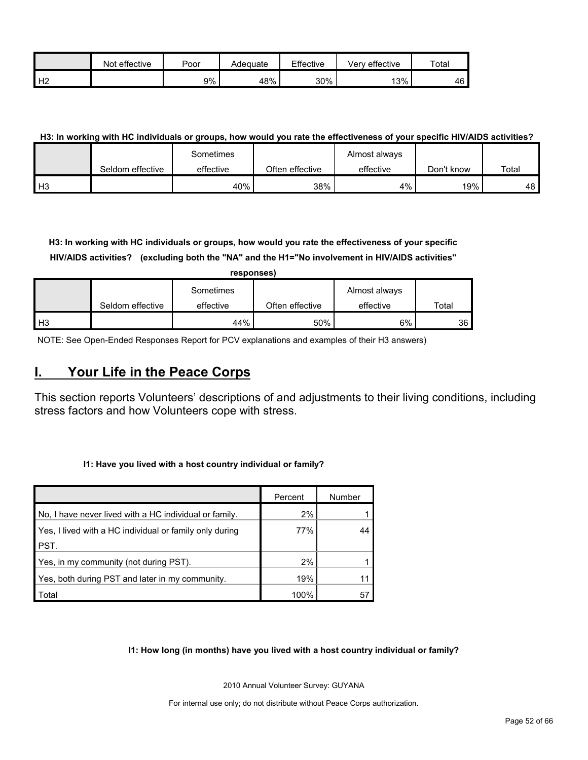| | Not effective | Poor | Adequate | Effective | Very effective | Total |
|---|---|---|---|---|---|---|
| H2 | | 9% | 48% | 30% | 13% | 46 |

**H3: In working with HC individuals or groups, how would you rate the effectiveness of your specific HIV/AIDS activities?**

| | Seldom effective | Sometimes effective | Often effective | Almost always effective | Don't know | Total |
|---|---|---|---|---|---|---|
| H3 | | 40% | 38% | 4% | 19% | 48 |

**H3: In working with HC individuals or groups, how would you rate the effectiveness of your specific HIV/AIDS activities? (excluding both the "NA" and the H1="No involvement in HIV/AIDS activities" responses)**

| | Seldom effective | Sometimes effective | Often effective | Almost always effective | Total |
|---|---|---|---|---|---|
| H3 | | 44% | 50% | 6% | 36 |

NOTE: See Open-Ended Responses Report for PCV explanations and examples of their H3 answers)

# I. Your Life in the Peace Corps

This section reports Volunteers' descriptions of and adjustments to their living conditions, including stress factors and how Volunteers cope with stress.

**I1: Have you lived with a host country individual or family?**

| | Percent | Number |
|---|---|---|
| No, I have never lived with a HC individual or family. | 2% | 1 |
| Yes, I lived with a HC individual or family only during PST. | 77% | 44 |
| Yes, in my community (not during PST). | 2% | 1 |
| Yes, both during PST and later in my community. | 19% | 11 |
| Total | 100% | 57 |

**I1: How long (in months) have you lived with a host country individual or family?**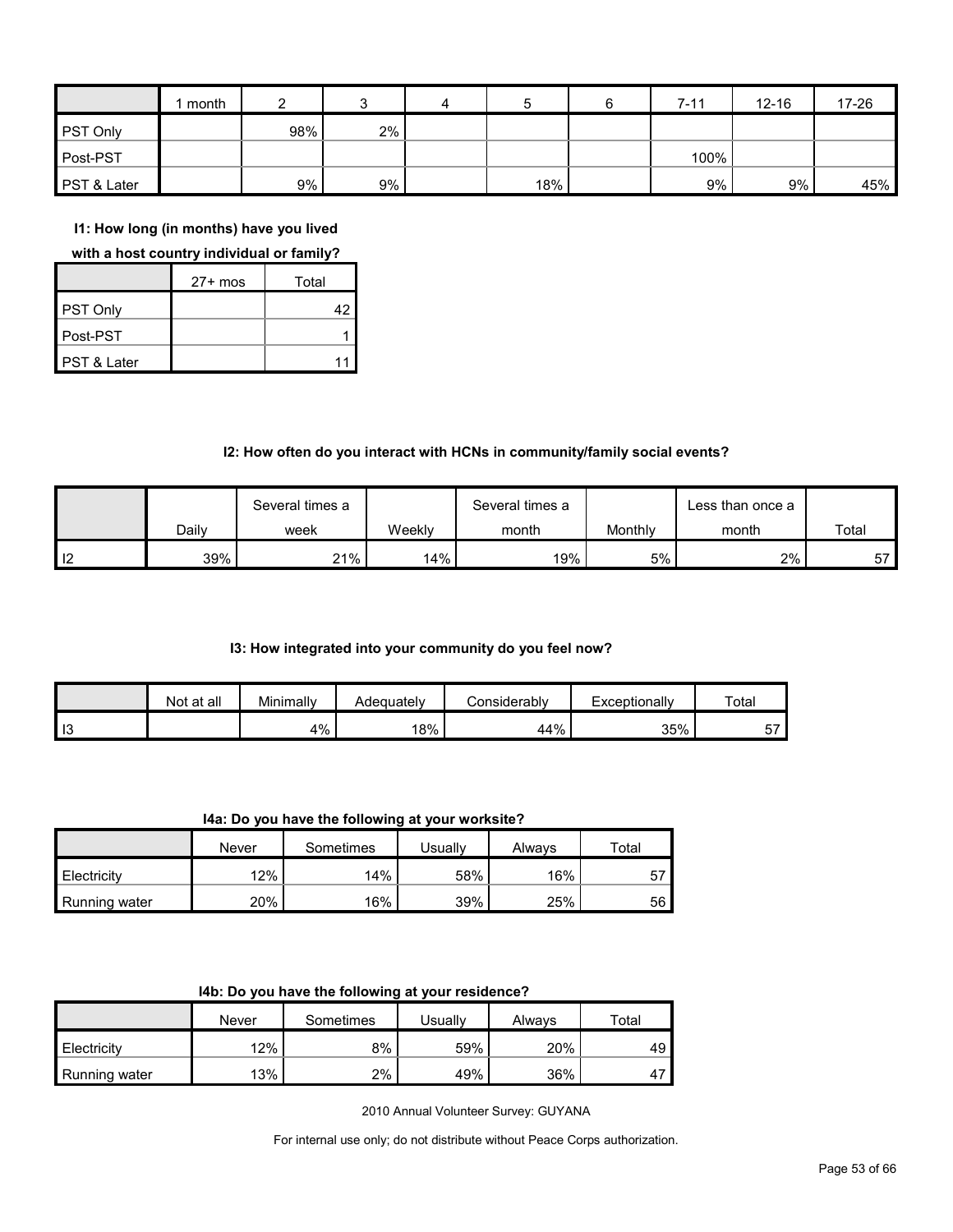| | 1 month | 2 | 3 | 4 | 5 | 6 | 7-11 | 12-16 | 17-26 | 27+ mos | Total |
|---|---|---|---|---|---|---|---|---|---|---|---|
| PST Only | | 98% | 2% | | | | | | | | 42 |
| Post-PST | | | | | | | 100% | | | | 1 |
| PST & Later | | 9% | 9% | | 18% | | 9% | 9% | 45% | | 11 |

**I1: How long (in months) have you lived with a host country individual or family?**

**I2: How often do you interact with HCNs in community/family social events?**

| | Daily | Several times a week | Weekly | Several times a month | Monthly | Less than once a month | Total |
|---|---|---|---|---|---|---|---|
| I2 | 39% | 21% | 14% | 19% | 5% | 2% | 57 |

**I3: How integrated into your community do you feel now?**

| | Not at all | Minimally | Adequately | Considerably | Exceptionally | Total |
|---|---|---|---|---|---|---|
| I3 | | 4% | 18% | 44% | 35% | 57 |

**I4a: Do you have the following at your worksite?**

| | Never | Sometimes | Usually | Always | Total |
|---|---|---|---|---|---|
| Electricity | 12% | 14% | 58% | 16% | 57 |
| Running water | 20% | 16% | 39% | 25% | 56 |

**I4b: Do you have the following at your residence?**

| | Never | Sometimes | Usually | Always | Total |
|---|---|---|---|---|---|
| Electricity | 12% | 8% | 59% | 20% | 49 |
| Running water | 13% | 2% | 49% | 36% | 47 |

2010 Annual Volunteer Survey: GUYANA

For internal use only; do not distribute without Peace Corps authorization.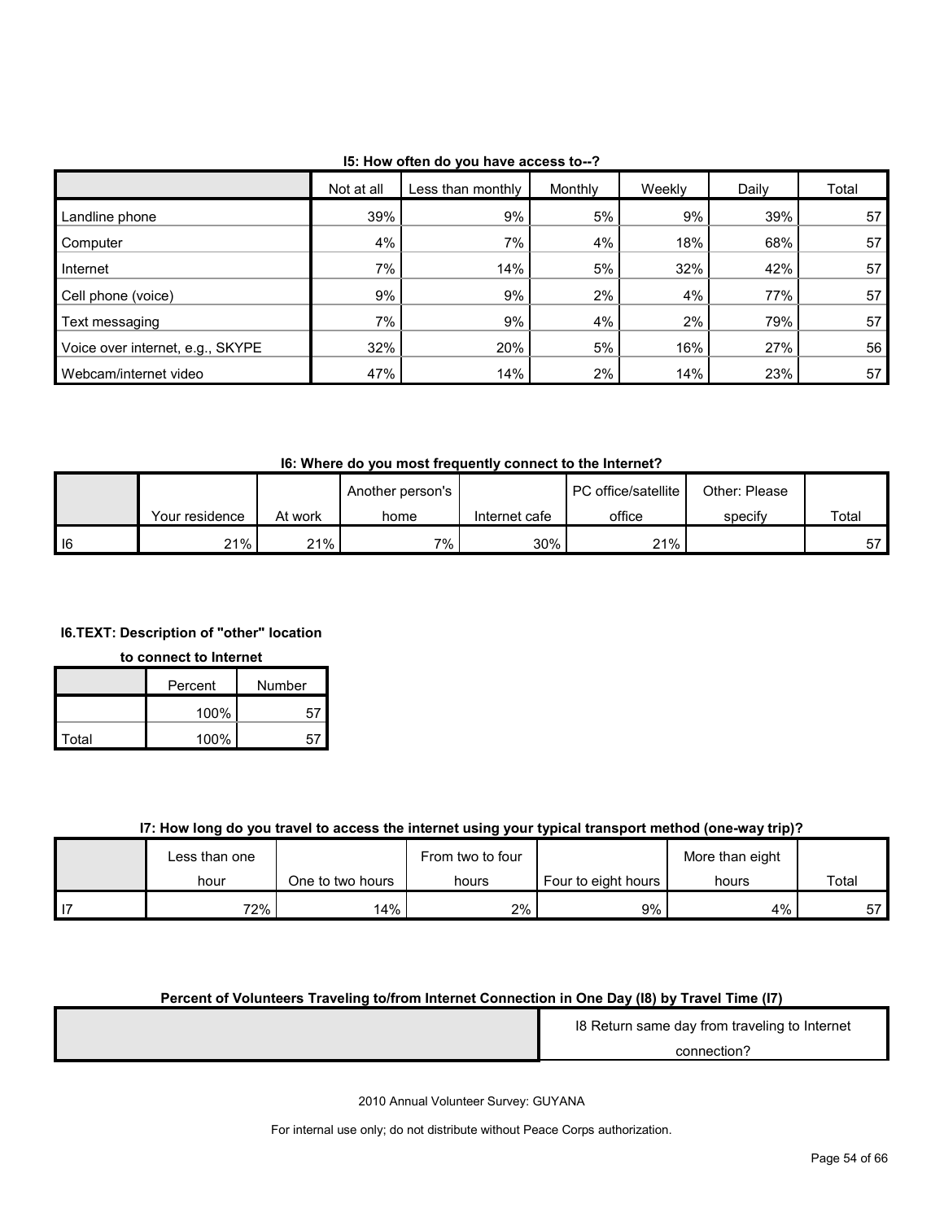**I5: How often do you have access to--?**

| | Not at all | Less than monthly | Monthly | Weekly | Daily | Total |
|---|---|---|---|---|---|---|
| Landline phone | 39% | 9% | 5% | 9% | 39% | 57 |
| Computer | 4% | 7% | 4% | 18% | 68% | 57 |
| Internet | 7% | 14% | 5% | 32% | 42% | 57 |
| Cell phone (voice) | 9% | 9% | 2% | 4% | 77% | 57 |
| Text messaging | 7% | 9% | 4% | 2% | 79% | 57 |
| Voice over internet, e.g., SKYPE | 32% | 20% | 5% | 16% | 27% | 56 |
| Webcam/internet video | 47% | 14% | 2% | 14% | 23% | 57 |

**I6: Where do you most frequently connect to the Internet?**

| | Your residence | At work | Another person's home | Internet cafe | PC office/satellite office | Other: Please specify | Total |
|---|---|---|---|---|---|---|---|
| I6 | 21% | 21% | 7% | 30% | 21% | | 57 |

**I6.TEXT: Description of "other" location to connect to Internet**

| | Percent | Number |
|---|---|---|
| | 100% | 57 |
| Total | 100% | 57 |

**I7: How long do you travel to access the internet using your typical transport method (one-way trip)?**

| | Less than one hour | One to two hours | From two to four hours | Four to eight hours | More than eight hours | Total |
|---|---|---|---|---|---|---|
| I7 | 72% | 14% | 2% | 9% | 4% | 57 |

**Percent of Volunteers Traveling to/from Internet Connection in One Day (I8) by Travel Time (I7)**

| | I8 Return same day from traveling to Internet connection? |
|---|---|

2010 Annual Volunteer Survey: GUYANA

For internal use only; do not distribute without Peace Corps authorization.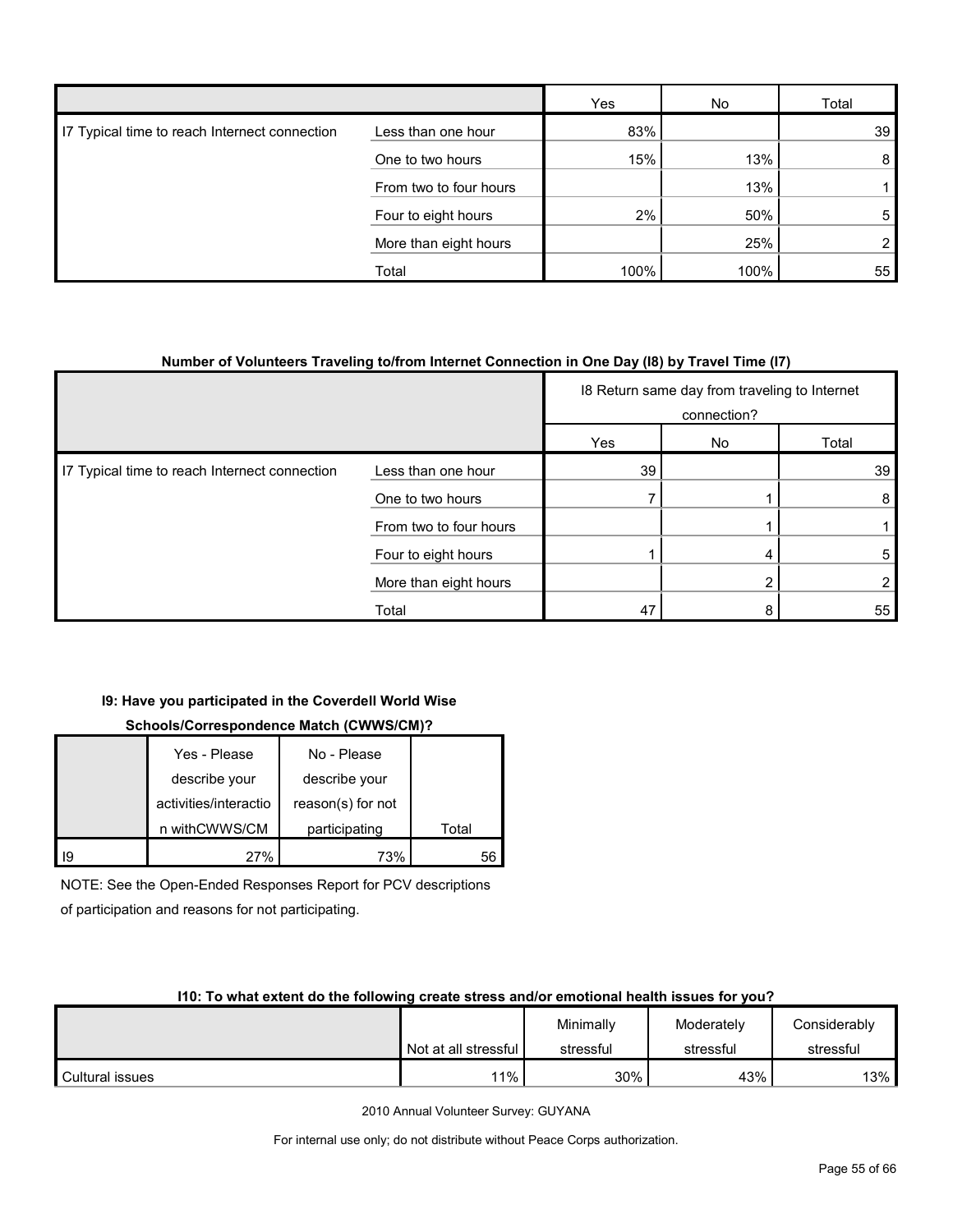| | | Yes | No | Total |
|---|---|---|---|---|
| I7 Typical time to reach Internet connection | Less than one hour | 83% | | 39 |
| | One to two hours | 15% | 13% | 8 |
| | From two to four hours | | 13% | 1 |
| | Four to eight hours | 2% | 50% | 5 |
| | More than eight hours | | 25% | 2 |
| | Total | 100% | 100% | 55 |

**Number of Volunteers Traveling to/from Internet Connection in One Day (I8) by Travel Time (I7)**

| | | I8 Return same day from traveling to Internet connection? | | |
|---|---|---|---|---|
| | | Yes | No | Total |
| I7 Typical time to reach Internet connection | Less than one hour | 39 | | 39 |
| | One to two hours | 7 | 1 | 8 |
| | From two to four hours | | 1 | 1 |
| | Four to eight hours | 1 | 4 | 5 |
| | More than eight hours | | 2 | 2 |
| | Total | 47 | 8 | 55 |

**I9: Have you participated in the Coverdell World Wise Schools/Correspondence Match (CWWS/CM)?**

| | Yes - Please describe your activities/interaction withCWWS/CM | No - Please describe your reason(s) for not participating | Total |
|---|---|---|---|
| I9 | 27% | 73% | 56 |

NOTE: See the Open-Ended Responses Report for PCV descriptions of participation and reasons for not participating.

**I10: To what extent do the following create stress and/or emotional health issues for you?**

| | Not at all stressful | Minimally stressful | Moderately stressful | Considerably stressful |
|---|---|---|---|---|
| Cultural issues | 11% | 30% | 43% | 13% |

2010 Annual Volunteer Survey: GUYANA

For internal use only; do not distribute without Peace Corps authorization.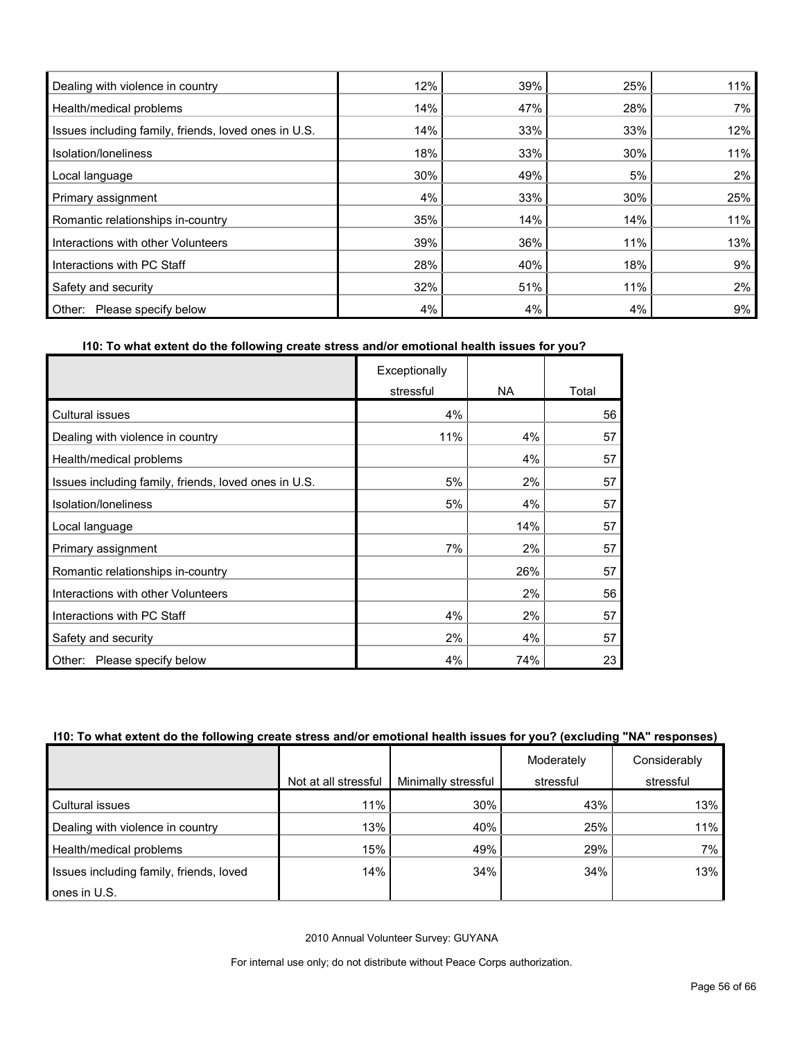| | | | | |
|---|---|---|---|---|
| Dealing with violence in country | 12% | 39% | 25% | 11% |
| Health/medical problems | 14% | 47% | 28% | 7% |
| Issues including family, friends, loved ones in U.S. | 14% | 33% | 33% | 12% |
| Isolation/loneliness | 18% | 33% | 30% | 11% |
| Local language | 30% | 49% | 5% | 2% |
| Primary assignment | 4% | 33% | 30% | 25% |
| Romantic relationships in-country | 35% | 14% | 14% | 11% |
| Interactions with other Volunteers | 39% | 36% | 11% | 13% |
| Interactions with PC Staff | 28% | 40% | 18% | 9% |
| Safety and security | 32% | 51% | 11% | 2% |
| Other: Please specify below | 4% | 4% | 4% | 9% |

**I10: To what extent do the following create stress and/or emotional health issues for you?**

| | Exceptionally stressful | NA | Total |
|---|---|---|---|
| Cultural issues | 4% | | 56 |
| Dealing with violence in country | 11% | 4% | 57 |
| Health/medical problems | | 4% | 57 |
| Issues including family, friends, loved ones in U.S. | 5% | 2% | 57 |
| Isolation/loneliness | 5% | 4% | 57 |
| Local language | | 14% | 57 |
| Primary assignment | 7% | 2% | 57 |
| Romantic relationships in-country | | 26% | 57 |
| Interactions with other Volunteers | | 2% | 56 |
| Interactions with PC Staff | 4% | 2% | 57 |
| Safety and security | 2% | 4% | 57 |
| Other: Please specify below | 4% | 74% | 23 |

**I10: To what extent do the following create stress and/or emotional health issues for you? (excluding "NA" responses)**

| | Not at all stressful | Minimally stressful | Moderately stressful | Considerably stressful |
|---|---|---|---|---|
| Cultural issues | 11% | 30% | 43% | 13% |
| Dealing with violence in country | 13% | 40% | 25% | 11% |
| Health/medical problems | 15% | 49% | 29% | 7% |
| Issues including family, friends, loved ones in U.S. | 14% | 34% | 34% | 13% |

2010 Annual Volunteer Survey: GUYANA

For internal use only; do not distribute without Peace Corps authorization.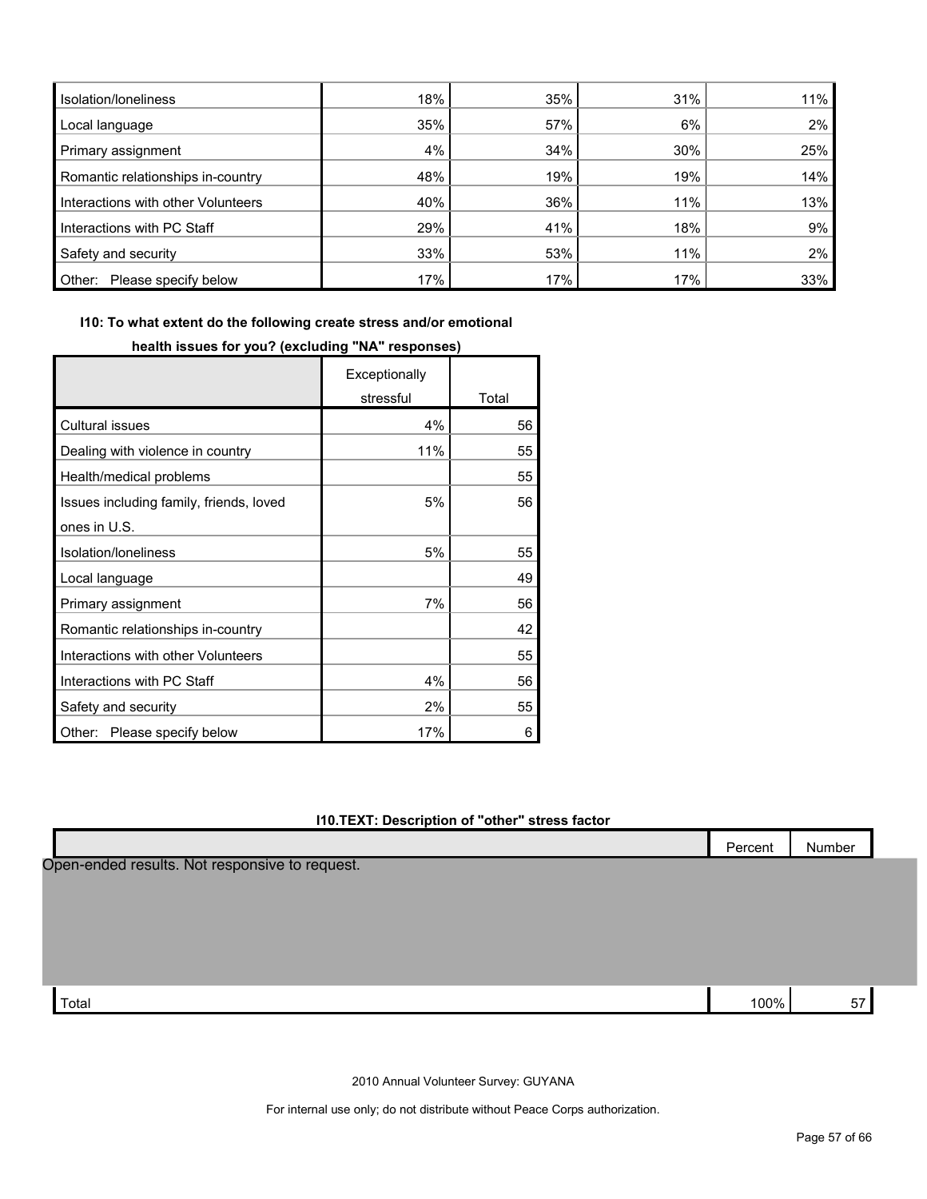| | | | | |
|---|---|---|---|---|
| Isolation/loneliness | 18% | 35% | 31% | 11% |
| Local language | 35% | 57% | 6% | 2% |
| Primary assignment | 4% | 34% | 30% | 25% |
| Romantic relationships in-country | 48% | 19% | 19% | 14% |
| Interactions with other Volunteers | 40% | 36% | 11% | 13% |
| Interactions with PC Staff | 29% | 41% | 18% | 9% |
| Safety and security | 33% | 53% | 11% | 2% |
| Other: Please specify below | 17% | 17% | 17% | 33% |

**I10: To what extent do the following create stress and/or emotional health issues for you? (excluding "NA" responses)**

| | Exceptionally stressful | Total |
|---|---|---|
| Cultural issues | 4% | 56 |
| Dealing with violence in country | 11% | 55 |
| Health/medical problems | | 55 |
| Issues including family, friends, loved ones in U.S. | 5% | 56 |
| Isolation/loneliness | 5% | 55 |
| Local language | | 49 |
| Primary assignment | 7% | 56 |
| Romantic relationships in-country | | 42 |
| Interactions with other Volunteers | | 55 |
| Interactions with PC Staff | 4% | 56 |
| Safety and security | 2% | 55 |
| Other: Please specify below | 17% | 6 |

**I10.TEXT: Description of "other" stress factor**

| | Percent | Number |
|---|---|---|
| Open-ended results. Not responsive to request. | | |
| Total | 100% | 57 |

2010 Annual Volunteer Survey: GUYANA

For internal use only; do not distribute without Peace Corps authorization.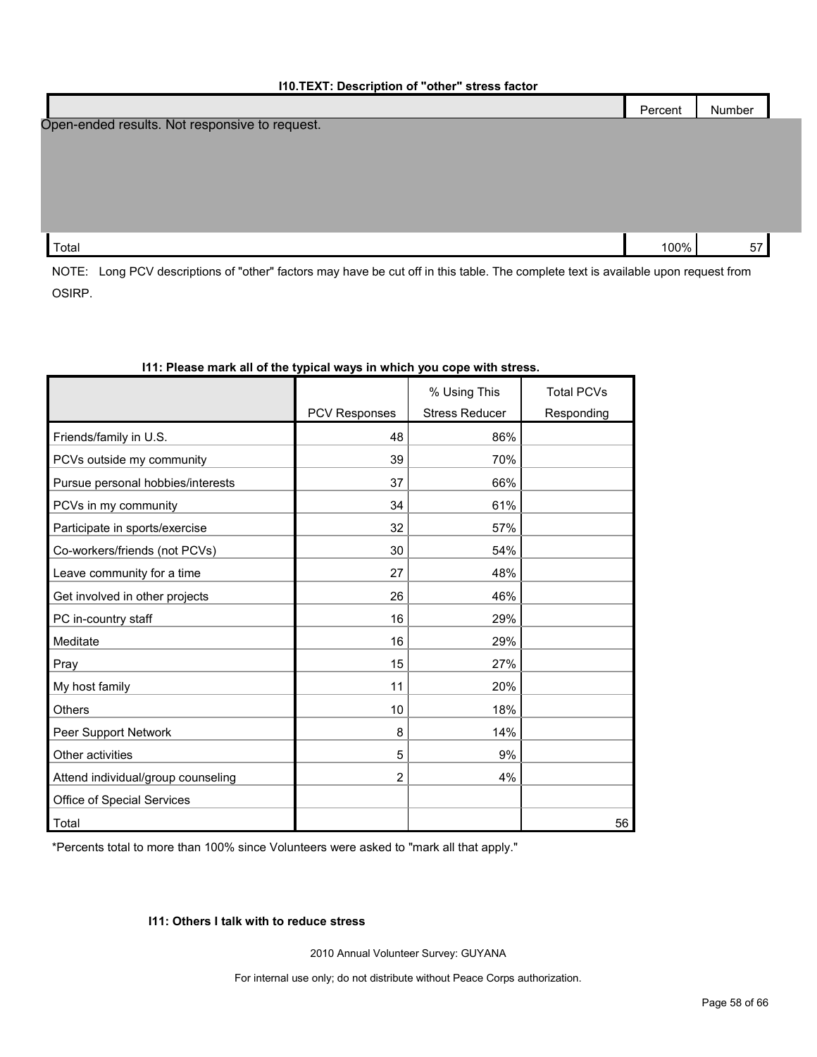### I10.TEXT: Description of "other" stress factor

| | Percent | Number |
|---|---|---|
| Open-ended results. Not responsive to request. | | |
| Total | 100% | 57 |

NOTE: Long PCV descriptions of "other" factors may have be cut off in this table. The complete text is available upon request from OSIRP.

### I11: Please mark all of the typical ways in which you cope with stress.

| | PCV Responses | % Using This Stress Reducer | Total PCVs Responding |
|---|---|---|---|
| Friends/family in U.S. | 48 | 86% | |
| PCVs outside my community | 39 | 70% | |
| Pursue personal hobbies/interests | 37 | 66% | |
| PCVs in my community | 34 | 61% | |
| Participate in sports/exercise | 32 | 57% | |
| Co-workers/friends (not PCVs) | 30 | 54% | |
| Leave community for a time | 27 | 48% | |
| Get involved in other projects | 26 | 46% | |
| PC in-country staff | 16 | 29% | |
| Meditate | 16 | 29% | |
| Pray | 15 | 27% | |
| My host family | 11 | 20% | |
| Others | 10 | 18% | |
| Peer Support Network | 8 | 14% | |
| Other activities | 5 | 9% | |
| Attend individual/group counseling | 2 | 4% | |
| Office of Special Services | | | |
| Total | | | 56 |

*Percents total to more than 100% since Volunteers were asked to "mark all that apply."

### I11: Others I talk with to reduce stress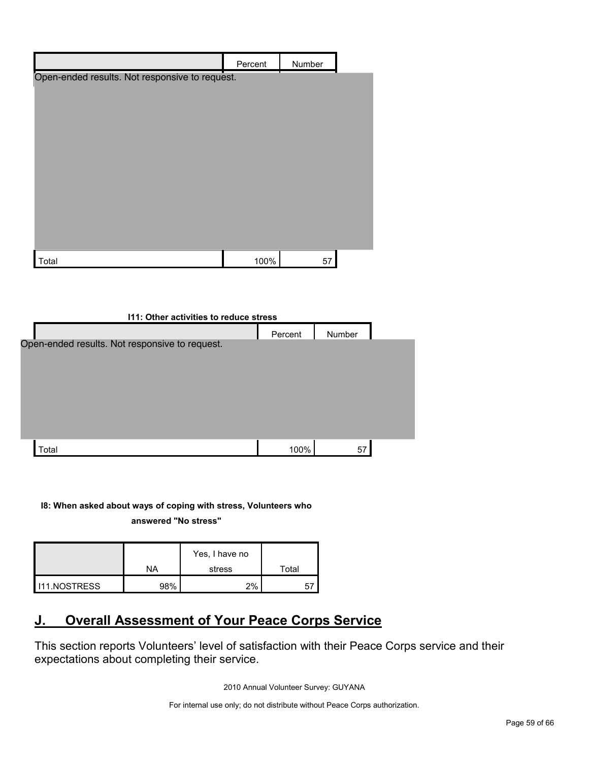| | Percent | Number |
|---|---|---|
| Open-ended results. Not responsive to request. | | |
| Total | 100% | 57 |

**I11: Other activities to reduce stress**

| | Percent | Number |
|---|---|---|
| Open-ended results. Not responsive to request. | | |
| Total | 100% | 57 |

**I8: When asked about ways of coping with stress, Volunteers who answered "No stress"**

| | NA | Yes, I have no stress | Total |
|---|---|---|---|
| I11.NOSTRESS | 98% | 2% | 57 |

## J. Overall Assessment of Your Peace Corps Service

This section reports Volunteers' level of satisfaction with their Peace Corps service and their expectations about completing their service.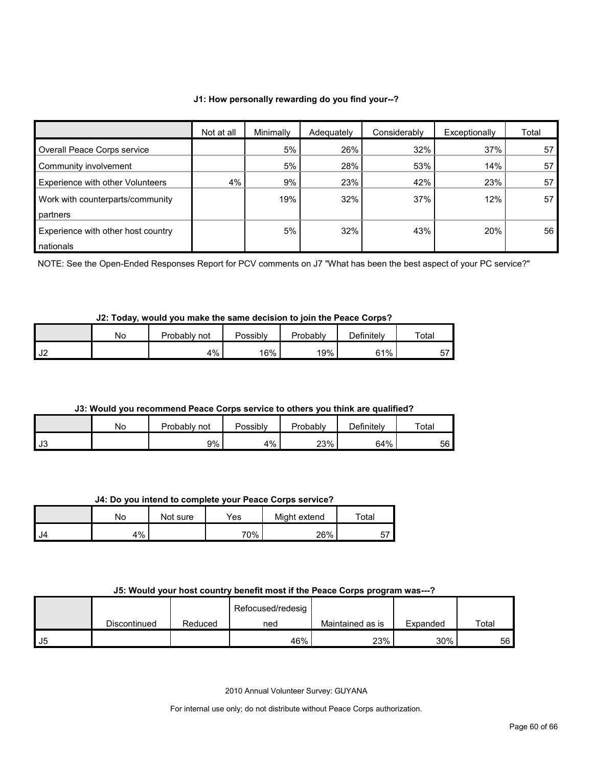**J1: How personally rewarding do you find your--?**

| | Not at all | Minimally | Adequately | Considerably | Exceptionally | Total |
|---|---|---|---|---|---|---|
| Overall Peace Corps service | | 5% | 26% | 32% | 37% | 57 |
| Community involvement | | 5% | 28% | 53% | 14% | 57 |
| Experience with other Volunteers | 4% | 9% | 23% | 42% | 23% | 57 |
| Work with counterparts/community partners | | 19% | 32% | 37% | 12% | 57 |
| Experience with other host country nationals | | 5% | 32% | 43% | 20% | 56 |

NOTE: See the Open-Ended Responses Report for PCV comments on J7 "What has been the best aspect of your PC service?"

**J2: Today, would you make the same decision to join the Peace Corps?**

| | No | Probably not | Possibly | Probably | Definitely | Total |
|---|---|---|---|---|---|---|
| J2 | | 4% | 16% | 19% | 61% | 57 |

**J3: Would you recommend Peace Corps service to others you think are qualified?**

| | No | Probably not | Possibly | Probably | Definitely | Total |
|---|---|---|---|---|---|---|
| J3 | | 9% | 4% | 23% | 64% | 56 |

**J4: Do you intend to complete your Peace Corps service?**

| | No | Not sure | Yes | Might extend | Total |
|---|---|---|---|---|---|
| J4 | 4% | | 70% | 26% | 57 |

**J5: Would your host country benefit most if the Peace Corps program was---?**

| | Discontinued | Reduced | Refocused/redesigned | Maintained as is | Expanded | Total |
|---|---|---|---|---|---|---|
| J5 | | | 46% | 23% | 30% | 56 |

2010 Annual Volunteer Survey: GUYANA

For internal use only; do not distribute without Peace Corps authorization.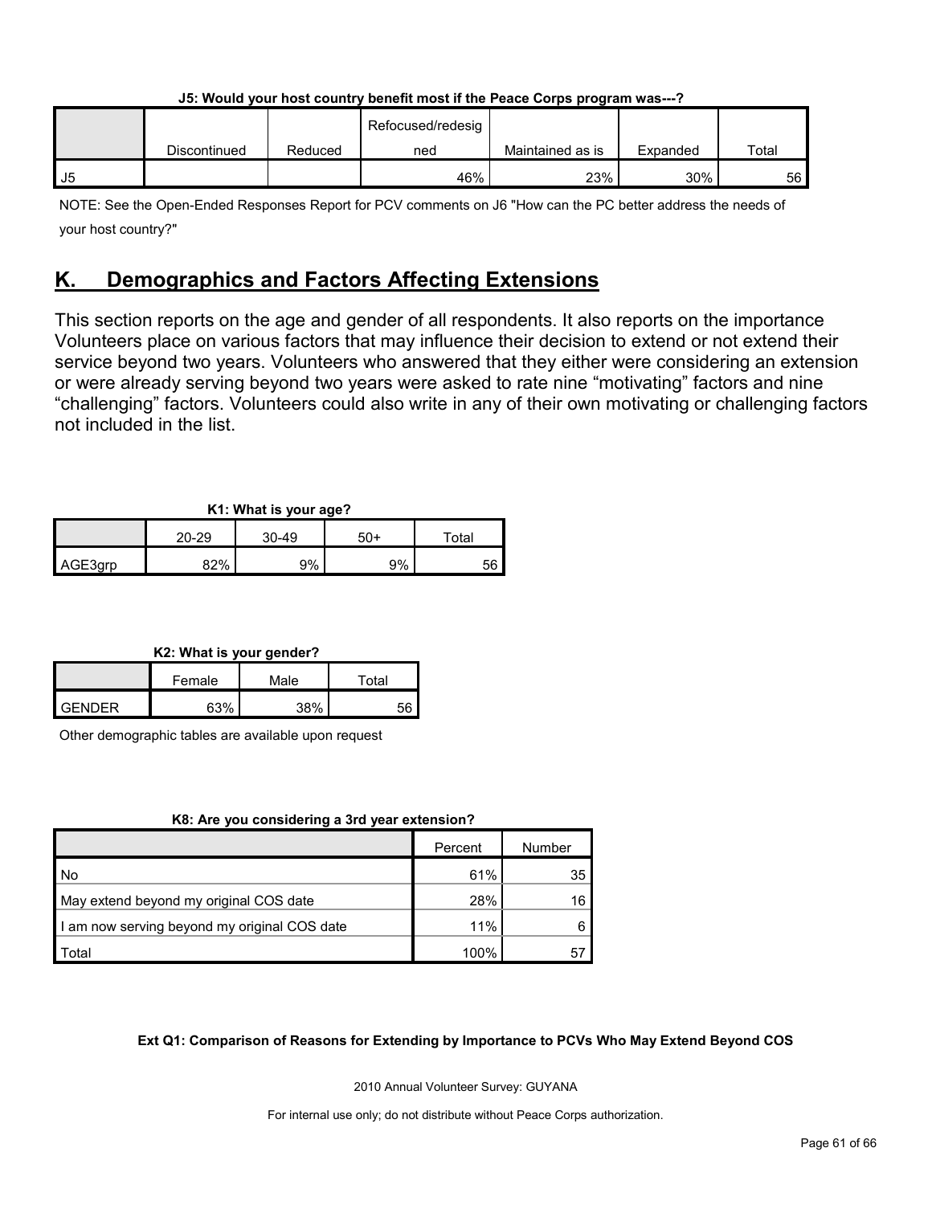**J5: Would your host country benefit most if the Peace Corps program was---?**

| | Discontinued | Reduced | Refocused/redesigned | Maintained as is | Expanded | Total |
|---|---|---|---|---|---|---|
| J5 | | | 46% | 23% | 30% | 56 |

NOTE: See the Open-Ended Responses Report for PCV comments on J6 "How can the PC better address the needs of your host country?"

## K. Demographics and Factors Affecting Extensions

This section reports on the age and gender of all respondents. It also reports on the importance Volunteers place on various factors that may influence their decision to extend or not extend their service beyond two years. Volunteers who answered that they either were considering an extension or were already serving beyond two years were asked to rate nine "motivating" factors and nine "challenging" factors. Volunteers could also write in any of their own motivating or challenging factors not included in the list.

**K1: What is your age?**

| | 20-29 | 30-49 | 50+ | Total |
|---|---|---|---|---|
| AGE3grp | 82% | 9% | 9% | 56 |

**K2: What is your gender?**

| | Female | Male | Total |
|---|---|---|---|
| GENDER | 63% | 38% | 56 |

Other demographic tables are available upon request

**K8: Are you considering a 3rd year extension?**

| | Percent | Number |
|---|---|---|
| No | 61% | 35 |
| May extend beyond my original COS date | 28% | 16 |
| I am now serving beyond my original COS date | 11% | 6 |
| Total | 100% | 57 |

**Ext Q1: Comparison of Reasons for Extending by Importance to PCVs Who May Extend Beyond COS**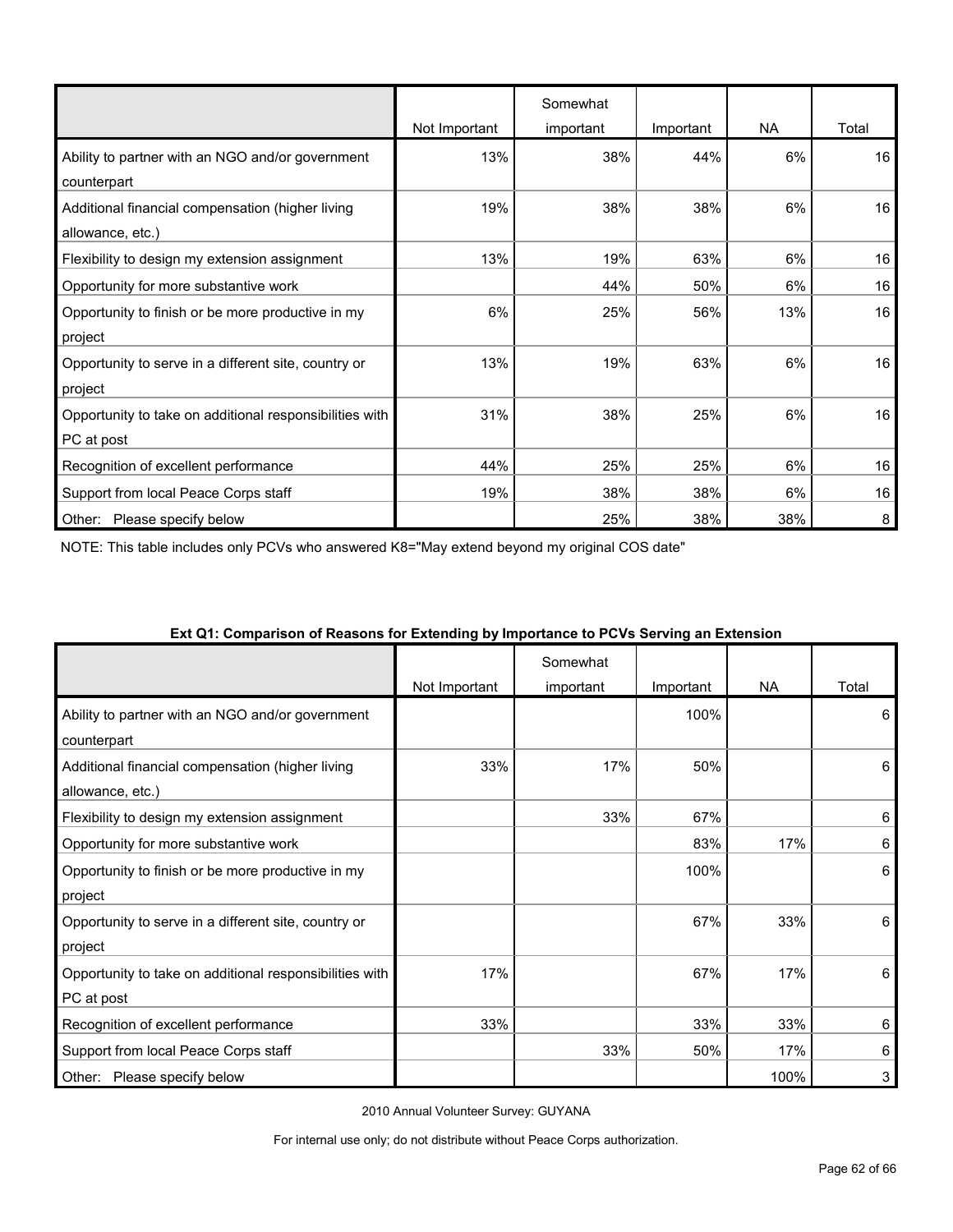| | Not Important | Somewhat important | Important | NA | Total |
|---|---|---|---|---|---|
| Ability to partner with an NGO and/or government counterpart | 13% | 38% | 44% | 6% | 16 |
| Additional financial compensation (higher living allowance, etc.) | 19% | 38% | 38% | 6% | 16 |
| Flexibility to design my extension assignment | 13% | 19% | 63% | 6% | 16 |
| Opportunity for more substantive work | | 44% | 50% | 6% | 16 |
| Opportunity to finish or be more productive in my project | 6% | 25% | 56% | 13% | 16 |
| Opportunity to serve in a different site, country or project | 13% | 19% | 63% | 6% | 16 |
| Opportunity to take on additional responsibilities with PC at post | 31% | 38% | 25% | 6% | 16 |
| Recognition of excellent performance | 44% | 25% | 25% | 6% | 16 |
| Support from local Peace Corps staff | 19% | 38% | 38% | 6% | 16 |
| Other: Please specify below | | 25% | 38% | 38% | 8 |

NOTE: This table includes only PCVs who answered K8="May extend beyond my original COS date"

**Ext Q1: Comparison of Reasons for Extending by Importance to PCVs Serving an Extension**

| | Not Important | Somewhat important | Important | NA | Total |
|---|---|---|---|---|---|
| Ability to partner with an NGO and/or government counterpart | | | 100% | | 6 |
| Additional financial compensation (higher living allowance, etc.) | 33% | 17% | 50% | | 6 |
| Flexibility to design my extension assignment | | 33% | 67% | | 6 |
| Opportunity for more substantive work | | | 83% | 17% | 6 |
| Opportunity to finish or be more productive in my project | | | 100% | | 6 |
| Opportunity to serve in a different site, country or project | | | 67% | 33% | 6 |
| Opportunity to take on additional responsibilities with PC at post | 17% | | 67% | 17% | 6 |
| Recognition of excellent performance | 33% | | 33% | 33% | 6 |
| Support from local Peace Corps staff | | 33% | 50% | 17% | 6 |
| Other: Please specify below | | | | 100% | 3 |

2010 Annual Volunteer Survey: GUYANA

For internal use only; do not distribute without Peace Corps authorization.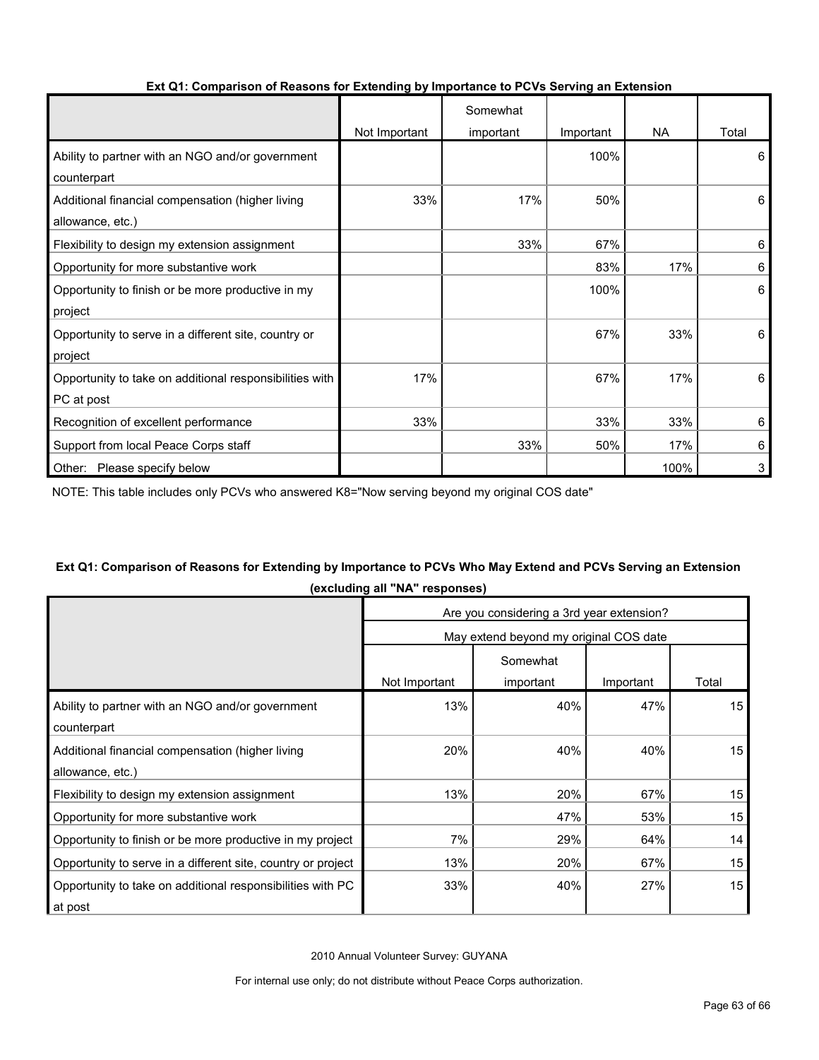**Ext Q1: Comparison of Reasons for Extending by Importance to PCVs Serving an Extension**

| | Not Important | Somewhat important | Important | NA | Total |
|---|---|---|---|---|---|
| Ability to partner with an NGO and/or government counterpart | | | 100% | | 6 |
| Additional financial compensation (higher living allowance, etc.) | 33% | 17% | 50% | | 6 |
| Flexibility to design my extension assignment | | 33% | 67% | | 6 |
| Opportunity for more substantive work | | | 83% | 17% | 6 |
| Opportunity to finish or be more productive in my project | | | 100% | | 6 |
| Opportunity to serve in a different site, country or project | | | 67% | 33% | 6 |
| Opportunity to take on additional responsibilities with PC at post | 17% | | 67% | 17% | 6 |
| Recognition of excellent performance | 33% | | 33% | 33% | 6 |
| Support from local Peace Corps staff | | 33% | 50% | 17% | 6 |
| Other: Please specify below | | | | 100% | 3 |

NOTE: This table includes only PCVs who answered K8="Now serving beyond my original COS date"

**Ext Q1: Comparison of Reasons for Extending by Importance to PCVs Who May Extend and PCVs Serving an Extension (excluding all "NA" responses)**

| | Are you considering a 3rd year extension? | | | |
|---|---|---|---|---|
| | May extend beyond my original COS date | | | |
| | Not Important | Somewhat important | Important | Total |
| Ability to partner with an NGO and/or government counterpart | 13% | 40% | 47% | 15 |
| Additional financial compensation (higher living allowance, etc.) | 20% | 40% | 40% | 15 |
| Flexibility to design my extension assignment | 13% | 20% | 67% | 15 |
| Opportunity for more substantive work | | 47% | 53% | 15 |
| Opportunity to finish or be more productive in my project | 7% | 29% | 64% | 14 |
| Opportunity to serve in a different site, country or project | 13% | 20% | 67% | 15 |
| Opportunity to take on additional responsibilities with PC at post | 33% | 40% | 27% | 15 |

2010 Annual Volunteer Survey: GUYANA

For internal use only; do not distribute without Peace Corps authorization.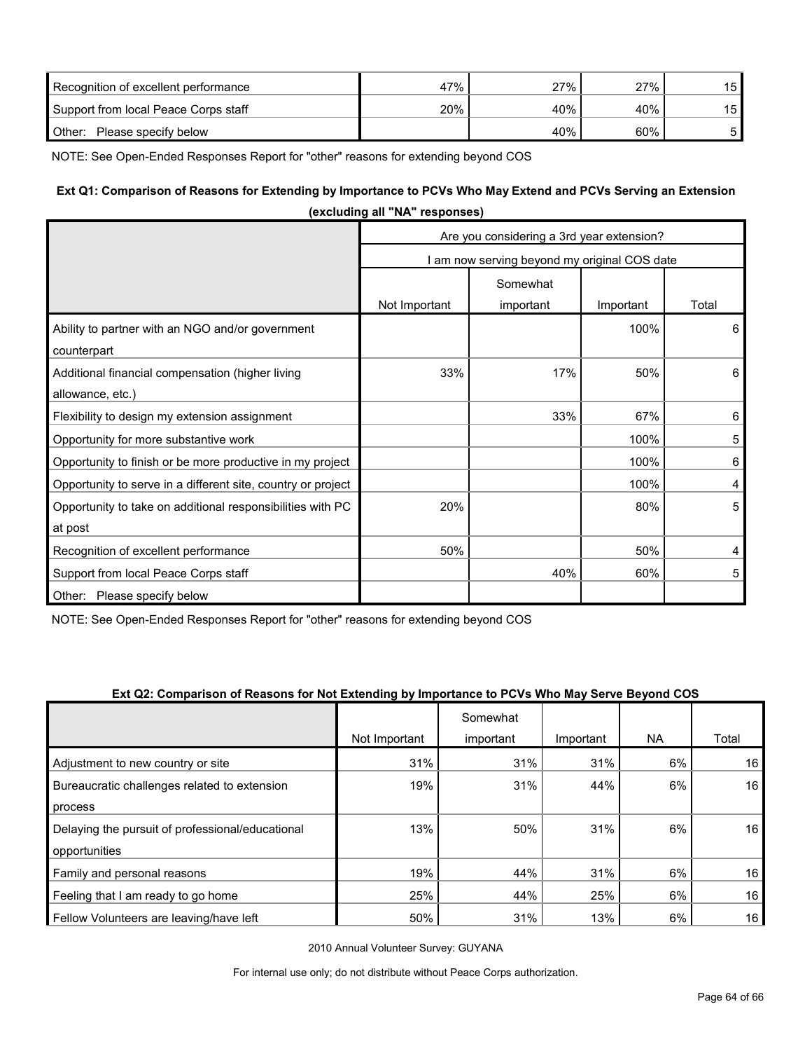| | | | | |
|---|---|---|---|---|
| Recognition of excellent performance | 47% | 27% | 27% | 15 |
| Support from local Peace Corps staff | 20% | 40% | 40% | 15 |
| Other: Please specify below | | 40% | 60% | 5 |

NOTE: See Open-Ended Responses Report for "other" reasons for extending beyond COS

**Ext Q1: Comparison of Reasons for Extending by Importance to PCVs Who May Extend and PCVs Serving an Extension (excluding all "NA" responses)**

| | Are you considering a 3rd year extension? | | | |
|---|---|---|---|---|
| | I am now serving beyond my original COS date | | | |
| | Not Important | Somewhat important | Important | Total |
| Ability to partner with an NGO and/or government counterpart | | | 100% | 6 |
| Additional financial compensation (higher living allowance, etc.) | 33% | 17% | 50% | 6 |
| Flexibility to design my extension assignment | | 33% | 67% | 6 |
| Opportunity for more substantive work | | | 100% | 5 |
| Opportunity to finish or be more productive in my project | | | 100% | 6 |
| Opportunity to serve in a different site, country or project | | | 100% | 4 |
| Opportunity to take on additional responsibilities with PC at post | 20% | | 80% | 5 |
| Recognition of excellent performance | 50% | | 50% | 4 |
| Support from local Peace Corps staff | | 40% | 60% | 5 |
| Other: Please specify below | | | | |

NOTE: See Open-Ended Responses Report for "other" reasons for extending beyond COS

**Ext Q2: Comparison of Reasons for Not Extending by Importance to PCVs Who May Serve Beyond COS**

| | Not Important | Somewhat important | Important | NA | Total |
|---|---|---|---|---|---|
| Adjustment to new country or site | 31% | 31% | 31% | 6% | 16 |
| Bureaucratic challenges related to extension process | 19% | 31% | 44% | 6% | 16 |
| Delaying the pursuit of professional/educational opportunities | 13% | 50% | 31% | 6% | 16 |
| Family and personal reasons | 19% | 44% | 31% | 6% | 16 |
| Feeling that I am ready to go home | 25% | 44% | 25% | 6% | 16 |
| Fellow Volunteers are leaving/have left | 50% | 31% | 13% | 6% | 16 |

2010 Annual Volunteer Survey: GUYANA

For internal use only; do not distribute without Peace Corps authorization.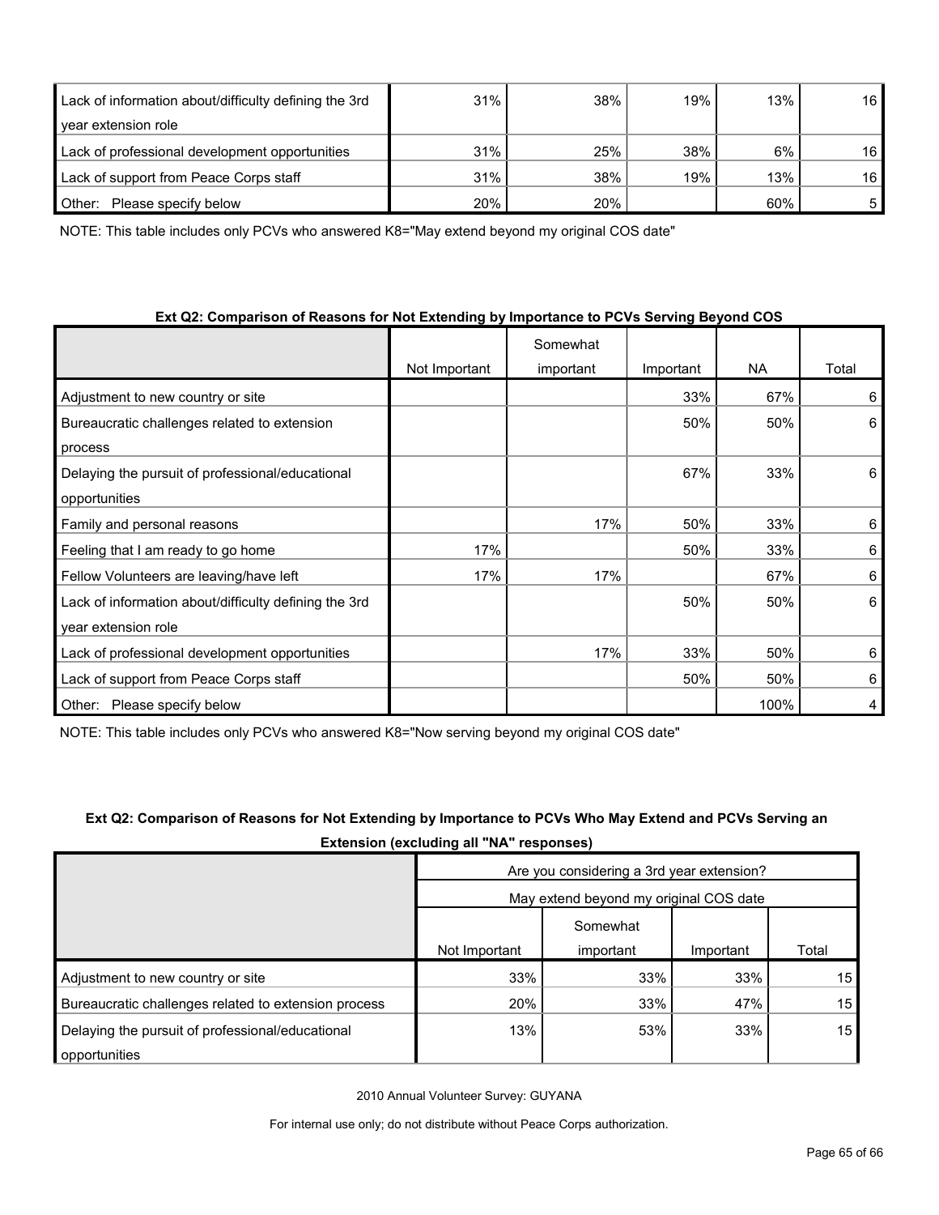| | | | | | |
|---|---|---|---|---|---|
| Lack of information about/difficulty defining the 3rd year extension role | 31% | 38% | 19% | 13% | 16 |
| Lack of professional development opportunities | 31% | 25% | 38% | 6% | 16 |
| Lack of support from Peace Corps staff | 31% | 38% | 19% | 13% | 16 |
| Other: Please specify below | 20% | 20% | | 60% | 5 |

NOTE: This table includes only PCVs who answered K8="May extend beyond my original COS date"

**Ext Q2: Comparison of Reasons for Not Extending by Importance to PCVs Serving Beyond COS**

| | Not Important | Somewhat important | Important | NA | Total |
|---|---|---|---|---|---|
| Adjustment to new country or site | | | 33% | 67% | 6 |
| Bureaucratic challenges related to extension process | | | 50% | 50% | 6 |
| Delaying the pursuit of professional/educational opportunities | | | 67% | 33% | 6 |
| Family and personal reasons | | 17% | 50% | 33% | 6 |
| Feeling that I am ready to go home | 17% | | 50% | 33% | 6 |
| Fellow Volunteers are leaving/have left | 17% | 17% | | 67% | 6 |
| Lack of information about/difficulty defining the 3rd year extension role | | | 50% | 50% | 6 |
| Lack of professional development opportunities | | 17% | 33% | 50% | 6 |
| Lack of support from Peace Corps staff | | | 50% | 50% | 6 |
| Other: Please specify below | | | | 100% | 4 |

NOTE: This table includes only PCVs who answered K8="Now serving beyond my original COS date"

**Ext Q2: Comparison of Reasons for Not Extending by Importance to PCVs Who May Extend and PCVs Serving an Extension (excluding all "NA" responses)**

| | Are you considering a 3rd year extension? | | | |
|---|---|---|---|---|
| | May extend beyond my original COS date | | | |
| | Not Important | Somewhat important | Important | Total |
| Adjustment to new country or site | 33% | 33% | 33% | 15 |
| Bureaucratic challenges related to extension process | 20% | 33% | 47% | 15 |
| Delaying the pursuit of professional/educational opportunities | 13% | 53% | 33% | 15 |

2010 Annual Volunteer Survey: GUYANA

For internal use only; do not distribute without Peace Corps authorization.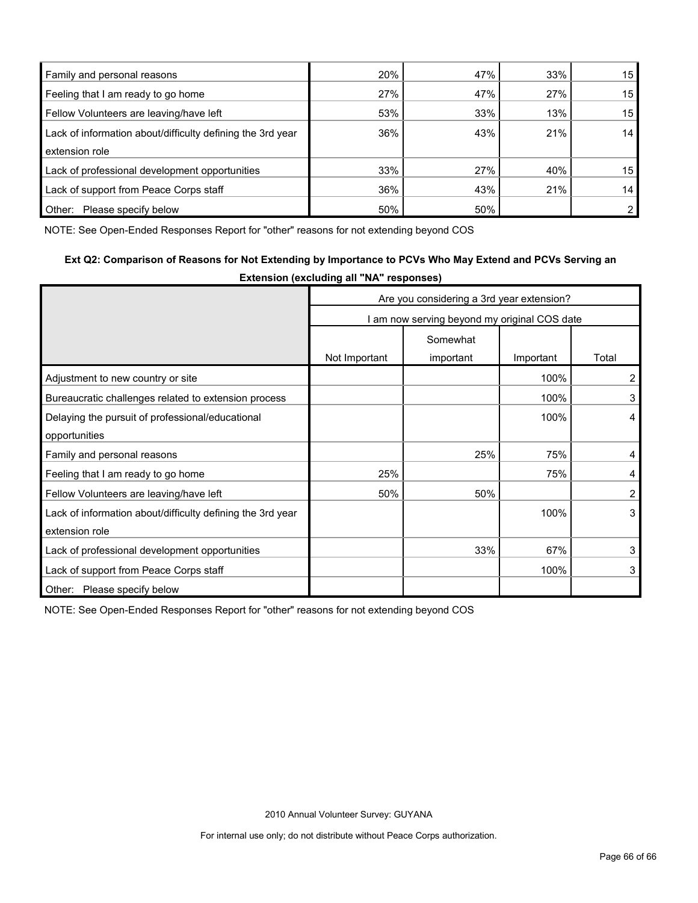| | | | | |
|---|---|---|---|---|
| Family and personal reasons | 20% | 47% | 33% | 15 |
| Feeling that I am ready to go home | 27% | 47% | 27% | 15 |
| Fellow Volunteers are leaving/have left | 53% | 33% | 13% | 15 |
| Lack of information about/difficulty defining the 3rd year extension role | 36% | 43% | 21% | 14 |
| Lack of professional development opportunities | 33% | 27% | 40% | 15 |
| Lack of support from Peace Corps staff | 36% | 43% | 21% | 14 |
| Other: Please specify below | 50% | 50% | | 2 |

NOTE: See Open-Ended Responses Report for "other" reasons for not extending beyond COS

**Ext Q2: Comparison of Reasons for Not Extending by Importance to PCVs Who May Extend and PCVs Serving an Extension (excluding all "NA" responses)**

| | Are you considering a 3rd year extension? | | | |
|---|---|---|---|---|
| | I am now serving beyond my original COS date | | | |
| | Not Important | Somewhat important | Important | Total |
| Adjustment to new country or site | | | 100% | 2 |
| Bureaucratic challenges related to extension process | | | 100% | 3 |
| Delaying the pursuit of professional/educational opportunities | | | 100% | 4 |
| Family and personal reasons | | 25% | 75% | 4 |
| Feeling that I am ready to go home | 25% | | 75% | 4 |
| Fellow Volunteers are leaving/have left | 50% | 50% | | 2 |
| Lack of information about/difficulty defining the 3rd year extension role | | | 100% | 3 |
| Lack of professional development opportunities | | 33% | 67% | 3 |
| Lack of support from Peace Corps staff | | | 100% | 3 |
| Other: Please specify below | | | | |

NOTE: See Open-Ended Responses Report for "other" reasons for not extending beyond COS